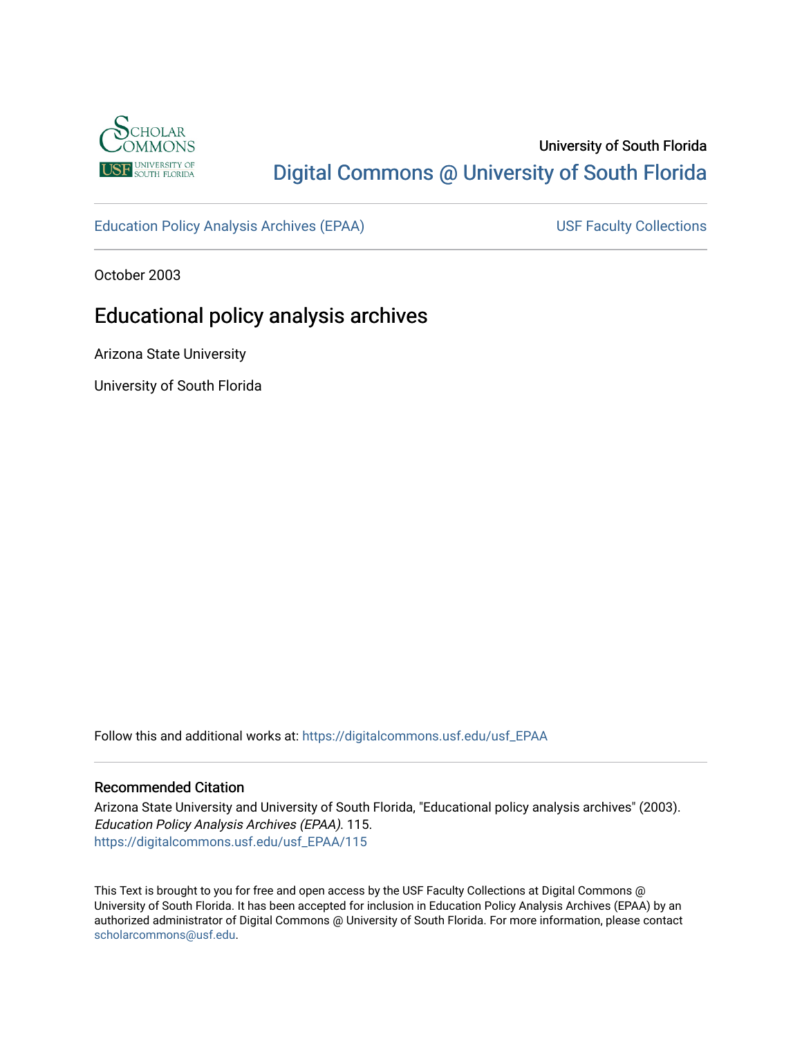University of South Florida

Digital Commons @ University of South Florida

Education Policy Analysis Archives (EPAA)

USF Faculty Collections

October 2003

# Educational policy analysis archives

Arizona State University

University of South Florida

Follow this and additional works at: https://digitalcommons.usf.edu/usf_EPAA

### Recommended Citation

Arizona State University and University of South Florida, "Educational policy analysis archives" (2003). *Education Policy Analysis Archives (EPAA)*. 115.
https://digitalcommons.usf.edu/usf_EPAA/115

This Text is brought to you for free and open access by the USF Faculty Collections at Digital Commons @ University of South Florida. It has been accepted for inclusion in Education Policy Analysis Archives (EPAA) by an authorized administrator of Digital Commons @ University of South Florida. For more information, please contact scholarcommons@usf.edu.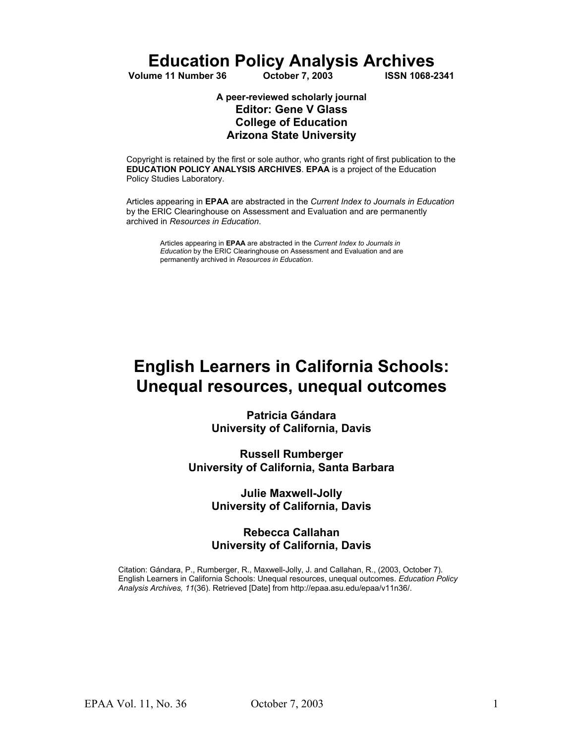# Education Policy Analysis Archives

**Volume 11 Number 36 October 7, 2003 ISSN 1068-2341**

**A peer-reviewed scholarly journal**
**Editor: Gene V Glass**
**College of Education**
**Arizona State University**

Copyright is retained by the first or sole author, who grants right of first publication to the **EDUCATION POLICY ANALYSIS ARCHIVES**. **EPAA** is a project of the Education Policy Studies Laboratory.

Articles appearing in **EPAA** are abstracted in the *Current Index to Journals in Education* by the ERIC Clearinghouse on Assessment and Evaluation and are permanently archived in *Resources in Education*.

Articles appearing in **EPAA** are abstracted in the *Current Index to Journals in Education* by the ERIC Clearinghouse on Assessment and Evaluation and are permanently archived in *Resources in Education*.

# English Learners in California Schools: Unequal resources, unequal outcomes

**Patricia Gándara**
**University of California, Davis**

**Russell Rumberger**
**University of California, Santa Barbara**

**Julie Maxwell-Jolly**
**University of California, Davis**

**Rebecca Callahan**
**University of California, Davis**

Citation: Gándara, P., Rumberger, R., Maxwell-Jolly, J. and Callahan, R., (2003, October 7). English Learners in California Schools: Unequal resources, unequal outcomes. *Education Policy Analysis Archives, 11*(36). Retrieved [Date] from http://epaa.asu.edu/epaa/v11n36/.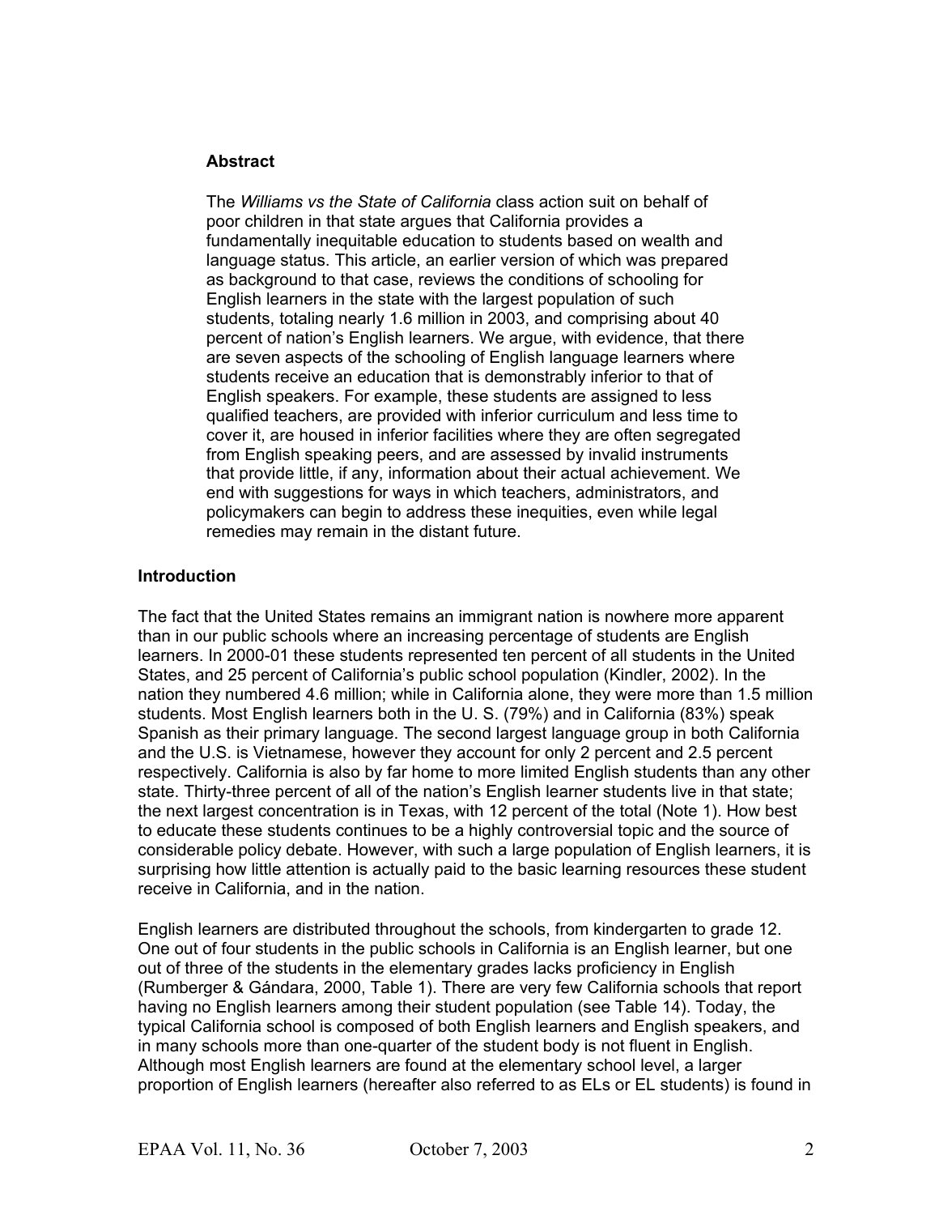## Abstract

The *Williams vs the State of California* class action suit on behalf of poor children in that state argues that California provides a fundamentally inequitable education to students based on wealth and language status. This article, an earlier version of which was prepared as background to that case, reviews the conditions of schooling for English learners in the state with the largest population of such students, totaling nearly 1.6 million in 2003, and comprising about 40 percent of nation's English learners. We argue, with evidence, that there are seven aspects of the schooling of English language learners where students receive an education that is demonstrably inferior to that of English speakers. For example, these students are assigned to less qualified teachers, are provided with inferior curriculum and less time to cover it, are housed in inferior facilities where they are often segregated from English speaking peers, and are assessed by invalid instruments that provide little, if any, information about their actual achievement. We end with suggestions for ways in which teachers, administrators, and policymakers can begin to address these inequities, even while legal remedies may remain in the distant future.

## Introduction

The fact that the United States remains an immigrant nation is nowhere more apparent than in our public schools where an increasing percentage of students are English learners. In 2000-01 these students represented ten percent of all students in the United States, and 25 percent of California's public school population (Kindler, 2002). In the nation they numbered 4.6 million; while in California alone, they were more than 1.5 million students. Most English learners both in the U. S. (79%) and in California (83%) speak Spanish as their primary language. The second largest language group in both California and the U.S. is Vietnamese, however they account for only 2 percent and 2.5 percent respectively. California is also by far home to more limited English students than any other state. Thirty-three percent of all of the nation's English learner students live in that state; the next largest concentration is in Texas, with 12 percent of the total (Note 1). How best to educate these students continues to be a highly controversial topic and the source of considerable policy debate. However, with such a large population of English learners, it is surprising how little attention is actually paid to the basic learning resources these student receive in California, and in the nation.

English learners are distributed throughout the schools, from kindergarten to grade 12. One out of four students in the public schools in California is an English learner, but one out of three of the students in the elementary grades lacks proficiency in English (Rumberger & Gándara, 2000, Table 1). There are very few California schools that report having no English learners among their student population (see Table 14). Today, the typical California school is composed of both English learners and English speakers, and in many schools more than one-quarter of the student body is not fluent in English. Although most English learners are found at the elementary school level, a larger proportion of English learners (hereafter also referred to as ELs or EL students) is found in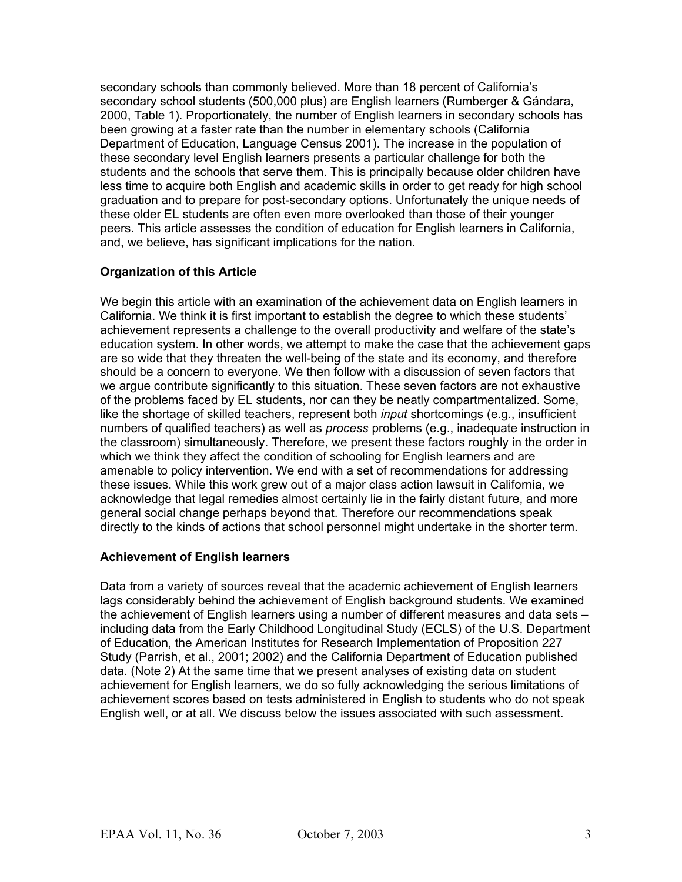secondary schools than commonly believed. More than 18 percent of California's secondary school students (500,000 plus) are English learners (Rumberger & Gándara, 2000, Table 1). Proportionately, the number of English learners in secondary schools has been growing at a faster rate than the number in elementary schools (California Department of Education, Language Census 2001). The increase in the population of these secondary level English learners presents a particular challenge for both the students and the schools that serve them. This is principally because older children have less time to acquire both English and academic skills in order to get ready for high school graduation and to prepare for post-secondary options. Unfortunately the unique needs of these older EL students are often even more overlooked than those of their younger peers. This article assesses the condition of education for English learners in California, and, we believe, has significant implications for the nation.

### Organization of this Article

We begin this article with an examination of the achievement data on English learners in California. We think it is first important to establish the degree to which these students' achievement represents a challenge to the overall productivity and welfare of the state's education system. In other words, we attempt to make the case that the achievement gaps are so wide that they threaten the well-being of the state and its economy, and therefore should be a concern to everyone. We then follow with a discussion of seven factors that we argue contribute significantly to this situation. These seven factors are not exhaustive of the problems faced by EL students, nor can they be neatly compartmentalized. Some, like the shortage of skilled teachers, represent both *input* shortcomings (e.g., insufficient numbers of qualified teachers) as well as *process* problems (e.g., inadequate instruction in the classroom) simultaneously. Therefore, we present these factors roughly in the order in which we think they affect the condition of schooling for English learners and are amenable to policy intervention. We end with a set of recommendations for addressing these issues. While this work grew out of a major class action lawsuit in California, we acknowledge that legal remedies almost certainly lie in the fairly distant future, and more general social change perhaps beyond that. Therefore our recommendations speak directly to the kinds of actions that school personnel might undertake in the shorter term.

### Achievement of English learners

Data from a variety of sources reveal that the academic achievement of English learners lags considerably behind the achievement of English background students. We examined the achievement of English learners using a number of different measures and data sets – including data from the Early Childhood Longitudinal Study (ECLS) of the U.S. Department of Education, the American Institutes for Research Implementation of Proposition 227 Study (Parrish, et al., 2001; 2002) and the California Department of Education published data. (Note 2) At the same time that we present analyses of existing data on student achievement for English learners, we do so fully acknowledging the serious limitations of achievement scores based on tests administered in English to students who do not speak English well, or at all. We discuss below the issues associated with such assessment.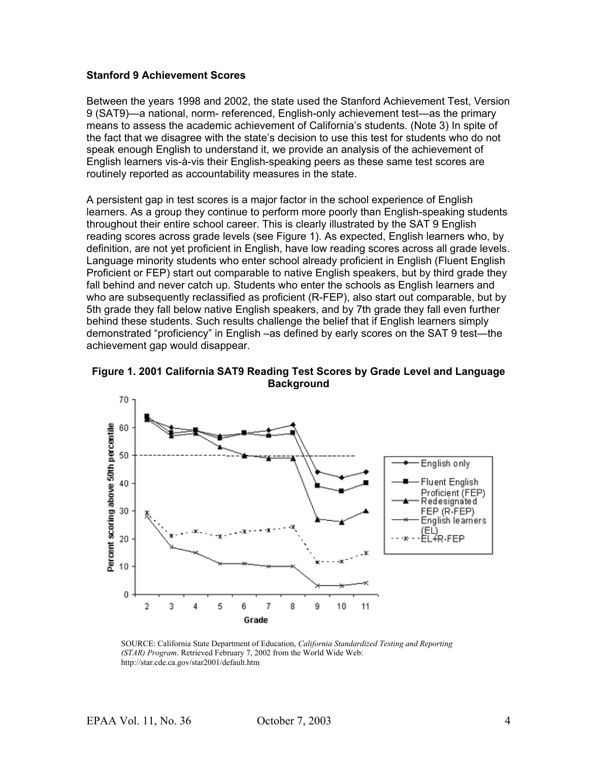**Stanford 9 Achievement Scores**

Between the years 1998 and 2002, the state used the Stanford Achievement Test, Version 9 (SAT9)—a national, norm- referenced, English-only achievement test—as the primary means to assess the academic achievement of California's students. (Note 3) In spite of the fact that we disagree with the state's decision to use this test for students who do not speak enough English to understand it, we provide an analysis of the achievement of English learners vis-à-vis their English-speaking peers as these same test scores are routinely reported as accountability measures in the state.

A persistent gap in test scores is a major factor in the school experience of English learners. As a group they continue to perform more poorly than English-speaking students throughout their entire school career. This is clearly illustrated by the SAT 9 English reading scores across grade levels (see Figure 1). As expected, English learners who, by definition, are not yet proficient in English, have low reading scores across all grade levels. Language minority students who enter school already proficient in English (Fluent English Proficient or FEP) start out comparable to native English speakers, but by third grade they fall behind and never catch up. Students who enter the schools as English learners and who are subsequently reclassified as proficient (R-FEP), also start out comparable, but by 5th grade they fall below native English speakers, and by 7th grade they fall even further behind these students. Such results challenge the belief that if English learners simply demonstrated "proficiency" in English –as defined by early scores on the SAT 9 test—the achievement gap would disappear.

**Figure 1. 2001 California SAT9 Reading Test Scores by Grade Level and Language Background**

SOURCE: California State Department of Education, *California Standardized Testing and Reporting (STAR) Program*. Retrieved February 7, 2002 from the World Wide Web: http://star.cde.ca.gov/star2001/default.htm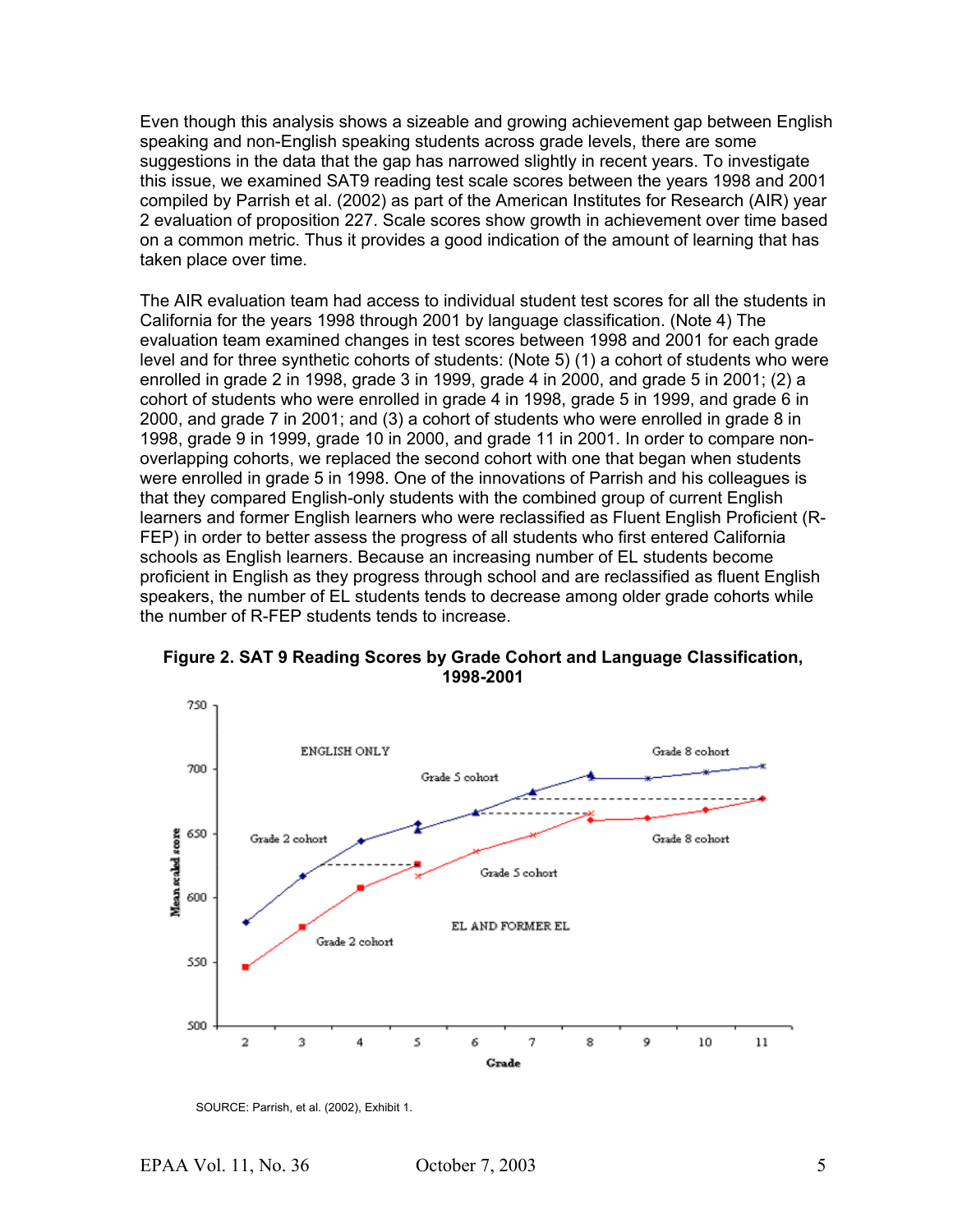Even though this analysis shows a sizeable and growing achievement gap between English speaking and non-English speaking students across grade levels, there are some suggestions in the data that the gap has narrowed slightly in recent years. To investigate this issue, we examined SAT9 reading test scale scores between the years 1998 and 2001 compiled by Parrish et al. (2002) as part of the American Institutes for Research (AIR) year 2 evaluation of proposition 227. Scale scores show growth in achievement over time based on a common metric. Thus it provides a good indication of the amount of learning that has taken place over time.

The AIR evaluation team had access to individual student test scores for all the students in California for the years 1998 through 2001 by language classification. (Note 4) The evaluation team examined changes in test scores between 1998 and 2001 for each grade level and for three synthetic cohorts of students: (Note 5) (1) a cohort of students who were enrolled in grade 2 in 1998, grade 3 in 1999, grade 4 in 2000, and grade 5 in 2001; (2) a cohort of students who were enrolled in grade 4 in 1998, grade 5 in 1999, and grade 6 in 2000, and grade 7 in 2001; and (3) a cohort of students who were enrolled in grade 8 in 1998, grade 9 in 1999, grade 10 in 2000, and grade 11 in 2001. In order to compare non-overlapping cohorts, we replaced the second cohort with one that began when students were enrolled in grade 5 in 1998. One of the innovations of Parrish and his colleagues is that they compared English-only students with the combined group of current English learners and former English learners who were reclassified as Fluent English Proficient (R-FEP) in order to better assess the progress of all students who first entered California schools as English learners. Because an increasing number of EL students become proficient in English as they progress through school and are reclassified as fluent English speakers, the number of EL students tends to decrease among older grade cohorts while the number of R-FEP students tends to increase.

**Figure 2. SAT 9 Reading Scores by Grade Cohort and Language Classification, 1998-2001**

SOURCE: Parrish, et al. (2002), Exhibit 1.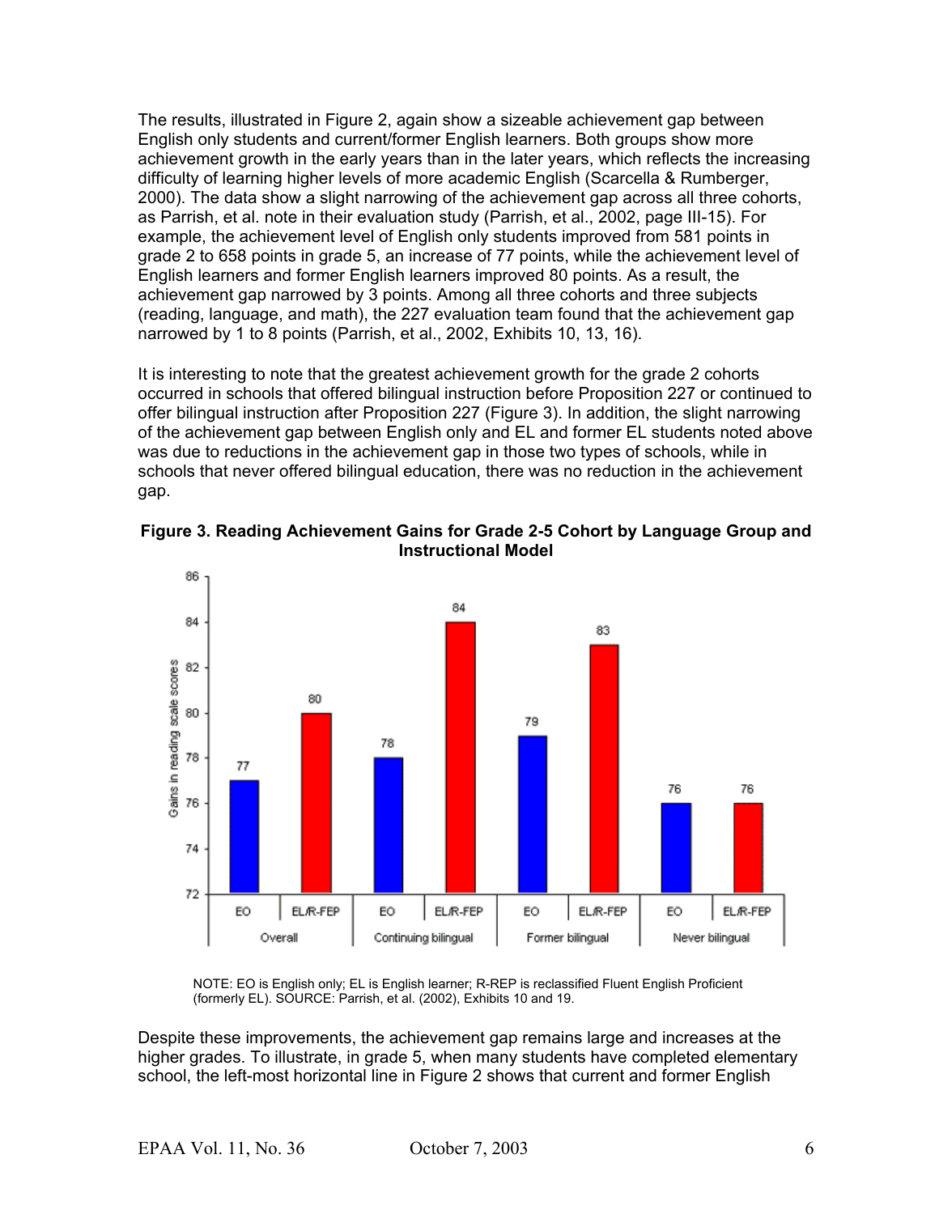The results, illustrated in Figure 2, again show a sizeable achievement gap between English only students and current/former English learners. Both groups show more achievement growth in the early years than in the later years, which reflects the increasing difficulty of learning higher levels of more academic English (Scarcella & Rumberger, 2000). The data show a slight narrowing of the achievement gap across all three cohorts, as Parrish, et al. note in their evaluation study (Parrish, et al., 2002, page III-15). For example, the achievement level of English only students improved from 581 points in grade 2 to 658 points in grade 5, an increase of 77 points, while the achievement level of English learners and former English learners improved 80 points. As a result, the achievement gap narrowed by 3 points. Among all three cohorts and three subjects (reading, language, and math), the 227 evaluation team found that the achievement gap narrowed by 1 to 8 points (Parrish, et al., 2002, Exhibits 10, 13, 16).

It is interesting to note that the greatest achievement growth for the grade 2 cohorts occurred in schools that offered bilingual instruction before Proposition 227 or continued to offer bilingual instruction after Proposition 227 (Figure 3). In addition, the slight narrowing of the achievement gap between English only and EL and former EL students noted above was due to reductions in the achievement gap in those two types of schools, while in schools that never offered bilingual education, there was no reduction in the achievement gap.

**Figure 3. Reading Achievement Gains for Grade 2-5 Cohort by Language Group and Instructional Model**

| Instructional Model | EO | EL/R-FEP |
|---|---|---|
| Overall | 77 | 80 |
| Continuing bilingual | 78 | 84 |
| Former bilingual | 79 | 83 |
| Never bilingual | 76 | 76 |

(Y-axis: Gains in reading scale scores)

NOTE: EO is English only; EL is English learner; R-REP is reclassified Fluent English Proficient (formerly EL). SOURCE: Parrish, et al. (2002), Exhibits 10 and 19.

Despite these improvements, the achievement gap remains large and increases at the higher grades. To illustrate, in grade 5, when many students have completed elementary school, the left-most horizontal line in Figure 2 shows that current and former English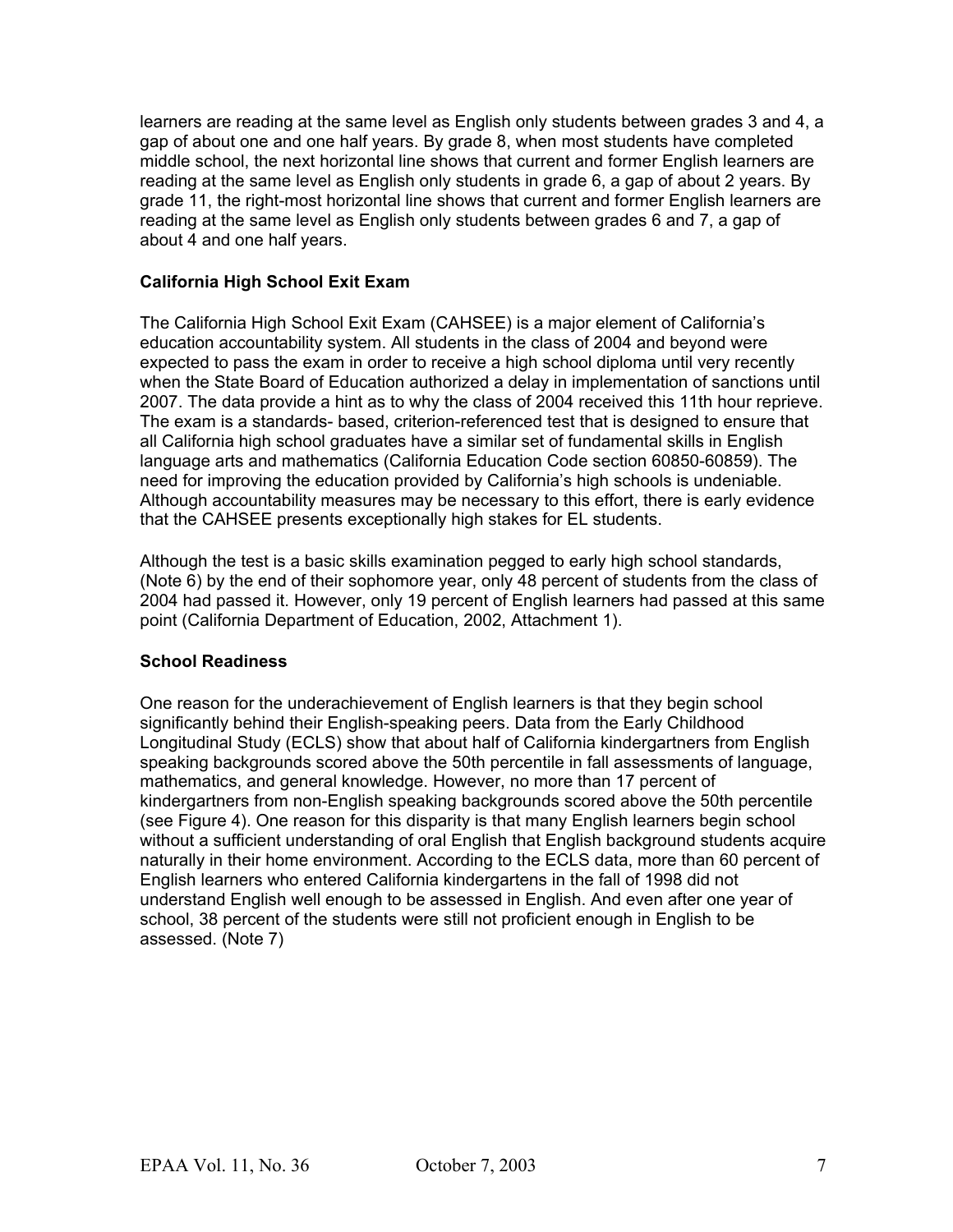learners are reading at the same level as English only students between grades 3 and 4, a gap of about one and one half years. By grade 8, when most students have completed middle school, the next horizontal line shows that current and former English learners are reading at the same level as English only students in grade 6, a gap of about 2 years. By grade 11, the right-most horizontal line shows that current and former English learners are reading at the same level as English only students between grades 6 and 7, a gap of about 4 and one half years.

### California High School Exit Exam

The California High School Exit Exam (CAHSEE) is a major element of California's education accountability system. All students in the class of 2004 and beyond were expected to pass the exam in order to receive a high school diploma until very recently when the State Board of Education authorized a delay in implementation of sanctions until 2007. The data provide a hint as to why the class of 2004 received this 11th hour reprieve. The exam is a standards- based, criterion-referenced test that is designed to ensure that all California high school graduates have a similar set of fundamental skills in English language arts and mathematics (California Education Code section 60850-60859). The need for improving the education provided by California's high schools is undeniable. Although accountability measures may be necessary to this effort, there is early evidence that the CAHSEE presents exceptionally high stakes for EL students.

Although the test is a basic skills examination pegged to early high school standards, (Note 6) by the end of their sophomore year, only 48 percent of students from the class of 2004 had passed it. However, only 19 percent of English learners had passed at this same point (California Department of Education, 2002, Attachment 1).

### School Readiness

One reason for the underachievement of English learners is that they begin school significantly behind their English-speaking peers. Data from the Early Childhood Longitudinal Study (ECLS) show that about half of California kindergartners from English speaking backgrounds scored above the 50th percentile in fall assessments of language, mathematics, and general knowledge. However, no more than 17 percent of kindergartners from non-English speaking backgrounds scored above the 50th percentile (see Figure 4). One reason for this disparity is that many English learners begin school without a sufficient understanding of oral English that English background students acquire naturally in their home environment. According to the ECLS data, more than 60 percent of English learners who entered California kindergartens in the fall of 1998 did not understand English well enough to be assessed in English. And even after one year of school, 38 percent of the students were still not proficient enough in English to be assessed. (Note 7)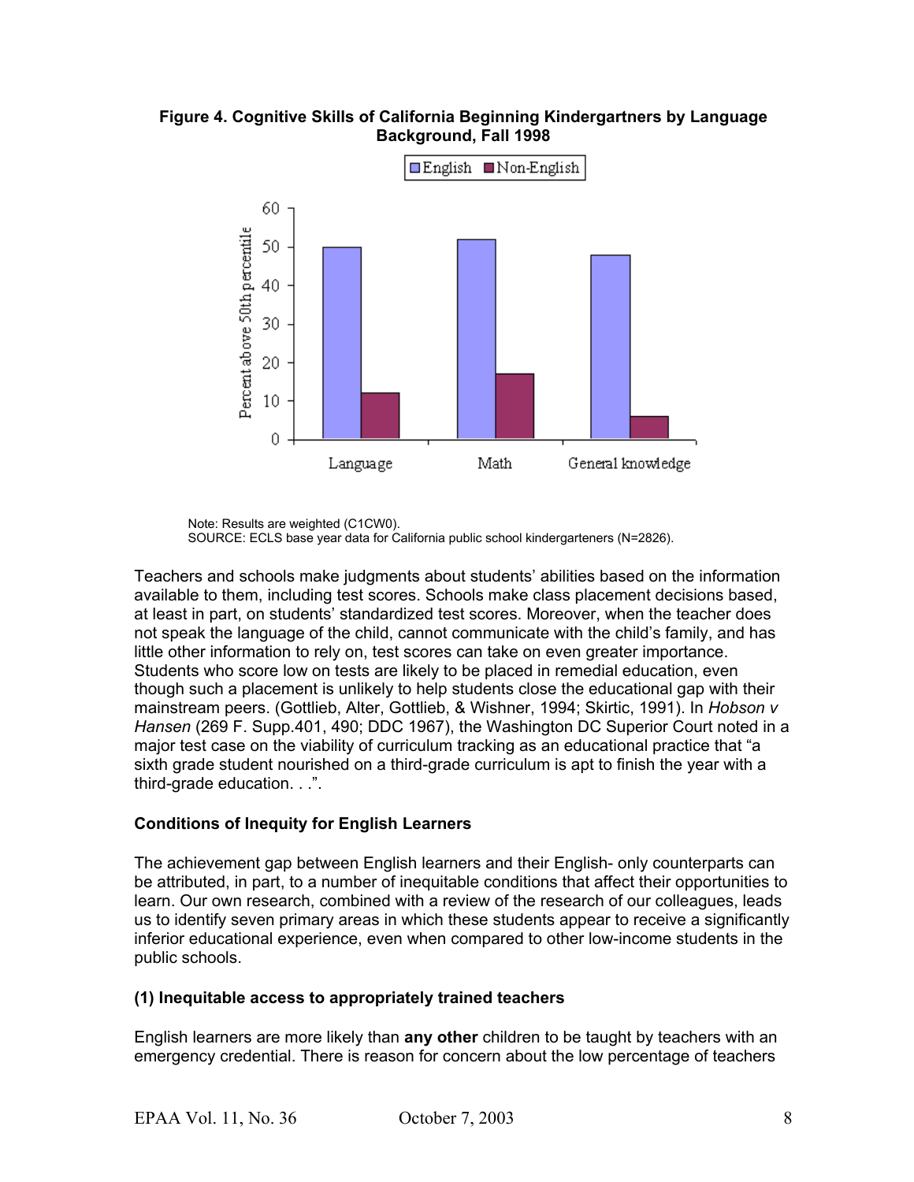**Figure 4. Cognitive Skills of California Beginning Kindergartners by Language Background, Fall 1998**

Note: Results are weighted (C1CW0).
SOURCE: ECLS base year data for California public school kindergarteners (N=2826).

Teachers and schools make judgments about students' abilities based on the information available to them, including test scores. Schools make class placement decisions based, at least in part, on students' standardized test scores. Moreover, when the teacher does not speak the language of the child, cannot communicate with the child's family, and has little other information to rely on, test scores can take on even greater importance. Students who score low on tests are likely to be placed in remedial education, even though such a placement is unlikely to help students close the educational gap with their mainstream peers. (Gottlieb, Alter, Gottlieb, & Wishner, 1994; Skirtic, 1991). In *Hobson v Hansen* (269 F. Supp.401, 490; DDC 1967), the Washington DC Superior Court noted in a major test case on the viability of curriculum tracking as an educational practice that "a sixth grade student nourished on a third-grade curriculum is apt to finish the year with a third-grade education. . .".

### Conditions of Inequity for English Learners

The achievement gap between English learners and their English- only counterparts can be attributed, in part, to a number of inequitable conditions that affect their opportunities to learn. Our own research, combined with a review of the research of our colleagues, leads us to identify seven primary areas in which these students appear to receive a significantly inferior educational experience, even when compared to other low-income students in the public schools.

#### (1) Inequitable access to appropriately trained teachers

English learners are more likely than **any other** children to be taught by teachers with an emergency credential. There is reason for concern about the low percentage of teachers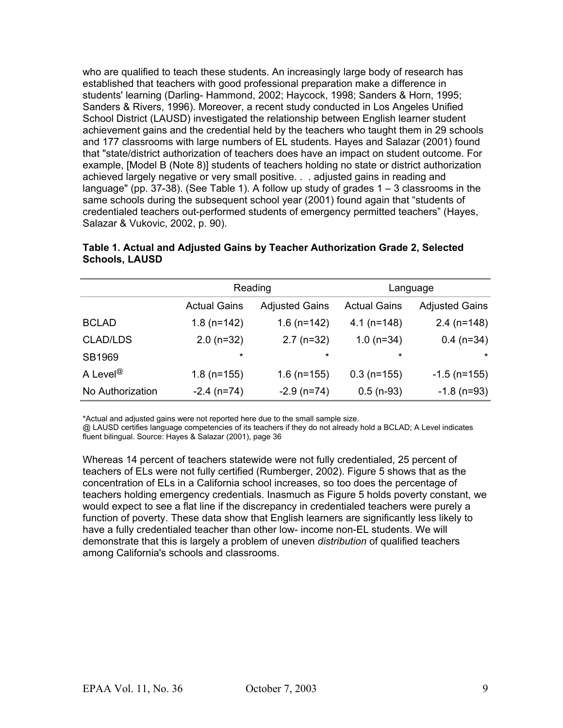who are qualified to teach these students. An increasingly large body of research has established that teachers with good professional preparation make a difference in students' learning (Darling- Hammond, 2002; Haycock, 1998; Sanders & Horn, 1995; Sanders & Rivers, 1996). Moreover, a recent study conducted in Los Angeles Unified School District (LAUSD) investigated the relationship between English learner student achievement gains and the credential held by the teachers who taught them in 29 schools and 177 classrooms with large numbers of EL students. Hayes and Salazar (2001) found that "state/district authorization of teachers does have an impact on student outcome. For example, [Model B (Note 8)] students of teachers holding no state or district authorization achieved largely negative or very small positive. . . adjusted gains in reading and language" (pp. 37-38). (See Table 1). A follow up study of grades 1 – 3 classrooms in the same schools during the subsequent school year (2001) found again that “students of credentialed teachers out-performed students of emergency permitted teachers” (Hayes, Salazar & Vukovic, 2002, p. 90).

**Table 1. Actual and Adjusted Gains by Teacher Authorization Grade 2, Selected Schools, LAUSD**

| | Reading | | Language | |
|---|---|---|---|---|
| | Actual Gains | Adjusted Gains | Actual Gains | Adjusted Gains |
| BCLAD | 1.8 (n=142) | 1.6 (n=142) | 4.1 (n=148) | 2.4 (n=148) |
| CLAD/LDS | 2.0 (n=32) | 2.7 (n=32) | 1.0 (n=34) | 0.4 (n=34) |
| SB1969 | * | * | * | * |
| A Level@ | 1.8 (n=155) | 1.6 (n=155) | 0.3 (n=155) | -1.5 (n=155) |
| No Authorization | -2.4 (n=74) | -2.9 (n=74) | 0.5 (n-93) | -1.8 (n=93) |

*Actual and adjusted gains were not reported here due to the small sample size.
@ LAUSD certifies language competencies of its teachers if they do not already hold a BCLAD; A Level indicates fluent bilingual. Source: Hayes & Salazar (2001), page 36

Whereas 14 percent of teachers statewide were not fully credentialed, 25 percent of teachers of ELs were not fully certified (Rumberger, 2002). Figure 5 shows that as the concentration of ELs in a California school increases, so too does the percentage of teachers holding emergency credentials. Inasmuch as Figure 5 holds poverty constant, we would expect to see a flat line if the discrepancy in credentialed teachers were purely a function of poverty. These data show that English learners are significantly less likely to have a fully credentialed teacher than other low- income non-EL students. We will demonstrate that this is largely a problem of uneven *distribution* of qualified teachers among California's schools and classrooms.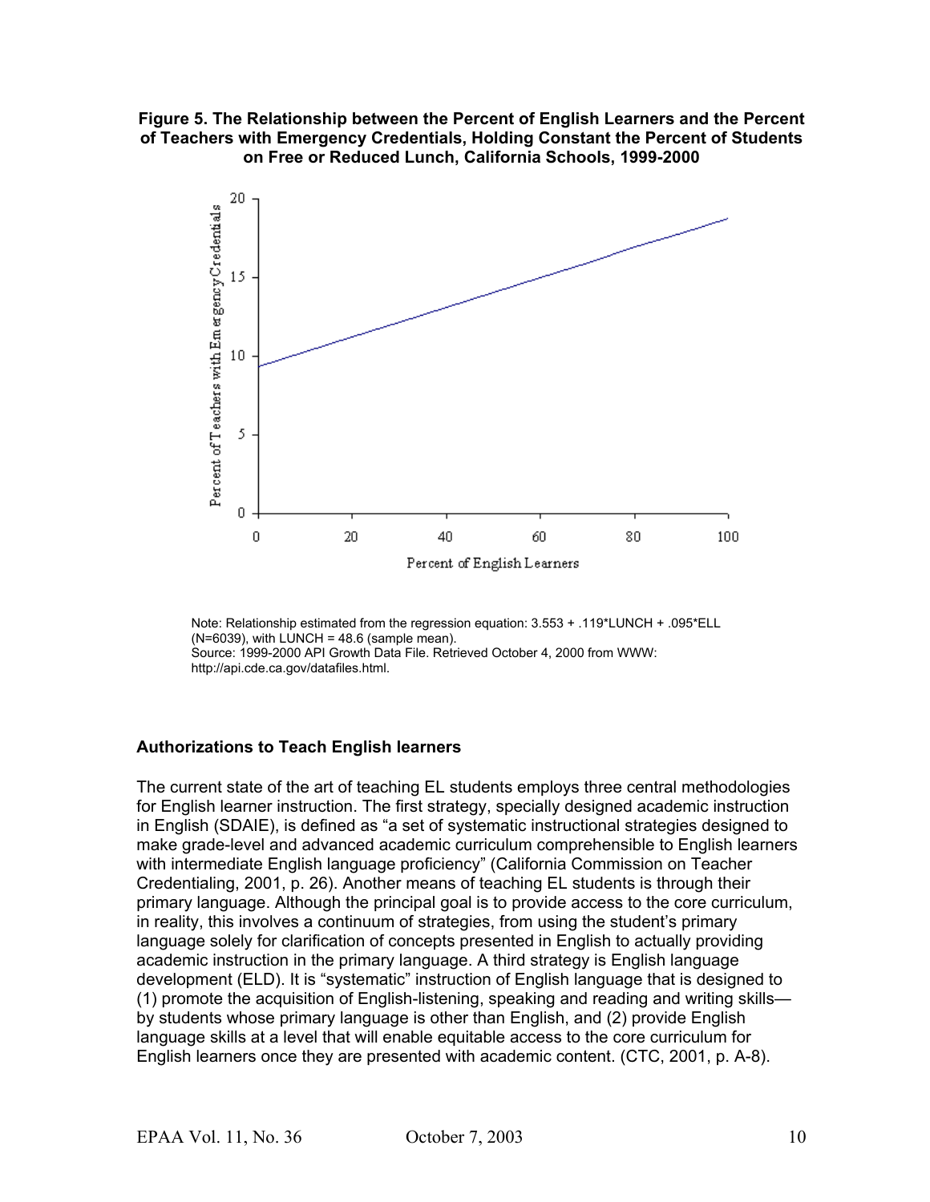**Figure 5. The Relationship between the Percent of English Learners and the Percent of Teachers with Emergency Credentials, Holding Constant the Percent of Students on Free or Reduced Lunch, California Schools, 1999-2000**

Note: Relationship estimated from the regression equation: 3.553 + .119*LUNCH + .095*ELL (N=6039), with LUNCH = 48.6 (sample mean).
Source: 1999-2000 API Growth Data File. Retrieved October 4, 2000 from WWW: http://api.cde.ca.gov/datafiles.html.

### Authorizations to Teach English learners

The current state of the art of teaching EL students employs three central methodologies for English learner instruction. The first strategy, specially designed academic instruction in English (SDAIE), is defined as "a set of systematic instructional strategies designed to make grade-level and advanced academic curriculum comprehensible to English learners with intermediate English language proficiency" (California Commission on Teacher Credentialing, 2001, p. 26). Another means of teaching EL students is through their primary language. Although the principal goal is to provide access to the core curriculum, in reality, this involves a continuum of strategies, from using the student's primary language solely for clarification of concepts presented in English to actually providing academic instruction in the primary language. A third strategy is English language development (ELD). It is "systematic" instruction of English language that is designed to (1) promote the acquisition of English-listening, speaking and reading and writing skills—by students whose primary language is other than English, and (2) provide English language skills at a level that will enable equitable access to the core curriculum for English learners once they are presented with academic content. (CTC, 2001, p. A-8).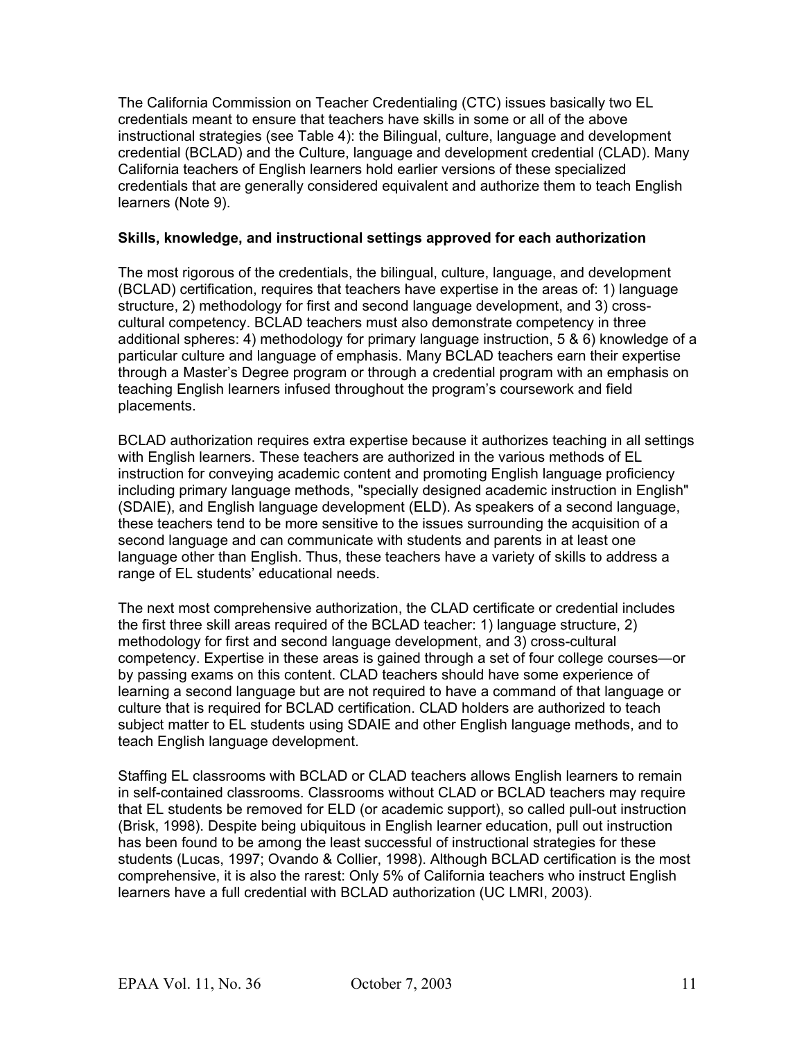The California Commission on Teacher Credentialing (CTC) issues basically two EL credentials meant to ensure that teachers have skills in some or all of the above instructional strategies (see Table 4): the Bilingual, culture, language and development credential (BCLAD) and the Culture, language and development credential (CLAD). Many California teachers of English learners hold earlier versions of these specialized credentials that are generally considered equivalent and authorize them to teach English learners (Note 9).

**Skills, knowledge, and instructional settings approved for each authorization**

The most rigorous of the credentials, the bilingual, culture, language, and development (BCLAD) certification, requires that teachers have expertise in the areas of: 1) language structure, 2) methodology for first and second language development, and 3) cross-cultural competency. BCLAD teachers must also demonstrate competency in three additional spheres: 4) methodology for primary language instruction, 5 & 6) knowledge of a particular culture and language of emphasis. Many BCLAD teachers earn their expertise through a Master's Degree program or through a credential program with an emphasis on teaching English learners infused throughout the program's coursework and field placements.

BCLAD authorization requires extra expertise because it authorizes teaching in all settings with English learners. These teachers are authorized in the various methods of EL instruction for conveying academic content and promoting English language proficiency including primary language methods, "specially designed academic instruction in English" (SDAIE), and English language development (ELD). As speakers of a second language, these teachers tend to be more sensitive to the issues surrounding the acquisition of a second language and can communicate with students and parents in at least one language other than English. Thus, these teachers have a variety of skills to address a range of EL students' educational needs.

The next most comprehensive authorization, the CLAD certificate or credential includes the first three skill areas required of the BCLAD teacher: 1) language structure, 2) methodology for first and second language development, and 3) cross-cultural competency. Expertise in these areas is gained through a set of four college courses—or by passing exams on this content. CLAD teachers should have some experience of learning a second language but are not required to have a command of that language or culture that is required for BCLAD certification. CLAD holders are authorized to teach subject matter to EL students using SDAIE and other English language methods, and to teach English language development.

Staffing EL classrooms with BCLAD or CLAD teachers allows English learners to remain in self-contained classrooms. Classrooms without CLAD or BCLAD teachers may require that EL students be removed for ELD (or academic support), so called pull-out instruction (Brisk, 1998). Despite being ubiquitous in English learner education, pull out instruction has been found to be among the least successful of instructional strategies for these students (Lucas, 1997; Ovando & Collier, 1998). Although BCLAD certification is the most comprehensive, it is also the rarest: Only 5% of California teachers who instruct English learners have a full credential with BCLAD authorization (UC LMRI, 2003).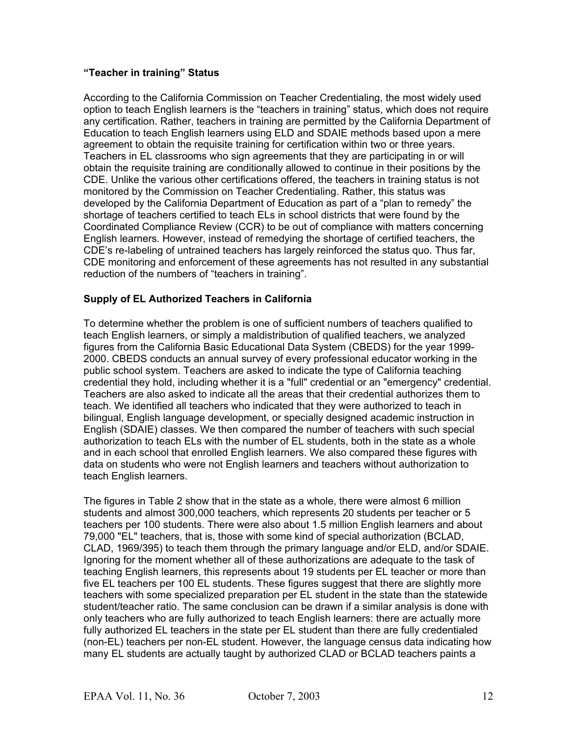### "Teacher in training" Status

According to the California Commission on Teacher Credentialing, the most widely used option to teach English learners is the "teachers in training" status, which does not require any certification. Rather, teachers in training are permitted by the California Department of Education to teach English learners using ELD and SDAIE methods based upon a mere agreement to obtain the requisite training for certification within two or three years. Teachers in EL classrooms who sign agreements that they are participating in or will obtain the requisite training are conditionally allowed to continue in their positions by the CDE. Unlike the various other certifications offered, the teachers in training status is not monitored by the Commission on Teacher Credentialing. Rather, this status was developed by the California Department of Education as part of a "plan to remedy" the shortage of teachers certified to teach ELs in school districts that were found by the Coordinated Compliance Review (CCR) to be out of compliance with matters concerning English learners. However, instead of remedying the shortage of certified teachers, the CDE's re-labeling of untrained teachers has largely reinforced the status quo. Thus far, CDE monitoring and enforcement of these agreements has not resulted in any substantial reduction of the numbers of "teachers in training".

### Supply of EL Authorized Teachers in California

To determine whether the problem is one of sufficient numbers of teachers qualified to teach English learners, or simply a maldistribution of qualified teachers, we analyzed figures from the California Basic Educational Data System (CBEDS) for the year 1999-2000. CBEDS conducts an annual survey of every professional educator working in the public school system. Teachers are asked to indicate the type of California teaching credential they hold, including whether it is a "full" credential or an "emergency" credential. Teachers are also asked to indicate all the areas that their credential authorizes them to teach. We identified all teachers who indicated that they were authorized to teach in bilingual, English language development, or specially designed academic instruction in English (SDAIE) classes. We then compared the number of teachers with such special authorization to teach ELs with the number of EL students, both in the state as a whole and in each school that enrolled English learners. We also compared these figures with data on students who were not English learners and teachers without authorization to teach English learners.

The figures in Table 2 show that in the state as a whole, there were almost 6 million students and almost 300,000 teachers, which represents 20 students per teacher or 5 teachers per 100 students. There were also about 1.5 million English learners and about 79,000 "EL" teachers, that is, those with some kind of special authorization (BCLAD, CLAD, 1969/395) to teach them through the primary language and/or ELD, and/or SDAIE. Ignoring for the moment whether all of these authorizations are adequate to the task of teaching English learners, this represents about 19 students per EL teacher or more than five EL teachers per 100 EL students. These figures suggest that there are slightly more teachers with some specialized preparation per EL student in the state than the statewide student/teacher ratio. The same conclusion can be drawn if a similar analysis is done with only teachers who are fully authorized to teach English learners: there are actually more fully authorized EL teachers in the state per EL student than there are fully credentialed (non-EL) teachers per non-EL student. However, the language census data indicating how many EL students are actually taught by authorized CLAD or BCLAD teachers paints a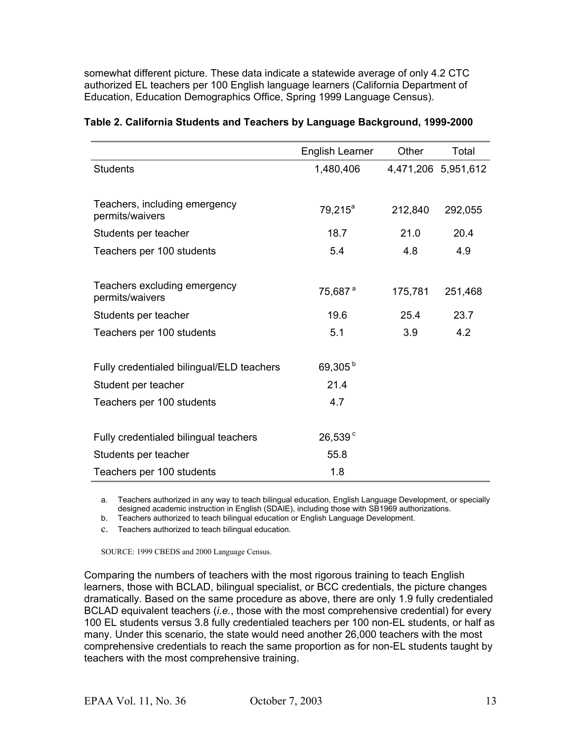somewhat different picture. These data indicate a statewide average of only 4.2 CTC authorized EL teachers per 100 English language learners (California Department of Education, Education Demographics Office, Spring 1999 Language Census).

**Table 2. California Students and Teachers by Language Background, 1999-2000**

| | English Learner | Other | Total |
|---|---|---|---|
| Students | 1,480,406 | 4,471,206 | 5,951,612 |
| Teachers, including emergency permits/waivers | 79,215[a] | 212,840 | 292,055 |
| Students per teacher | 18.7 | 21.0 | 20.4 |
| Teachers per 100 students | 5.4 | 4.8 | 4.9 |
| Teachers excluding emergency permits/waivers | 75,687[a] | 175,781 | 251,468 |
| Students per teacher | 19.6 | 25.4 | 23.7 |
| Teachers per 100 students | 5.1 | 3.9 | 4.2 |
| Fully credentialed bilingual/ELD teachers | 69,305[b] | | |
| Student per teacher | 21.4 | | |
| Teachers per 100 students | 4.7 | | |
| Fully credentialed bilingual teachers | 26,539[c] | | |
| Students per teacher | 55.8 | | |
| Teachers per 100 students | 1.8 | | |

a. Teachers authorized in any way to teach bilingual education, English Language Development, or specially designed academic instruction in English (SDAIE), including those with SB1969 authorizations.

b. Teachers authorized to teach bilingual education or English Language Development.

c. Teachers authorized to teach bilingual education.

SOURCE: 1999 CBEDS and 2000 Language Census.

Comparing the numbers of teachers with the most rigorous training to teach English learners, those with BCLAD, bilingual specialist, or BCC credentials, the picture changes dramatically. Based on the same procedure as above, there are only 1.9 fully credentialed BCLAD equivalent teachers (*i.e.*, those with the most comprehensive credential) for every 100 EL students versus 3.8 fully credentialed teachers per 100 non-EL students, or half as many. Under this scenario, the state would need another 26,000 teachers with the most comprehensive credentials to reach the same proportion as for non-EL students taught by teachers with the most comprehensive training.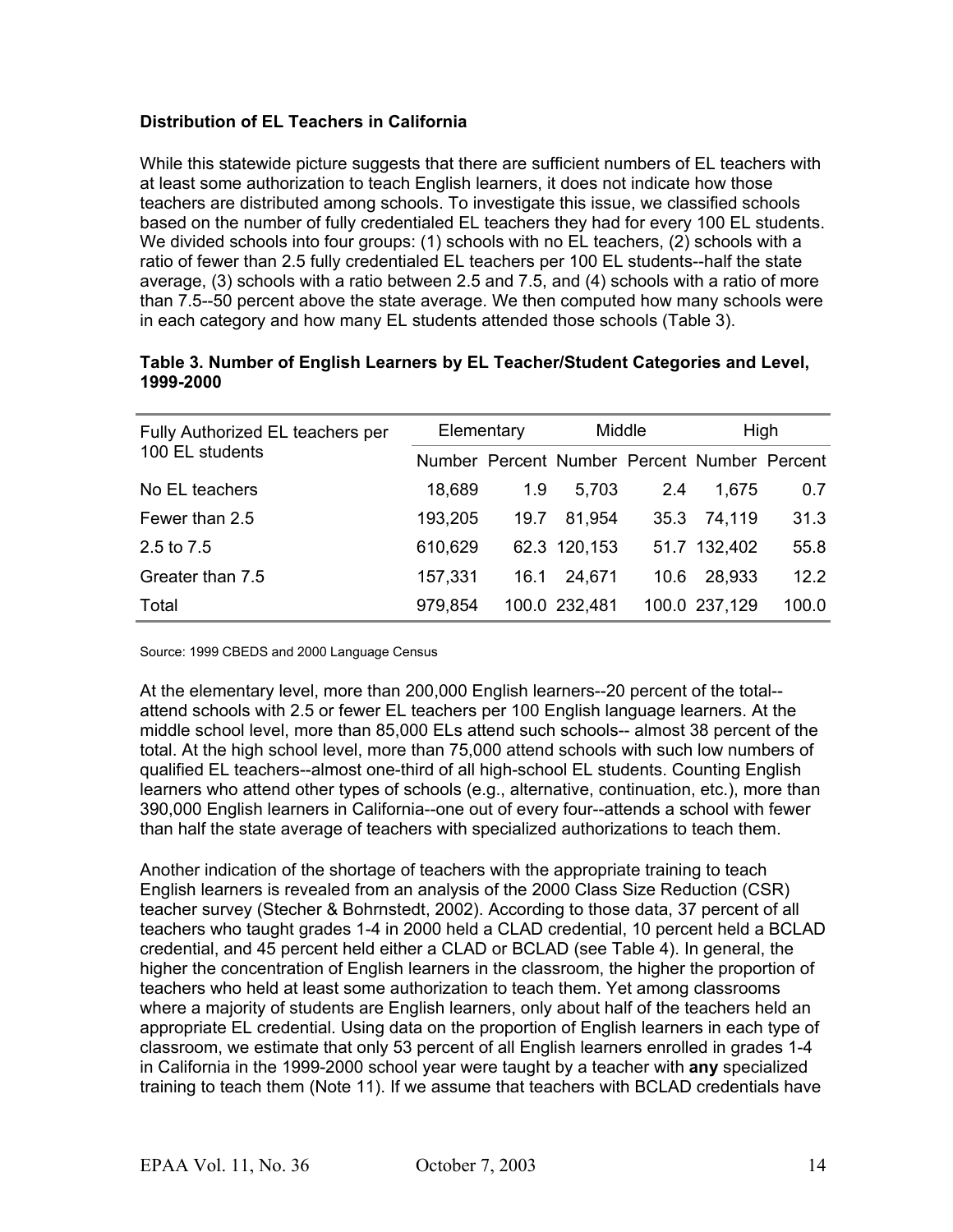**Distribution of EL Teachers in California**

While this statewide picture suggests that there are sufficient numbers of EL teachers with at least some authorization to teach English learners, it does not indicate how those teachers are distributed among schools. To investigate this issue, we classified schools based on the number of fully credentialed EL teachers they had for every 100 EL students. We divided schools into four groups: (1) schools with no EL teachers, (2) schools with a ratio of fewer than 2.5 fully credentialed EL teachers per 100 EL students--half the state average, (3) schools with a ratio between 2.5 and 7.5, and (4) schools with a ratio of more than 7.5--50 percent above the state average. We then computed how many schools were in each category and how many EL students attended those schools (Table 3).

**Table 3. Number of English Learners by EL Teacher/Student Categories and Level, 1999-2000**

| Fully Authorized EL teachers per 100 EL students | Elementary | | Middle | | High | |
|---|---|---|---|---|---|---|
| | Number | Percent | Number | Percent | Number | Percent |
| No EL teachers | 18,689 | 1.9 | 5,703 | 2.4 | 1,675 | 0.7 |
| Fewer than 2.5 | 193,205 | 19.7 | 81,954 | 35.3 | 74,119 | 31.3 |
| 2.5 to 7.5 | 610,629 | 62.3 | 120,153 | 51.7 | 132,402 | 55.8 |
| Greater than 7.5 | 157,331 | 16.1 | 24,671 | 10.6 | 28,933 | 12.2 |
| Total | 979,854 | 100.0 | 232,481 | 100.0 | 237,129 | 100.0 |

Source: 1999 CBEDS and 2000 Language Census

At the elementary level, more than 200,000 English learners--20 percent of the total--attend schools with 2.5 or fewer EL teachers per 100 English language learners. At the middle school level, more than 85,000 ELs attend such schools-- almost 38 percent of the total. At the high school level, more than 75,000 attend schools with such low numbers of qualified EL teachers--almost one-third of all high-school EL students. Counting English learners who attend other types of schools (e.g., alternative, continuation, etc.), more than 390,000 English learners in California--one out of every four--attends a school with fewer than half the state average of teachers with specialized authorizations to teach them.

Another indication of the shortage of teachers with the appropriate training to teach English learners is revealed from an analysis of the 2000 Class Size Reduction (CSR) teacher survey (Stecher & Bohrnstedt, 2002). According to those data, 37 percent of all teachers who taught grades 1-4 in 2000 held a CLAD credential, 10 percent held a BCLAD credential, and 45 percent held either a CLAD or BCLAD (see Table 4). In general, the higher the concentration of English learners in the classroom, the higher the proportion of teachers who held at least some authorization to teach them. Yet among classrooms where a majority of students are English learners, only about half of the teachers held an appropriate EL credential. Using data on the proportion of English learners in each type of classroom, we estimate that only 53 percent of all English learners enrolled in grades 1-4 in California in the 1999-2000 school year were taught by a teacher with **any** specialized training to teach them (Note 11). If we assume that teachers with BCLAD credentials have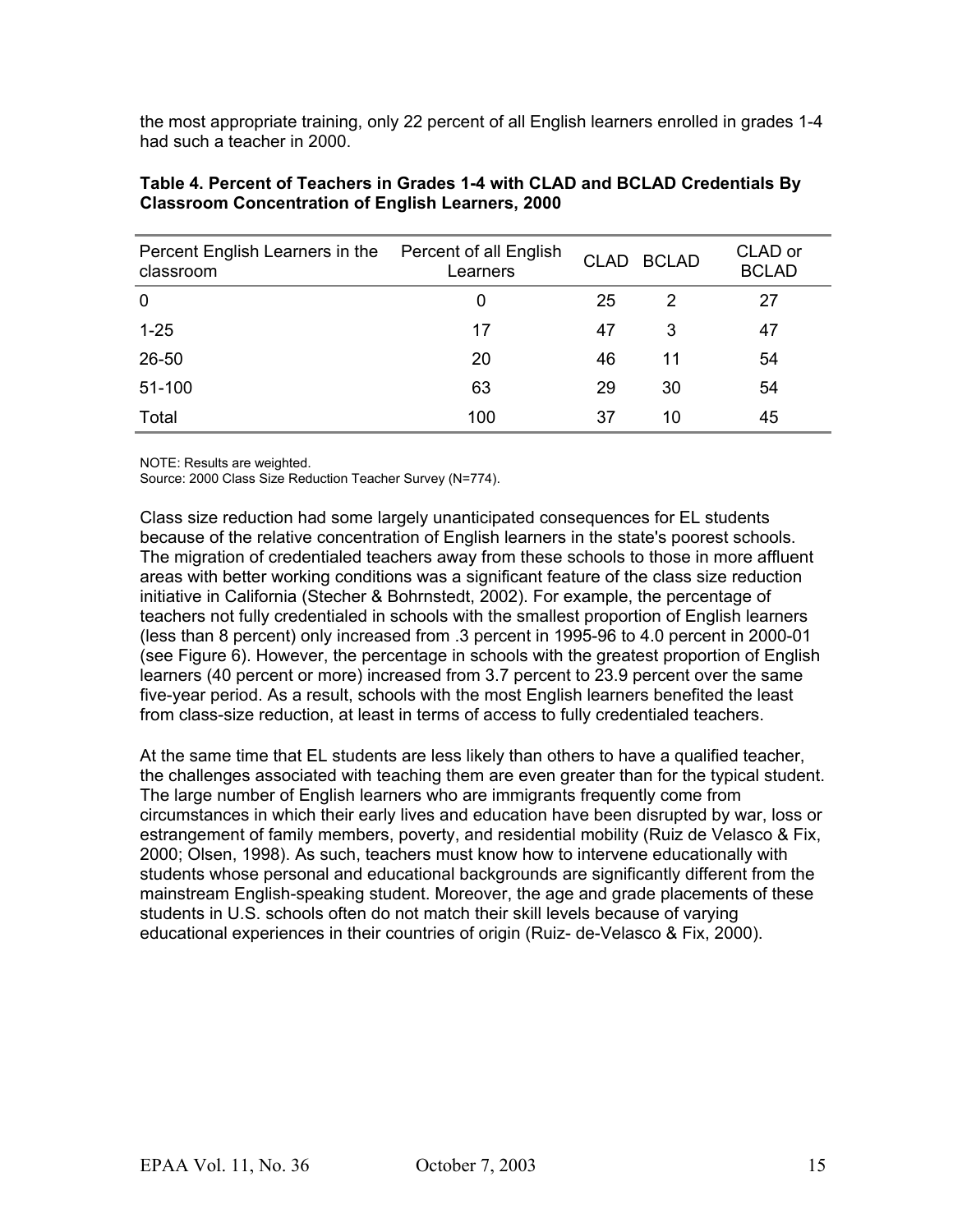the most appropriate training, only 22 percent of all English learners enrolled in grades 1-4 had such a teacher in 2000.

**Table 4. Percent of Teachers in Grades 1-4 with CLAD and BCLAD Credentials By Classroom Concentration of English Learners, 2000**

| Percent English Learners in the classroom | Percent of all English Learners | CLAD | BCLAD | CLAD or BCLAD |
|---|---|---|---|---|
| 0 | 0 | 25 | 2 | 27 |
| 1-25 | 17 | 47 | 3 | 47 |
| 26-50 | 20 | 46 | 11 | 54 |
| 51-100 | 63 | 29 | 30 | 54 |
| Total | 100 | 37 | 10 | 45 |

NOTE: Results are weighted.
Source: 2000 Class Size Reduction Teacher Survey (N=774).

Class size reduction had some largely unanticipated consequences for EL students because of the relative concentration of English learners in the state's poorest schools. The migration of credentialed teachers away from these schools to those in more affluent areas with better working conditions was a significant feature of the class size reduction initiative in California (Stecher & Bohrnstedt, 2002). For example, the percentage of teachers not fully credentialed in schools with the smallest proportion of English learners (less than 8 percent) only increased from .3 percent in 1995-96 to 4.0 percent in 2000-01 (see Figure 6). However, the percentage in schools with the greatest proportion of English learners (40 percent or more) increased from 3.7 percent to 23.9 percent over the same five-year period. As a result, schools with the most English learners benefited the least from class-size reduction, at least in terms of access to fully credentialed teachers.

At the same time that EL students are less likely than others to have a qualified teacher, the challenges associated with teaching them are even greater than for the typical student. The large number of English learners who are immigrants frequently come from circumstances in which their early lives and education have been disrupted by war, loss or estrangement of family members, poverty, and residential mobility (Ruiz de Velasco & Fix, 2000; Olsen, 1998). As such, teachers must know how to intervene educationally with students whose personal and educational backgrounds are significantly different from the mainstream English-speaking student. Moreover, the age and grade placements of these students in U.S. schools often do not match their skill levels because of varying educational experiences in their countries of origin (Ruiz- de-Velasco & Fix, 2000).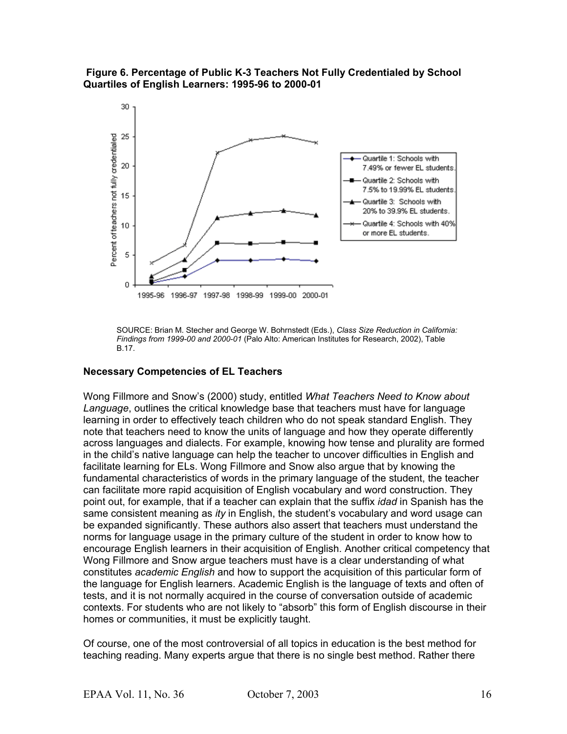**Figure 6. Percentage of Public K-3 Teachers Not Fully Credentialed by School Quartiles of English Learners: 1995-96 to 2000-01**

SOURCE: Brian M. Stecher and George W. Bohrnstedt (Eds.), *Class Size Reduction in California: Findings from 1999-00 and 2000-01* (Palo Alto: American Institutes for Research, 2002), Table B.17.

### Necessary Competencies of EL Teachers

Wong Fillmore and Snow's (2000) study, entitled *What Teachers Need to Know about Language*, outlines the critical knowledge base that teachers must have for language learning in order to effectively teach children who do not speak standard English. They note that teachers need to know the units of language and how they operate differently across languages and dialects. For example, knowing how tense and plurality are formed in the child's native language can help the teacher to uncover difficulties in English and facilitate learning for ELs. Wong Fillmore and Snow also argue that by knowing the fundamental characteristics of words in the primary language of the student, the teacher can facilitate more rapid acquisition of English vocabulary and word construction. They point out, for example, that if a teacher can explain that the suffix *idad* in Spanish has the same consistent meaning as *ity* in English, the student's vocabulary and word usage can be expanded significantly. These authors also assert that teachers must understand the norms for language usage in the primary culture of the student in order to know how to encourage English learners in their acquisition of English. Another critical competency that Wong Fillmore and Snow argue teachers must have is a clear understanding of what constitutes *academic English* and how to support the acquisition of this particular form of the language for English learners. Academic English is the language of texts and often of tests, and it is not normally acquired in the course of conversation outside of academic contexts. For students who are not likely to "absorb" this form of English discourse in their homes or communities, it must be explicitly taught.

Of course, one of the most controversial of all topics in education is the best method for teaching reading. Many experts argue that there is no single best method. Rather there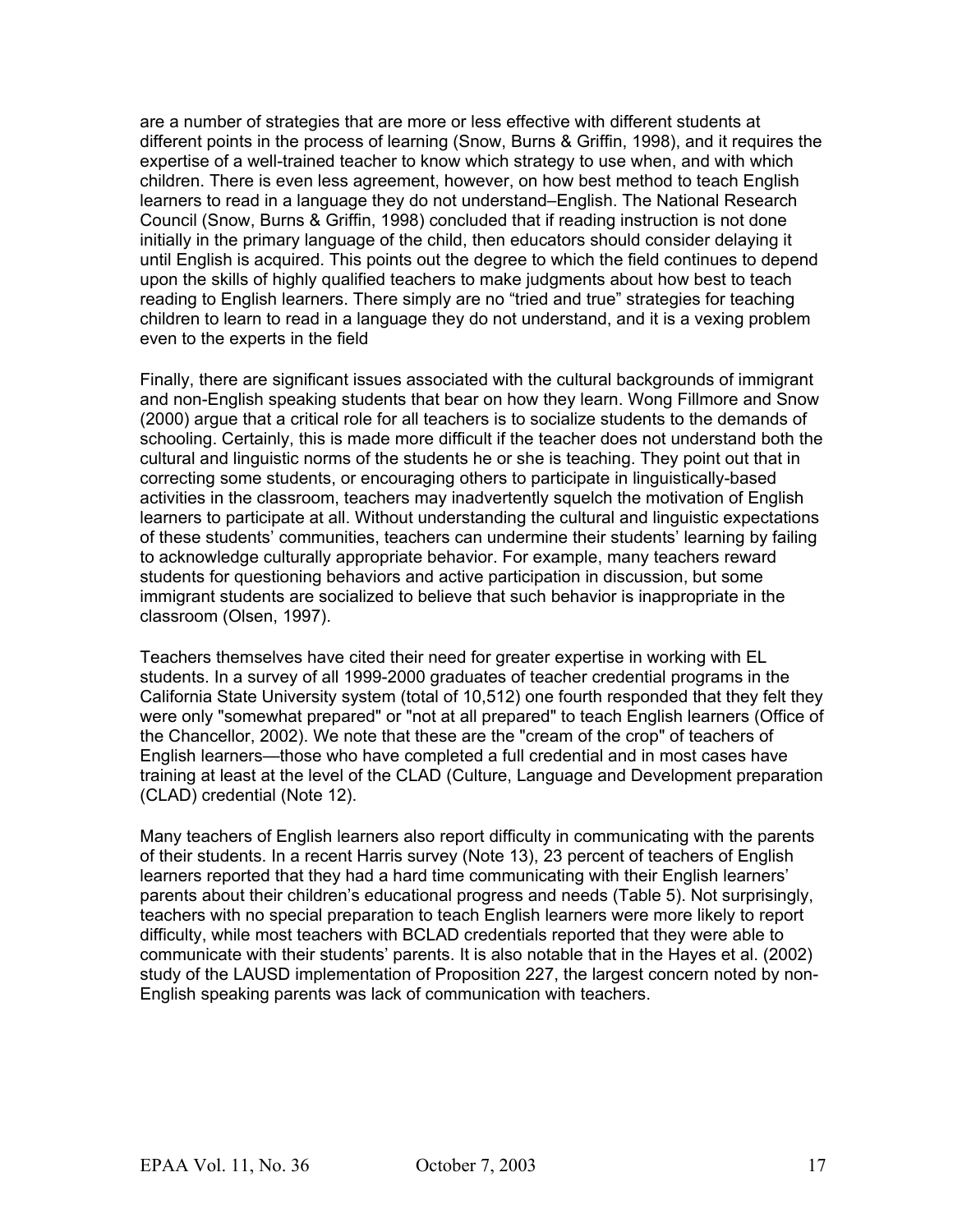are a number of strategies that are more or less effective with different students at different points in the process of learning (Snow, Burns & Griffin, 1998), and it requires the expertise of a well-trained teacher to know which strategy to use when, and with which children. There is even less agreement, however, on how best method to teach English learners to read in a language they do not understand–English. The National Research Council (Snow, Burns & Griffin, 1998) concluded that if reading instruction is not done initially in the primary language of the child, then educators should consider delaying it until English is acquired. This points out the degree to which the field continues to depend upon the skills of highly qualified teachers to make judgments about how best to teach reading to English learners. There simply are no "tried and true" strategies for teaching children to learn to read in a language they do not understand, and it is a vexing problem even to the experts in the field

Finally, there are significant issues associated with the cultural backgrounds of immigrant and non-English speaking students that bear on how they learn. Wong Fillmore and Snow (2000) argue that a critical role for all teachers is to socialize students to the demands of schooling. Certainly, this is made more difficult if the teacher does not understand both the cultural and linguistic norms of the students he or she is teaching. They point out that in correcting some students, or encouraging others to participate in linguistically-based activities in the classroom, teachers may inadvertently squelch the motivation of English learners to participate at all. Without understanding the cultural and linguistic expectations of these students' communities, teachers can undermine their students' learning by failing to acknowledge culturally appropriate behavior. For example, many teachers reward students for questioning behaviors and active participation in discussion, but some immigrant students are socialized to believe that such behavior is inappropriate in the classroom (Olsen, 1997).

Teachers themselves have cited their need for greater expertise in working with EL students. In a survey of all 1999-2000 graduates of teacher credential programs in the California State University system (total of 10,512) one fourth responded that they felt they were only "somewhat prepared" or "not at all prepared" to teach English learners (Office of the Chancellor, 2002). We note that these are the "cream of the crop" of teachers of English learners—those who have completed a full credential and in most cases have training at least at the level of the CLAD (Culture, Language and Development preparation (CLAD) credential (Note 12).

Many teachers of English learners also report difficulty in communicating with the parents of their students. In a recent Harris survey (Note 13), 23 percent of teachers of English learners reported that they had a hard time communicating with their English learners' parents about their children's educational progress and needs (Table 5). Not surprisingly, teachers with no special preparation to teach English learners were more likely to report difficulty, while most teachers with BCLAD credentials reported that they were able to communicate with their students' parents. It is also notable that in the Hayes et al. (2002) study of the LAUSD implementation of Proposition 227, the largest concern noted by non-English speaking parents was lack of communication with teachers.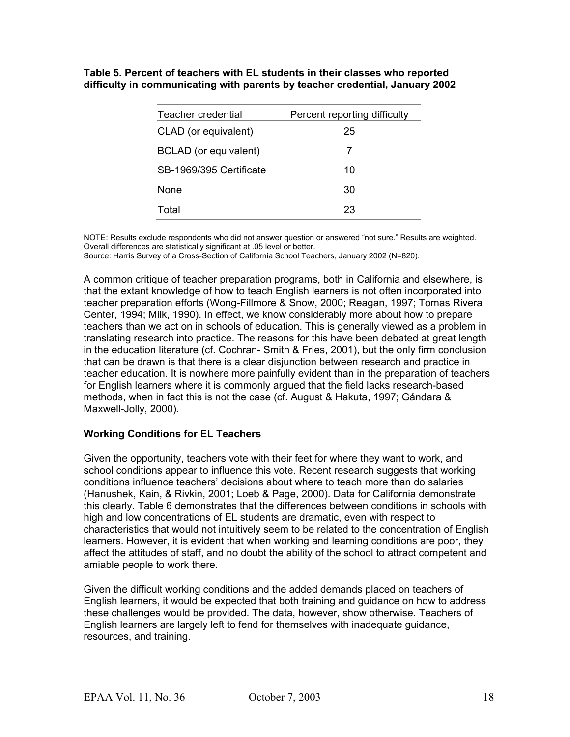**Table 5. Percent of teachers with EL students in their classes who reported difficulty in communicating with parents by teacher credential, January 2002**

| Teacher credential | Percent reporting difficulty |
|---|---|
| CLAD (or equivalent) | 25 |
| BCLAD (or equivalent) | 7 |
| SB-1969/395 Certificate | 10 |
| None | 30 |
| Total | 23 |

NOTE: Results exclude respondents who did not answer question or answered "not sure." Results are weighted. Overall differences are statistically significant at .05 level or better.
Source: Harris Survey of a Cross-Section of California School Teachers, January 2002 (N=820).

A common critique of teacher preparation programs, both in California and elsewhere, is that the extant knowledge of how to teach English learners is not often incorporated into teacher preparation efforts (Wong-Fillmore & Snow, 2000; Reagan, 1997; Tomas Rivera Center, 1994; Milk, 1990). In effect, we know considerably more about how to prepare teachers than we act on in schools of education. This is generally viewed as a problem in translating research into practice. The reasons for this have been debated at great length in the education literature (cf. Cochran- Smith & Fries, 2001), but the only firm conclusion that can be drawn is that there is a clear disjunction between research and practice in teacher education. It is nowhere more painfully evident than in the preparation of teachers for English learners where it is commonly argued that the field lacks research-based methods, when in fact this is not the case (cf. August & Hakuta, 1997; Gándara & Maxwell-Jolly, 2000).

### Working Conditions for EL Teachers

Given the opportunity, teachers vote with their feet for where they want to work, and school conditions appear to influence this vote. Recent research suggests that working conditions influence teachers' decisions about where to teach more than do salaries (Hanushek, Kain, & Rivkin, 2001; Loeb & Page, 2000). Data for California demonstrate this clearly. Table 6 demonstrates that the differences between conditions in schools with high and low concentrations of EL students are dramatic, even with respect to characteristics that would not intuitively seem to be related to the concentration of English learners. However, it is evident that when working and learning conditions are poor, they affect the attitudes of staff, and no doubt the ability of the school to attract competent and amiable people to work there.

Given the difficult working conditions and the added demands placed on teachers of English learners, it would be expected that both training and guidance on how to address these challenges would be provided. The data, however, show otherwise. Teachers of English learners are largely left to fend for themselves with inadequate guidance, resources, and training.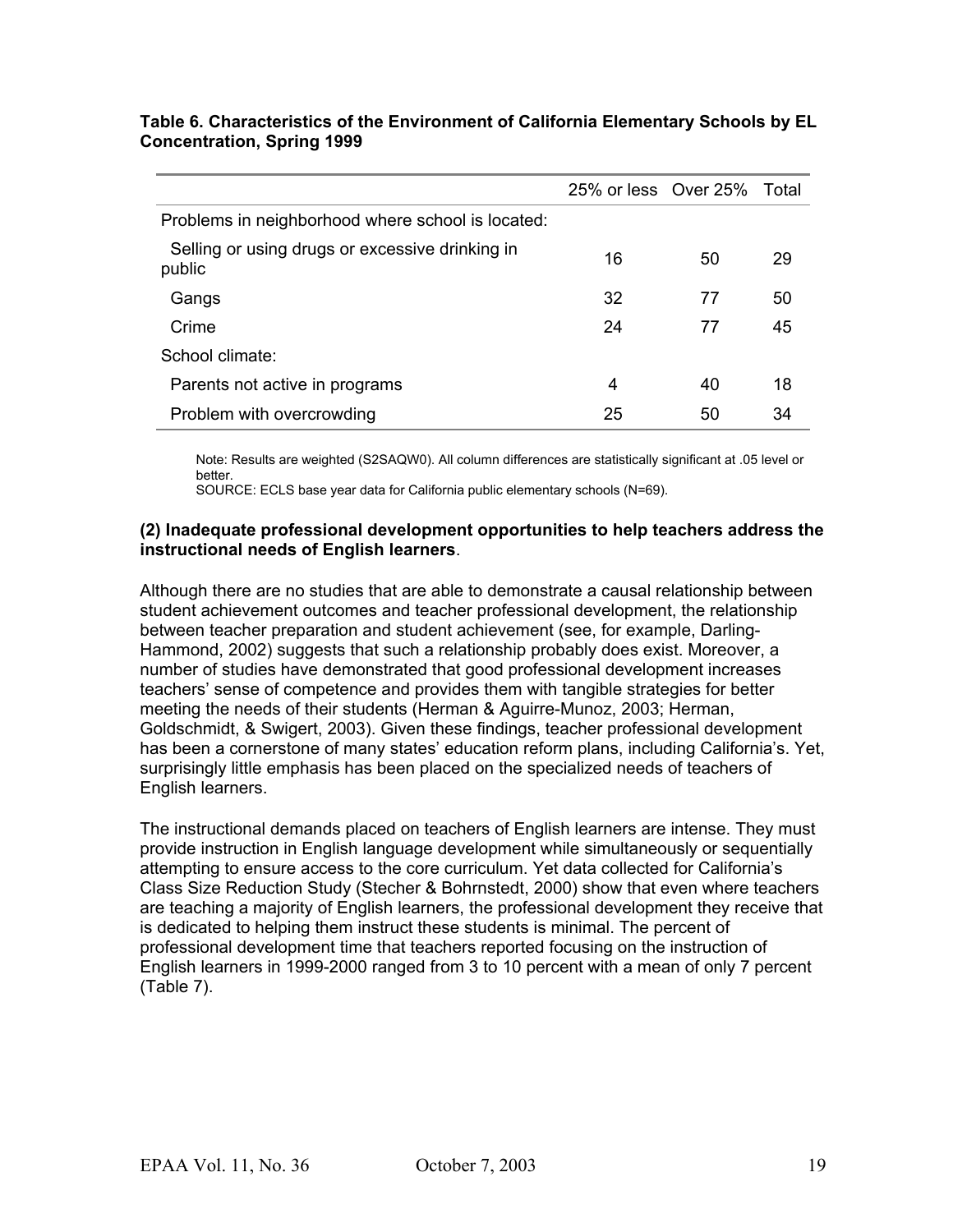**Table 6. Characteristics of the Environment of California Elementary Schools by EL Concentration, Spring 1999**

| | 25% or less | Over 25% | Total |
|---|---|---|---|
| Problems in neighborhood where school is located: | | | |
| Selling or using drugs or excessive drinking in public | 16 | 50 | 29 |
| Gangs | 32 | 77 | 50 |
| Crime | 24 | 77 | 45 |
| School climate: | | | |
| Parents not active in programs | 4 | 40 | 18 |
| Problem with overcrowding | 25 | 50 | 34 |

Note: Results are weighted (S2SAQW0). All column differences are statistically significant at .05 level or better.
SOURCE: ECLS base year data for California public elementary schools (N=69).

**(2) Inadequate professional development opportunities to help teachers address the instructional needs of English learners**.

Although there are no studies that are able to demonstrate a causal relationship between student achievement outcomes and teacher professional development, the relationship between teacher preparation and student achievement (see, for example, Darling-Hammond, 2002) suggests that such a relationship probably does exist. Moreover, a number of studies have demonstrated that good professional development increases teachers' sense of competence and provides them with tangible strategies for better meeting the needs of their students (Herman & Aguirre-Munoz, 2003; Herman, Goldschmidt, & Swigert, 2003). Given these findings, teacher professional development has been a cornerstone of many states' education reform plans, including California's. Yet, surprisingly little emphasis has been placed on the specialized needs of teachers of English learners.

The instructional demands placed on teachers of English learners are intense. They must provide instruction in English language development while simultaneously or sequentially attempting to ensure access to the core curriculum. Yet data collected for California's Class Size Reduction Study (Stecher & Bohrnstedt, 2000) show that even where teachers are teaching a majority of English learners, the professional development they receive that is dedicated to helping them instruct these students is minimal. The percent of professional development time that teachers reported focusing on the instruction of English learners in 1999-2000 ranged from 3 to 10 percent with a mean of only 7 percent (Table 7).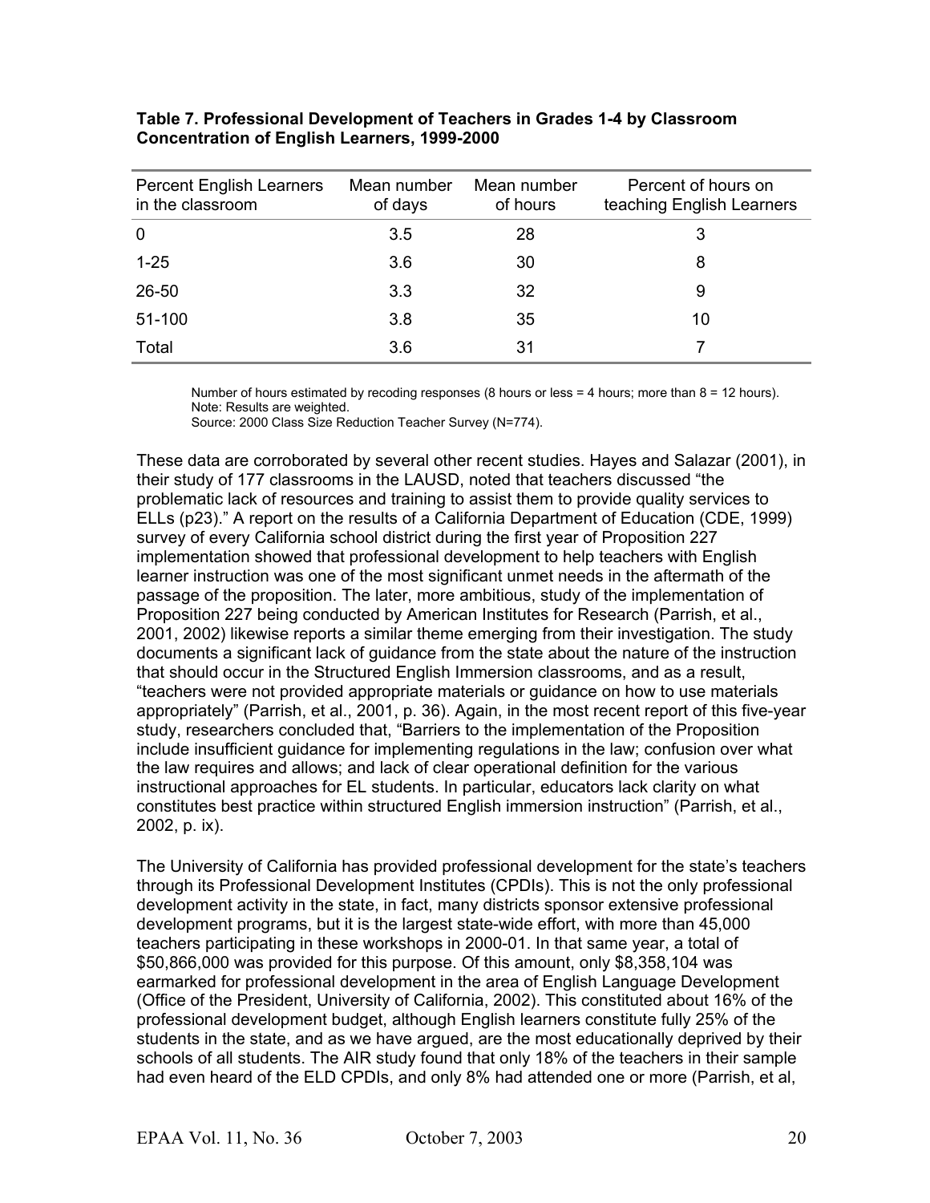**Table 7. Professional Development of Teachers in Grades 1-4 by Classroom Concentration of English Learners, 1999-2000**

| Percent English Learners in the classroom | Mean number of days | Mean number of hours | Percent of hours on teaching English Learners |
|---|---|---|---|
| 0 | 3.5 | 28 | 3 |
| 1-25 | 3.6 | 30 | 8 |
| 26-50 | 3.3 | 32 | 9 |
| 51-100 | 3.8 | 35 | 10 |
| Total | 3.6 | 31 | 7 |

Number of hours estimated by recoding responses (8 hours or less = 4 hours; more than 8 = 12 hours).
Note: Results are weighted.
Source: 2000 Class Size Reduction Teacher Survey (N=774).

These data are corroborated by several other recent studies. Hayes and Salazar (2001), in their study of 177 classrooms in the LAUSD, noted that teachers discussed "the problematic lack of resources and training to assist them to provide quality services to ELLs (p23)." A report on the results of a California Department of Education (CDE, 1999) survey of every California school district during the first year of Proposition 227 implementation showed that professional development to help teachers with English learner instruction was one of the most significant unmet needs in the aftermath of the passage of the proposition. The later, more ambitious, study of the implementation of Proposition 227 being conducted by American Institutes for Research (Parrish, et al., 2001, 2002) likewise reports a similar theme emerging from their investigation. The study documents a significant lack of guidance from the state about the nature of the instruction that should occur in the Structured English Immersion classrooms, and as a result, "teachers were not provided appropriate materials or guidance on how to use materials appropriately" (Parrish, et al., 2001, p. 36). Again, in the most recent report of this five-year study, researchers concluded that, "Barriers to the implementation of the Proposition include insufficient guidance for implementing regulations in the law; confusion over what the law requires and allows; and lack of clear operational definition for the various instructional approaches for EL students. In particular, educators lack clarity on what constitutes best practice within structured English immersion instruction" (Parrish, et al., 2002, p. ix).

The University of California has provided professional development for the state's teachers through its Professional Development Institutes (CPDIs). This is not the only professional development activity in the state, in fact, many districts sponsor extensive professional development programs, but it is the largest state-wide effort, with more than 45,000 teachers participating in these workshops in 2000-01. In that same year, a total of $50,866,000 was provided for this purpose. Of this amount, only $8,358,104 was earmarked for professional development in the area of English Language Development (Office of the President, University of California, 2002). This constituted about 16% of the professional development budget, although English learners constitute fully 25% of the students in the state, and as we have argued, are the most educationally deprived by their schools of all students. The AIR study found that only 18% of the teachers in their sample had even heard of the ELD CPDIs, and only 8% had attended one or more (Parrish, et al,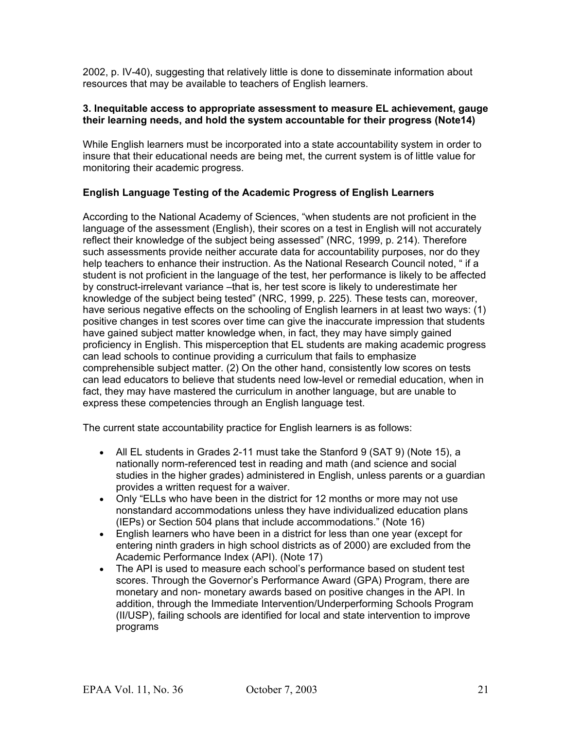2002, p. IV-40), suggesting that relatively little is done to disseminate information about resources that may be available to teachers of English learners.

**3. Inequitable access to appropriate assessment to measure EL achievement, gauge their learning needs, and hold the system accountable for their progress (Note14)**

While English learners must be incorporated into a state accountability system in order to insure that their educational needs are being met, the current system is of little value for monitoring their academic progress.

**English Language Testing of the Academic Progress of English Learners**

According to the National Academy of Sciences, "when students are not proficient in the language of the assessment (English), their scores on a test in English will not accurately reflect their knowledge of the subject being assessed" (NRC, 1999, p. 214). Therefore such assessments provide neither accurate data for accountability purposes, nor do they help teachers to enhance their instruction. As the National Research Council noted, " if a student is not proficient in the language of the test, her performance is likely to be affected by construct-irrelevant variance –that is, her test score is likely to underestimate her knowledge of the subject being tested" (NRC, 1999, p. 225). These tests can, moreover, have serious negative effects on the schooling of English learners in at least two ways: (1) positive changes in test scores over time can give the inaccurate impression that students have gained subject matter knowledge when, in fact, they may have simply gained proficiency in English. This misperception that EL students are making academic progress can lead schools to continue providing a curriculum that fails to emphasize comprehensible subject matter. (2) On the other hand, consistently low scores on tests can lead educators to believe that students need low-level or remedial education, when in fact, they may have mastered the curriculum in another language, but are unable to express these competencies through an English language test.

The current state accountability practice for English learners is as follows:

- All EL students in Grades 2-11 must take the Stanford 9 (SAT 9) (Note 15), a nationally norm-referenced test in reading and math (and science and social studies in the higher grades) administered in English, unless parents or a guardian provides a written request for a waiver.
- Only "ELLs who have been in the district for 12 months or more may not use nonstandard accommodations unless they have individualized education plans (IEPs) or Section 504 plans that include accommodations." (Note 16)
- English learners who have been in a district for less than one year (except for entering ninth graders in high school districts as of 2000) are excluded from the Academic Performance Index (API). (Note 17)
- The API is used to measure each school's performance based on student test scores. Through the Governor's Performance Award (GPA) Program, there are monetary and non- monetary awards based on positive changes in the API. In addition, through the Immediate Intervention/Underperforming Schools Program (II/USP), failing schools are identified for local and state intervention to improve programs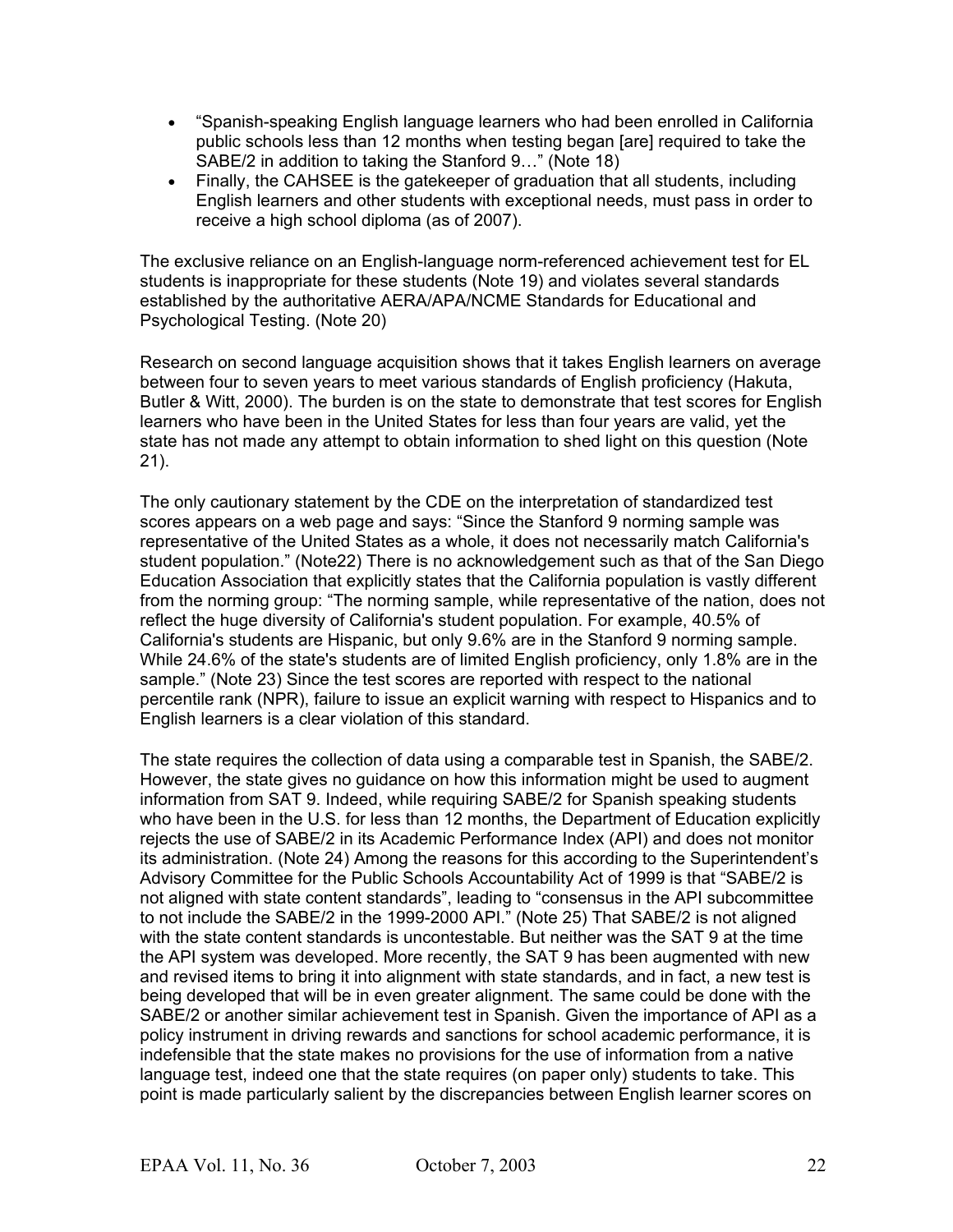- "Spanish-speaking English language learners who had been enrolled in California public schools less than 12 months when testing began [are] required to take the SABE/2 in addition to taking the Stanford 9…" (Note 18)
- Finally, the CAHSEE is the gatekeeper of graduation that all students, including English learners and other students with exceptional needs, must pass in order to receive a high school diploma (as of 2007).

The exclusive reliance on an English-language norm-referenced achievement test for EL students is inappropriate for these students (Note 19) and violates several standards established by the authoritative AERA/APA/NCME Standards for Educational and Psychological Testing. (Note 20)

Research on second language acquisition shows that it takes English learners on average between four to seven years to meet various standards of English proficiency (Hakuta, Butler & Witt, 2000). The burden is on the state to demonstrate that test scores for English learners who have been in the United States for less than four years are valid, yet the state has not made any attempt to obtain information to shed light on this question (Note 21).

The only cautionary statement by the CDE on the interpretation of standardized test scores appears on a web page and says: "Since the Stanford 9 norming sample was representative of the United States as a whole, it does not necessarily match California's student population." (Note22) There is no acknowledgement such as that of the San Diego Education Association that explicitly states that the California population is vastly different from the norming group: "The norming sample, while representative of the nation, does not reflect the huge diversity of California's student population. For example, 40.5% of California's students are Hispanic, but only 9.6% are in the Stanford 9 norming sample. While 24.6% of the state's students are of limited English proficiency, only 1.8% are in the sample." (Note 23) Since the test scores are reported with respect to the national percentile rank (NPR), failure to issue an explicit warning with respect to Hispanics and to English learners is a clear violation of this standard.

The state requires the collection of data using a comparable test in Spanish, the SABE/2. However, the state gives no guidance on how this information might be used to augment information from SAT 9. Indeed, while requiring SABE/2 for Spanish speaking students who have been in the U.S. for less than 12 months, the Department of Education explicitly rejects the use of SABE/2 in its Academic Performance Index (API) and does not monitor its administration. (Note 24) Among the reasons for this according to the Superintendent's Advisory Committee for the Public Schools Accountability Act of 1999 is that "SABE/2 is not aligned with state content standards", leading to "consensus in the API subcommittee to not include the SABE/2 in the 1999-2000 API." (Note 25) That SABE/2 is not aligned with the state content standards is uncontestable. But neither was the SAT 9 at the time the API system was developed. More recently, the SAT 9 has been augmented with new and revised items to bring it into alignment with state standards, and in fact, a new test is being developed that will be in even greater alignment. The same could be done with the SABE/2 or another similar achievement test in Spanish. Given the importance of API as a policy instrument in driving rewards and sanctions for school academic performance, it is indefensible that the state makes no provisions for the use of information from a native language test, indeed one that the state requires (on paper only) students to take. This point is made particularly salient by the discrepancies between English learner scores on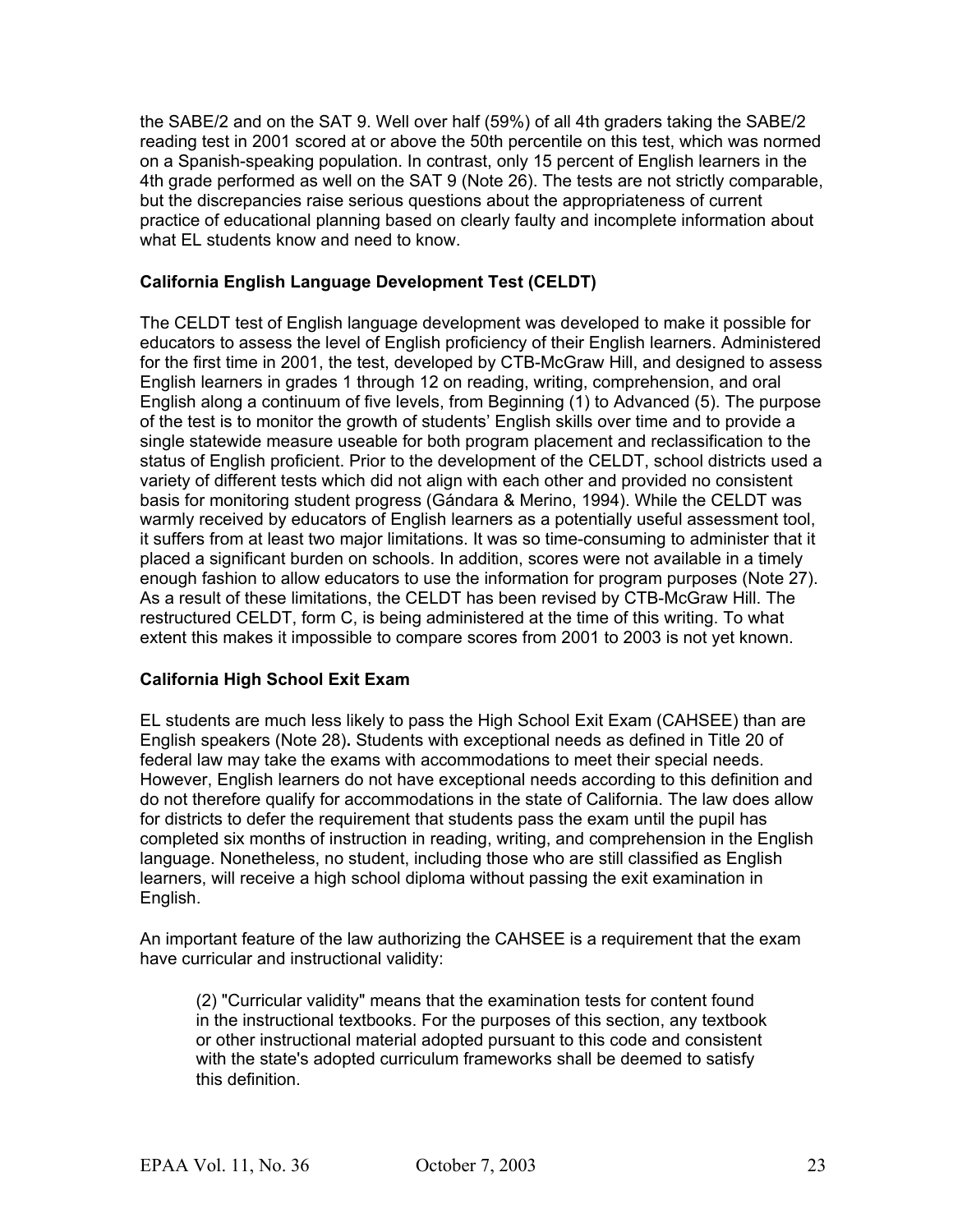the SABE/2 and on the SAT 9. Well over half (59%) of all 4th graders taking the SABE/2 reading test in 2001 scored at or above the 50th percentile on this test, which was normed on a Spanish-speaking population. In contrast, only 15 percent of English learners in the 4th grade performed as well on the SAT 9 (Note 26). The tests are not strictly comparable, but the discrepancies raise serious questions about the appropriateness of current practice of educational planning based on clearly faulty and incomplete information about what EL students know and need to know.

### California English Language Development Test (CELDT)

The CELDT test of English language development was developed to make it possible for educators to assess the level of English proficiency of their English learners. Administered for the first time in 2001, the test, developed by CTB-McGraw Hill, and designed to assess English learners in grades 1 through 12 on reading, writing, comprehension, and oral English along a continuum of five levels, from Beginning (1) to Advanced (5). The purpose of the test is to monitor the growth of students' English skills over time and to provide a single statewide measure useable for both program placement and reclassification to the status of English proficient. Prior to the development of the CELDT, school districts used a variety of different tests which did not align with each other and provided no consistent basis for monitoring student progress (Gándara & Merino, 1994). While the CELDT was warmly received by educators of English learners as a potentially useful assessment tool, it suffers from at least two major limitations. It was so time-consuming to administer that it placed a significant burden on schools. In addition, scores were not available in a timely enough fashion to allow educators to use the information for program purposes (Note 27). As a result of these limitations, the CELDT has been revised by CTB-McGraw Hill. The restructured CELDT, form C, is being administered at the time of this writing. To what extent this makes it impossible to compare scores from 2001 to 2003 is not yet known.

### California High School Exit Exam

EL students are much less likely to pass the High School Exit Exam (CAHSEE) than are English speakers (Note 28). Students with exceptional needs as defined in Title 20 of federal law may take the exams with accommodations to meet their special needs. However, English learners do not have exceptional needs according to this definition and do not therefore qualify for accommodations in the state of California. The law does allow for districts to defer the requirement that students pass the exam until the pupil has completed six months of instruction in reading, writing, and comprehension in the English language. Nonetheless, no student, including those who are still classified as English learners, will receive a high school diploma without passing the exit examination in English.

An important feature of the law authorizing the CAHSEE is a requirement that the exam have curricular and instructional validity:

> (2) "Curricular validity" means that the examination tests for content found in the instructional textbooks. For the purposes of this section, any textbook or other instructional material adopted pursuant to this code and consistent with the state's adopted curriculum frameworks shall be deemed to satisfy this definition.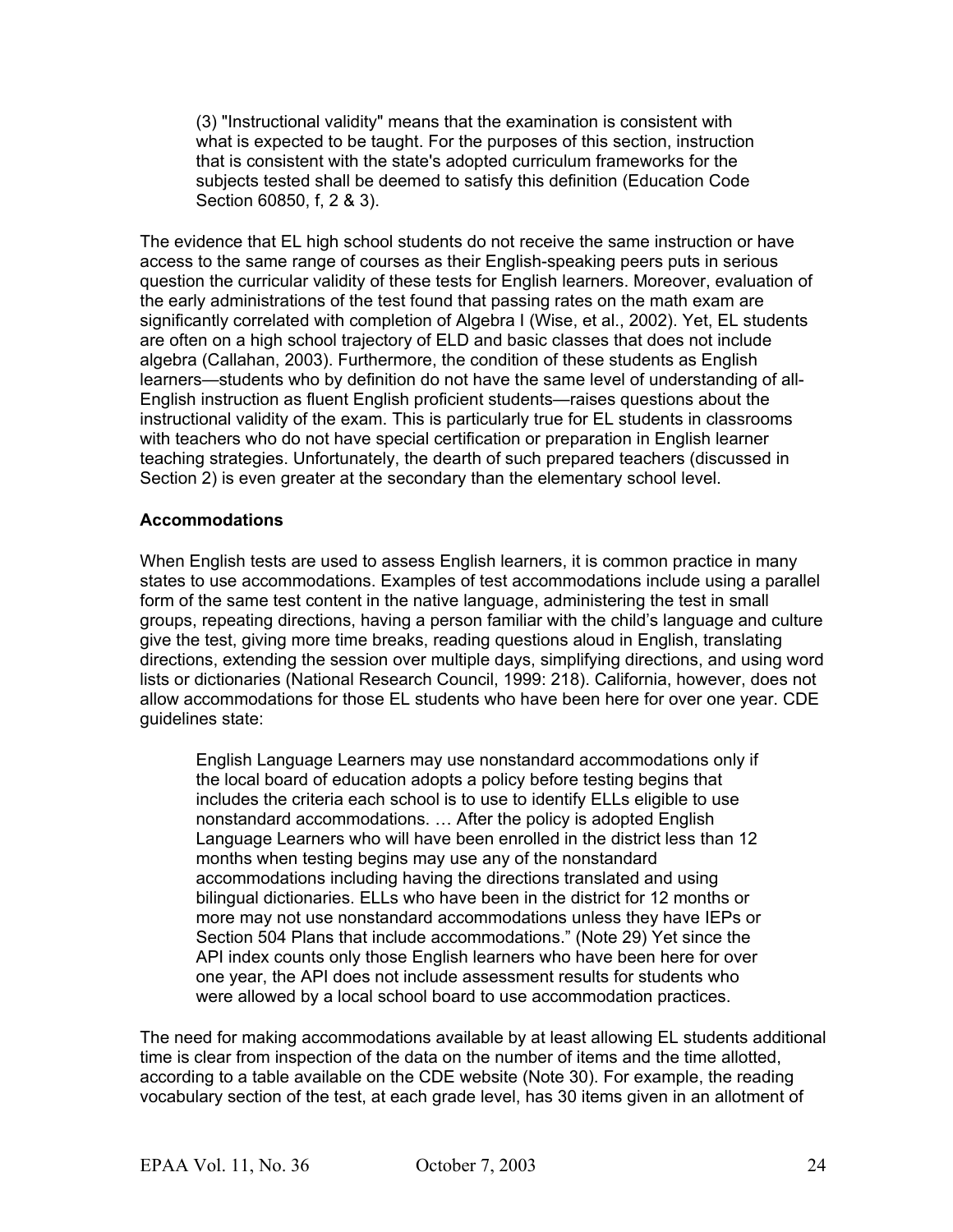> (3) "Instructional validity" means that the examination is consistent with what is expected to be taught. For the purposes of this section, instruction that is consistent with the state's adopted curriculum frameworks for the subjects tested shall be deemed to satisfy this definition (Education Code Section 60850, f, 2 & 3).

The evidence that EL high school students do not receive the same instruction or have access to the same range of courses as their English-speaking peers puts in serious question the curricular validity of these tests for English learners. Moreover, evaluation of the early administrations of the test found that passing rates on the math exam are significantly correlated with completion of Algebra I (Wise, et al., 2002). Yet, EL students are often on a high school trajectory of ELD and basic classes that does not include algebra (Callahan, 2003). Furthermore, the condition of these students as English learners—students who by definition do not have the same level of understanding of all-English instruction as fluent English proficient students—raises questions about the instructional validity of the exam. This is particularly true for EL students in classrooms with teachers who do not have special certification or preparation in English learner teaching strategies. Unfortunately, the dearth of such prepared teachers (discussed in Section 2) is even greater at the secondary than the elementary school level.

**Accommodations**

When English tests are used to assess English learners, it is common practice in many states to use accommodations. Examples of test accommodations include using a parallel form of the same test content in the native language, administering the test in small groups, repeating directions, having a person familiar with the child's language and culture give the test, giving more time breaks, reading questions aloud in English, translating directions, extending the session over multiple days, simplifying directions, and using word lists or dictionaries (National Research Council, 1999: 218). California, however, does not allow accommodations for those EL students who have been here for over one year. CDE guidelines state:

> English Language Learners may use nonstandard accommodations only if the local board of education adopts a policy before testing begins that includes the criteria each school is to use to identify ELLs eligible to use nonstandard accommodations. … After the policy is adopted English Language Learners who will have been enrolled in the district less than 12 months when testing begins may use any of the nonstandard accommodations including having the directions translated and using bilingual dictionaries. ELLs who have been in the district for 12 months or more may not use nonstandard accommodations unless they have IEPs or Section 504 Plans that include accommodations." (Note 29) Yet since the API index counts only those English learners who have been here for over one year, the API does not include assessment results for students who were allowed by a local school board to use accommodation practices.

The need for making accommodations available by at least allowing EL students additional time is clear from inspection of the data on the number of items and the time allotted, according to a table available on the CDE website (Note 30). For example, the reading vocabulary section of the test, at each grade level, has 30 items given in an allotment of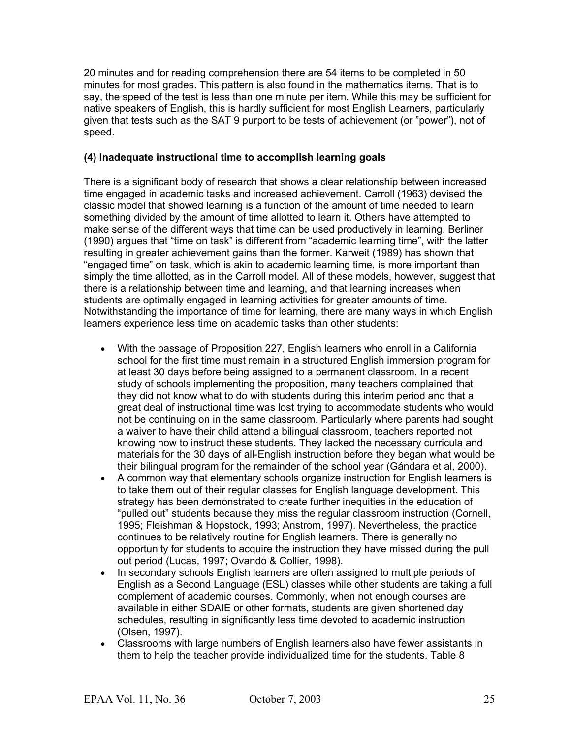20 minutes and for reading comprehension there are 54 items to be completed in 50 minutes for most grades. This pattern is also found in the mathematics items. That is to say, the speed of the test is less than one minute per item. While this may be sufficient for native speakers of English, this is hardly sufficient for most English Learners, particularly given that tests such as the SAT 9 purport to be tests of achievement (or "power"), not of speed.

**(4) Inadequate instructional time to accomplish learning goals**

There is a significant body of research that shows a clear relationship between increased time engaged in academic tasks and increased achievement. Carroll (1963) devised the classic model that showed learning is a function of the amount of time needed to learn something divided by the amount of time allotted to learn it. Others have attempted to make sense of the different ways that time can be used productively in learning. Berliner (1990) argues that "time on task" is different from "academic learning time", with the latter resulting in greater achievement gains than the former. Karweit (1989) has shown that "engaged time" on task, which is akin to academic learning time, is more important than simply the time allotted, as in the Carroll model. All of these models, however, suggest that there is a relationship between time and learning, and that learning increases when students are optimally engaged in learning activities for greater amounts of time. Notwithstanding the importance of time for learning, there are many ways in which English learners experience less time on academic tasks than other students:

- With the passage of Proposition 227, English learners who enroll in a California school for the first time must remain in a structured English immersion program for at least 30 days before being assigned to a permanent classroom. In a recent study of schools implementing the proposition, many teachers complained that they did not know what to do with students during this interim period and that a great deal of instructional time was lost trying to accommodate students who would not be continuing on in the same classroom. Particularly where parents had sought a waiver to have their child attend a bilingual classroom, teachers reported not knowing how to instruct these students. They lacked the necessary curricula and materials for the 30 days of all-English instruction before they began what would be their bilingual program for the remainder of the school year (Gándara et al, 2000).
- A common way that elementary schools organize instruction for English learners is to take them out of their regular classes for English language development. This strategy has been demonstrated to create further inequities in the education of "pulled out" students because they miss the regular classroom instruction (Cornell, 1995; Fleishman & Hopstock, 1993; Anstrom, 1997). Nevertheless, the practice continues to be relatively routine for English learners. There is generally no opportunity for students to acquire the instruction they have missed during the pull out period (Lucas, 1997; Ovando & Collier, 1998).
- In secondary schools English learners are often assigned to multiple periods of English as a Second Language (ESL) classes while other students are taking a full complement of academic courses. Commonly, when not enough courses are available in either SDAIE or other formats, students are given shortened day schedules, resulting in significantly less time devoted to academic instruction (Olsen, 1997).
- Classrooms with large numbers of English learners also have fewer assistants in them to help the teacher provide individualized time for the students. Table 8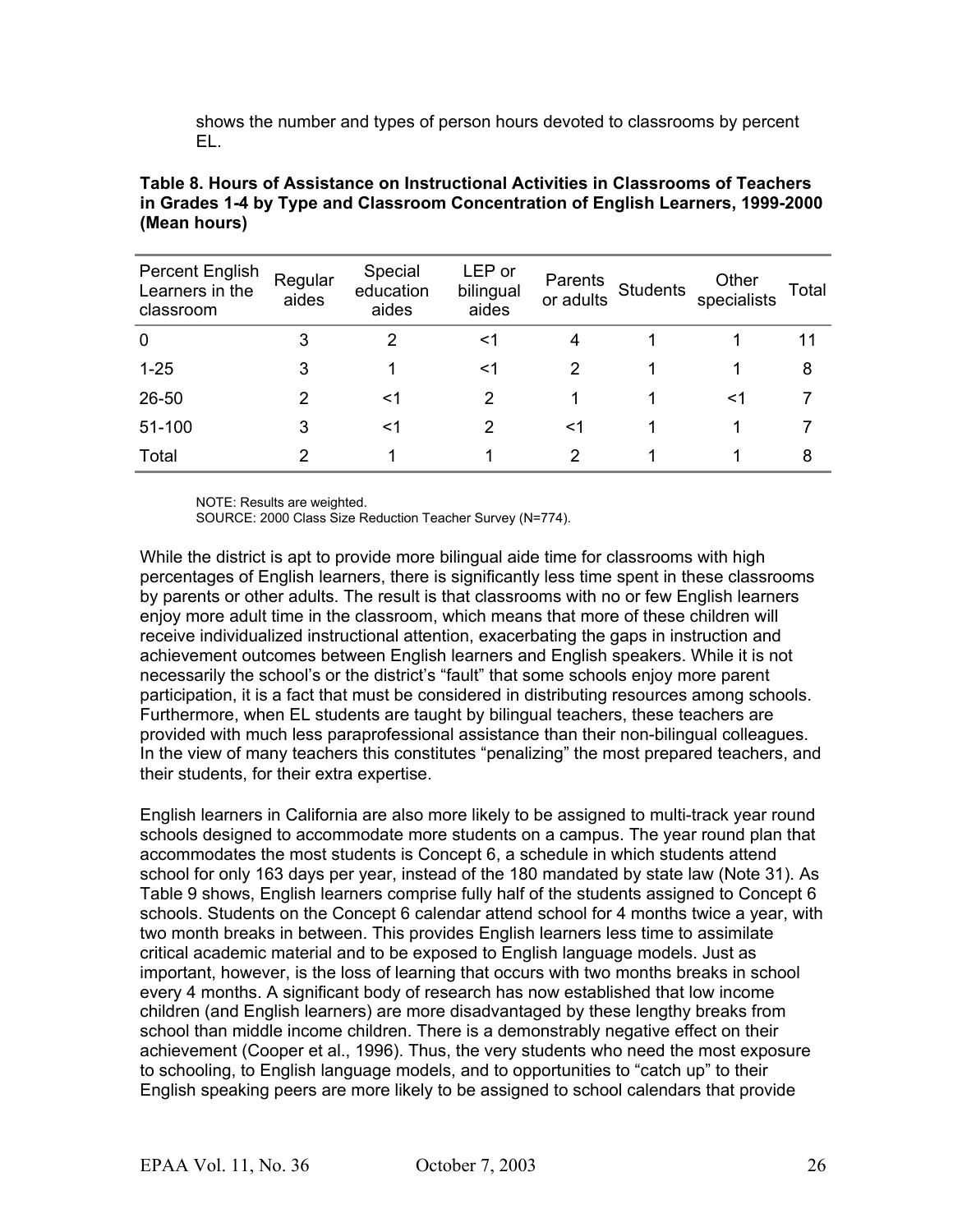shows the number and types of person hours devoted to classrooms by percent EL.

**Table 8. Hours of Assistance on Instructional Activities in Classrooms of Teachers in Grades 1-4 by Type and Classroom Concentration of English Learners, 1999-2000 (Mean hours)**

| Percent English Learners in the classroom | Regular aides | Special education aides | LEP or bilingual aides | Parents or adults | Students | Other specialists | Total |
|---|---|---|---|---|---|---|---|
| 0 | 3 | 2 | <1 | 4 | 1 | 1 | 11 |
| 1-25 | 3 | 1 | <1 | 2 | 1 | 1 | 8 |
| 26-50 | 2 | <1 | 2 | 1 | 1 | <1 | 7 |
| 51-100 | 3 | <1 | 2 | <1 | 1 | 1 | 7 |
| Total | 2 | 1 | 1 | 2 | 1 | 1 | 8 |

NOTE: Results are weighted.
SOURCE: 2000 Class Size Reduction Teacher Survey (N=774).

While the district is apt to provide more bilingual aide time for classrooms with high percentages of English learners, there is significantly less time spent in these classrooms by parents or other adults. The result is that classrooms with no or few English learners enjoy more adult time in the classroom, which means that more of these children will receive individualized instructional attention, exacerbating the gaps in instruction and achievement outcomes between English learners and English speakers. While it is not necessarily the school's or the district's "fault" that some schools enjoy more parent participation, it is a fact that must be considered in distributing resources among schools. Furthermore, when EL students are taught by bilingual teachers, these teachers are provided with much less paraprofessional assistance than their non-bilingual colleagues. In the view of many teachers this constitutes "penalizing" the most prepared teachers, and their students, for their extra expertise.

English learners in California are also more likely to be assigned to multi-track year round schools designed to accommodate more students on a campus. The year round plan that accommodates the most students is Concept 6, a schedule in which students attend school for only 163 days per year, instead of the 180 mandated by state law (Note 31). As Table 9 shows, English learners comprise fully half of the students assigned to Concept 6 schools. Students on the Concept 6 calendar attend school for 4 months twice a year, with two month breaks in between. This provides English learners less time to assimilate critical academic material and to be exposed to English language models. Just as important, however, is the loss of learning that occurs with two months breaks in school every 4 months. A significant body of research has now established that low income children (and English learners) are more disadvantaged by these lengthy breaks from school than middle income children. There is a demonstrably negative effect on their achievement (Cooper et al., 1996). Thus, the very students who need the most exposure to schooling, to English language models, and to opportunities to "catch up" to their English speaking peers are more likely to be assigned to school calendars that provide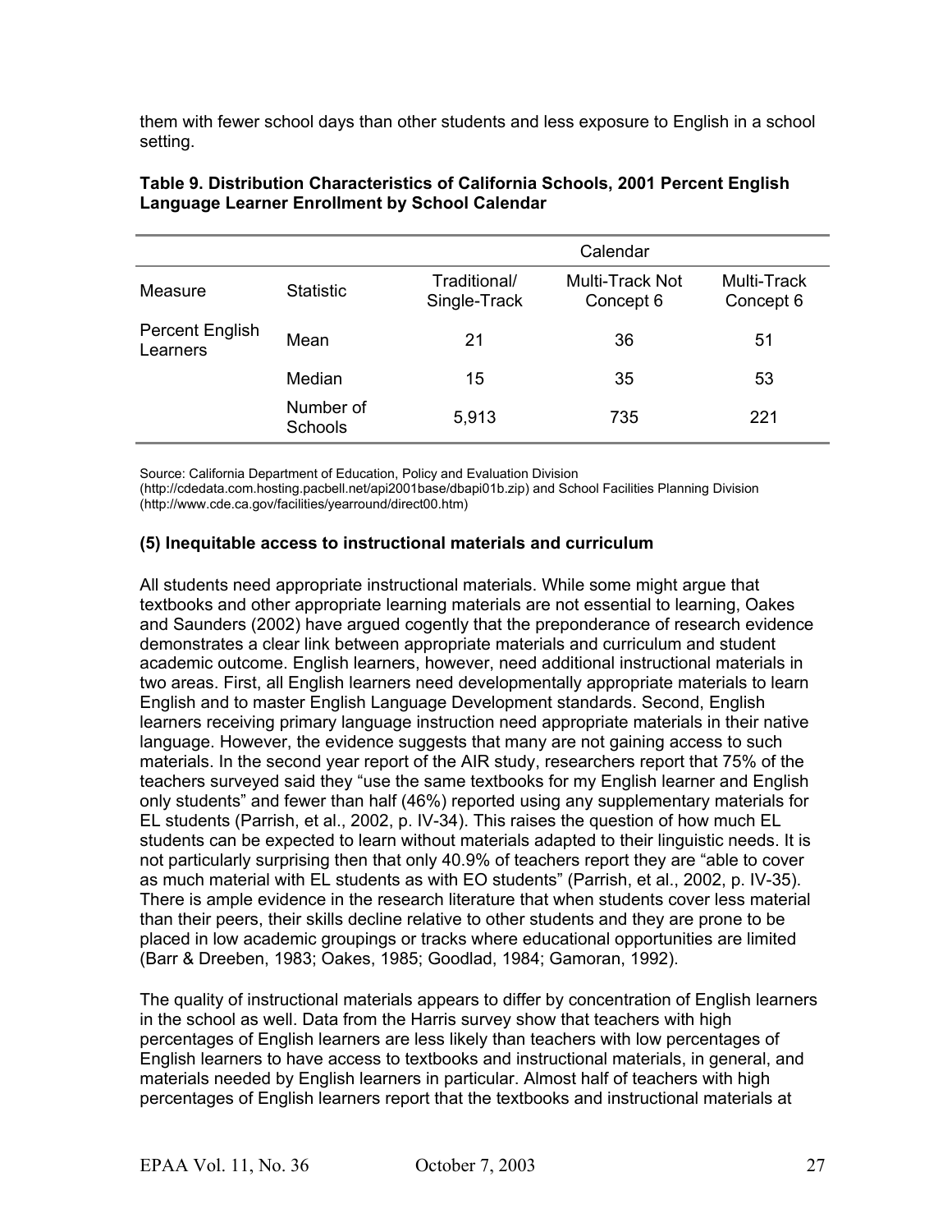them with fewer school days than other students and less exposure to English in a school setting.

**Table 9. Distribution Characteristics of California Schools, 2001 Percent English Language Learner Enrollment by School Calendar**

| | | Calendar | | |
|---|---|---|---|---|
| Measure | Statistic | Traditional/ Single-Track | Multi-Track Not Concept 6 | Multi-Track Concept 6 |
| Percent English Learners | Mean | 21 | 36 | 51 |
| | Median | 15 | 35 | 53 |
| | Number of Schools | 5,913 | 735 | 221 |

Source: California Department of Education, Policy and Evaluation Division (http://cdedata.com.hosting.pacbell.net/api2001base/dbapi01b.zip) and School Facilities Planning Division (http://www.cde.ca.gov/facilities/yearround/direct00.htm)

**(5) Inequitable access to instructional materials and curriculum**

All students need appropriate instructional materials. While some might argue that textbooks and other appropriate learning materials are not essential to learning, Oakes and Saunders (2002) have argued cogently that the preponderance of research evidence demonstrates a clear link between appropriate materials and curriculum and student academic outcome. English learners, however, need additional instructional materials in two areas. First, all English learners need developmentally appropriate materials to learn English and to master English Language Development standards. Second, English learners receiving primary language instruction need appropriate materials in their native language. However, the evidence suggests that many are not gaining access to such materials. In the second year report of the AIR study, researchers report that 75% of the teachers surveyed said they "use the same textbooks for my English learner and English only students" and fewer than half (46%) reported using any supplementary materials for EL students (Parrish, et al., 2002, p. IV-34). This raises the question of how much EL students can be expected to learn without materials adapted to their linguistic needs. It is not particularly surprising then that only 40.9% of teachers report they are "able to cover as much material with EL students as with EO students" (Parrish, et al., 2002, p. IV-35). There is ample evidence in the research literature that when students cover less material than their peers, their skills decline relative to other students and they are prone to be placed in low academic groupings or tracks where educational opportunities are limited (Barr & Dreeben, 1983; Oakes, 1985; Goodlad, 1984; Gamoran, 1992).

The quality of instructional materials appears to differ by concentration of English learners in the school as well. Data from the Harris survey show that teachers with high percentages of English learners are less likely than teachers with low percentages of English learners to have access to textbooks and instructional materials, in general, and materials needed by English learners in particular. Almost half of teachers with high percentages of English learners report that the textbooks and instructional materials at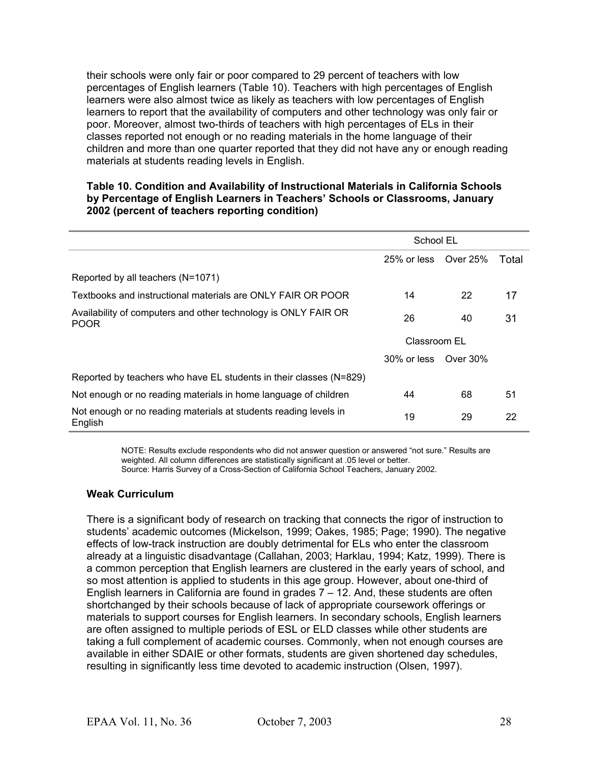their schools were only fair or poor compared to 29 percent of teachers with low percentages of English learners (Table 10). Teachers with high percentages of English learners were also almost twice as likely as teachers with low percentages of English learners to report that the availability of computers and other technology was only fair or poor. Moreover, almost two-thirds of teachers with high percentages of ELs in their classes reported not enough or no reading materials in the home language of their children and more than one quarter reported that they did not have any or enough reading materials at students reading levels in English.

**Table 10. Condition and Availability of Instructional Materials in California Schools by Percentage of English Learners in Teachers' Schools or Classrooms, January 2002 (percent of teachers reporting condition)**

| | School EL | | |
|---|---|---|---|
| | 25% or less | Over 25% | Total |
| Reported by all teachers (N=1071) | | | |
| Textbooks and instructional materials are ONLY FAIR OR POOR | 14 | 22 | 17 |
| Availability of computers and other technology is ONLY FAIR OR POOR | 26 | 40 | 31 |
| | Classroom EL | | |
| | 30% or less | Over 30% | |
| Reported by teachers who have EL students in their classes (N=829) | | | |
| Not enough or no reading materials in home language of children | 44 | 68 | 51 |
| Not enough or no reading materials at students reading levels in English | 19 | 29 | 22 |

NOTE: Results exclude respondents who did not answer question or answered "not sure." Results are weighted. All column differences are statistically significant at .05 level or better.
Source: Harris Survey of a Cross-Section of California School Teachers, January 2002.

### Weak Curriculum

There is a significant body of research on tracking that connects the rigor of instruction to students' academic outcomes (Mickelson, 1999; Oakes, 1985; Page; 1990). The negative effects of low-track instruction are doubly detrimental for ELs who enter the classroom already at a linguistic disadvantage (Callahan, 2003; Harklau, 1994; Katz, 1999). There is a common perception that English learners are clustered in the early years of school, and so most attention is applied to students in this age group. However, about one-third of English learners in California are found in grades 7 – 12. And, these students are often shortchanged by their schools because of lack of appropriate coursework offerings or materials to support courses for English learners. In secondary schools, English learners are often assigned to multiple periods of ESL or ELD classes while other students are taking a full complement of academic courses. Commonly, when not enough courses are available in either SDAIE or other formats, students are given shortened day schedules, resulting in significantly less time devoted to academic instruction (Olsen, 1997).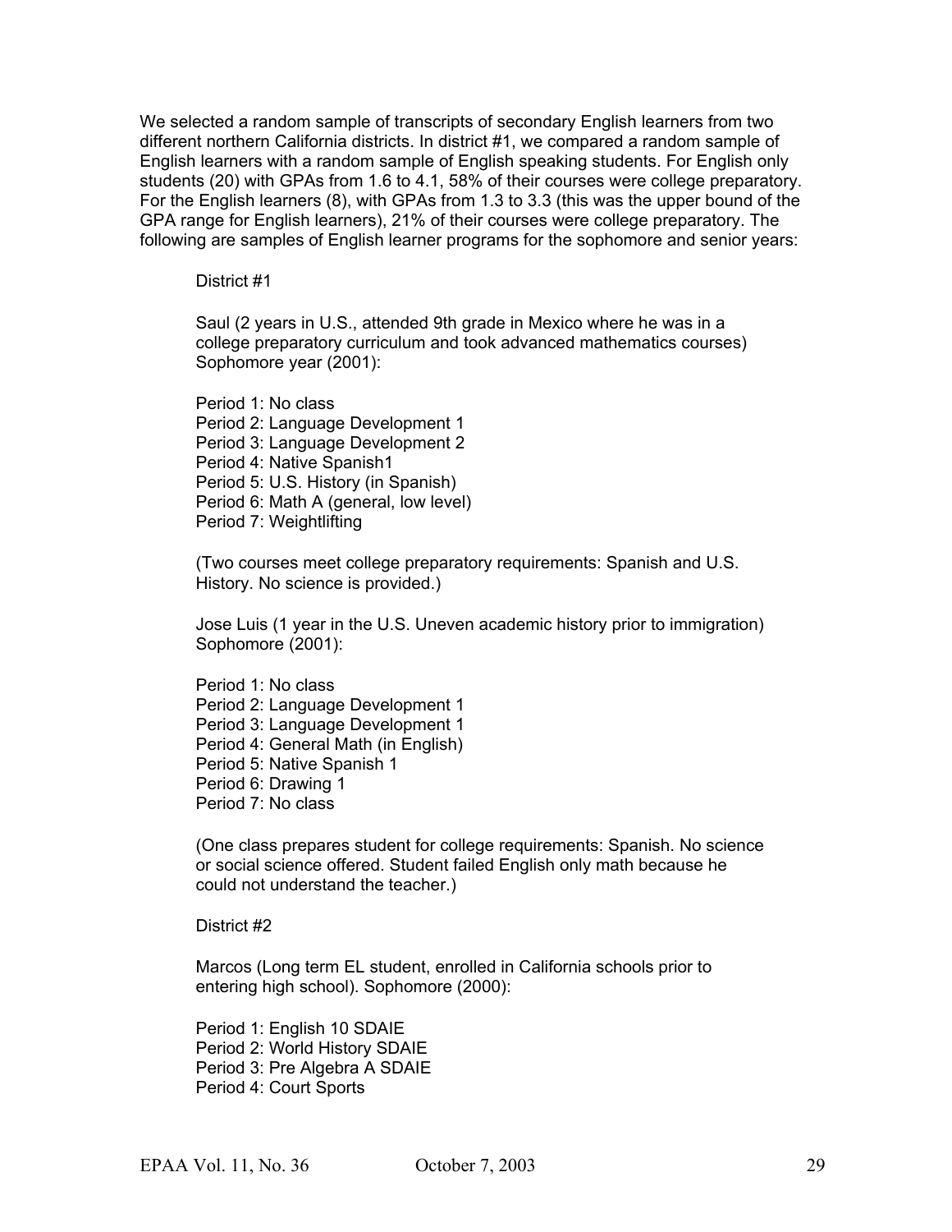We selected a random sample of transcripts of secondary English learners from two different northern California districts. In district #1, we compared a random sample of English learners with a random sample of English speaking students. For English only students (20) with GPAs from 1.6 to 4.1, 58% of their courses were college preparatory. For the English learners (8), with GPAs from 1.3 to 3.3 (this was the upper bound of the GPA range for English learners), 21% of their courses were college preparatory. The following are samples of English learner programs for the sophomore and senior years:

District #1

Saul (2 years in U.S., attended 9th grade in Mexico where he was in a college preparatory curriculum and took advanced mathematics courses) Sophomore year (2001):

Period 1: No class
Period 2: Language Development 1
Period 3: Language Development 2
Period 4: Native Spanish1
Period 5: U.S. History (in Spanish)
Period 6: Math A (general, low level)
Period 7: Weightlifting

(Two courses meet college preparatory requirements: Spanish and U.S. History. No science is provided.)

Jose Luis (1 year in the U.S. Uneven academic history prior to immigration) Sophomore (2001):

Period 1: No class
Period 2: Language Development 1
Period 3: Language Development 1
Period 4: General Math (in English)
Period 5: Native Spanish 1
Period 6: Drawing 1
Period 7: No class

(One class prepares student for college requirements: Spanish. No science or social science offered. Student failed English only math because he could not understand the teacher.)

District #2

Marcos (Long term EL student, enrolled in California schools prior to entering high school). Sophomore (2000):

Period 1: English 10 SDAIE
Period 2: World History SDAIE
Period 3: Pre Algebra A SDAIE
Period 4: Court Sports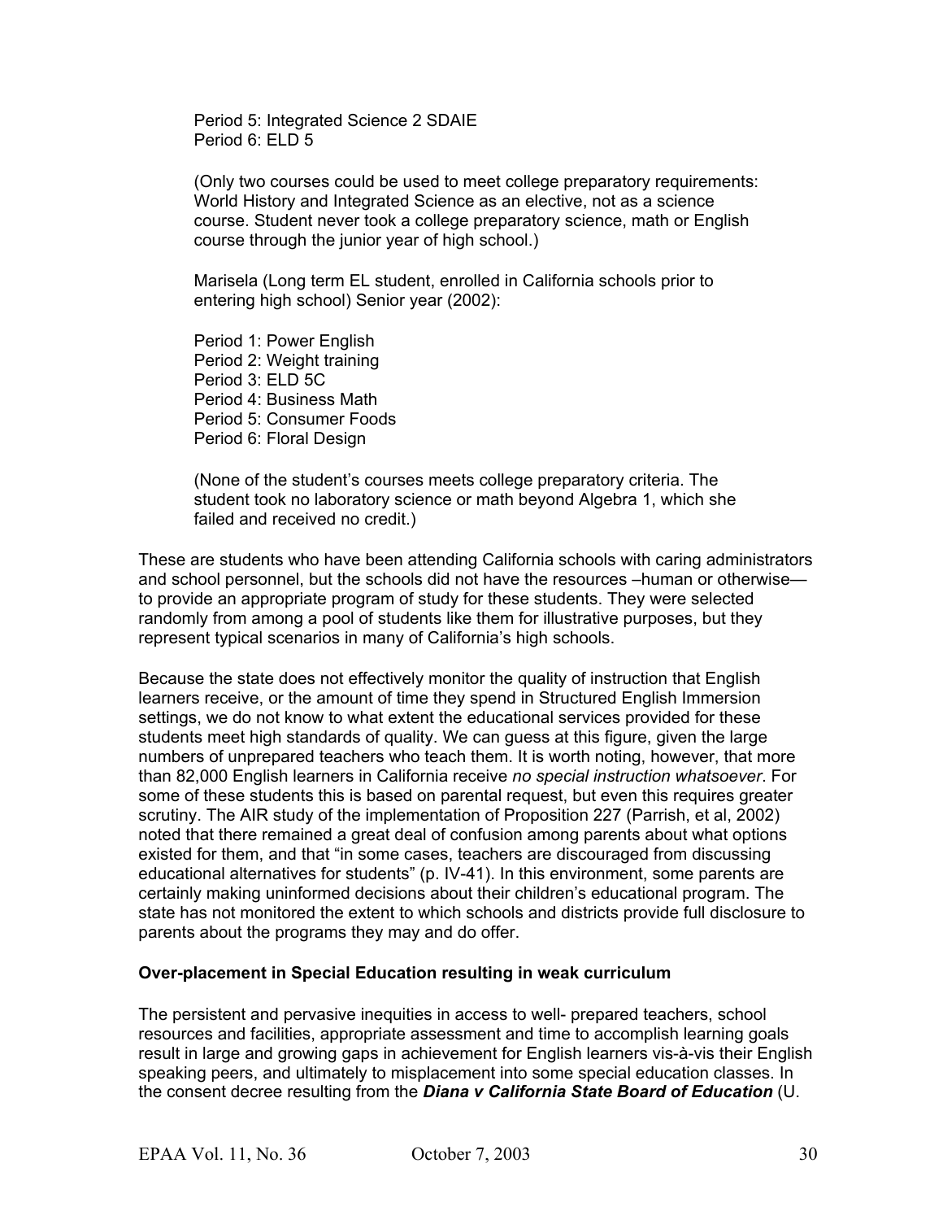Period 5: Integrated Science 2 SDAIE
Period 6: ELD 5

(Only two courses could be used to meet college preparatory requirements: World History and Integrated Science as an elective, not as a science course. Student never took a college preparatory science, math or English course through the junior year of high school.)

Marisela (Long term EL student, enrolled in California schools prior to entering high school) Senior year (2002):

Period 1: Power English
Period 2: Weight training
Period 3: ELD 5C
Period 4: Business Math
Period 5: Consumer Foods
Period 6: Floral Design

(None of the student's courses meets college preparatory criteria. The student took no laboratory science or math beyond Algebra 1, which she failed and received no credit.)

These are students who have been attending California schools with caring administrators and school personnel, but the schools did not have the resources –human or otherwise— to provide an appropriate program of study for these students. They were selected randomly from among a pool of students like them for illustrative purposes, but they represent typical scenarios in many of California's high schools.

Because the state does not effectively monitor the quality of instruction that English learners receive, or the amount of time they spend in Structured English Immersion settings, we do not know to what extent the educational services provided for these students meet high standards of quality. We can guess at this figure, given the large numbers of unprepared teachers who teach them. It is worth noting, however, that more than 82,000 English learners in California receive *no special instruction whatsoever*. For some of these students this is based on parental request, but even this requires greater scrutiny. The AIR study of the implementation of Proposition 227 (Parrish, et al, 2002) noted that there remained a great deal of confusion among parents about what options existed for them, and that "in some cases, teachers are discouraged from discussing educational alternatives for students" (p. IV-41). In this environment, some parents are certainly making uninformed decisions about their children's educational program. The state has not monitored the extent to which schools and districts provide full disclosure to parents about the programs they may and do offer.

**Over-placement in Special Education resulting in weak curriculum**

The persistent and pervasive inequities in access to well- prepared teachers, school resources and facilities, appropriate assessment and time to accomplish learning goals result in large and growing gaps in achievement for English learners vis-à-vis their English speaking peers, and ultimately to misplacement into some special education classes. In the consent decree resulting from the ***Diana v California State Board of Education*** (U.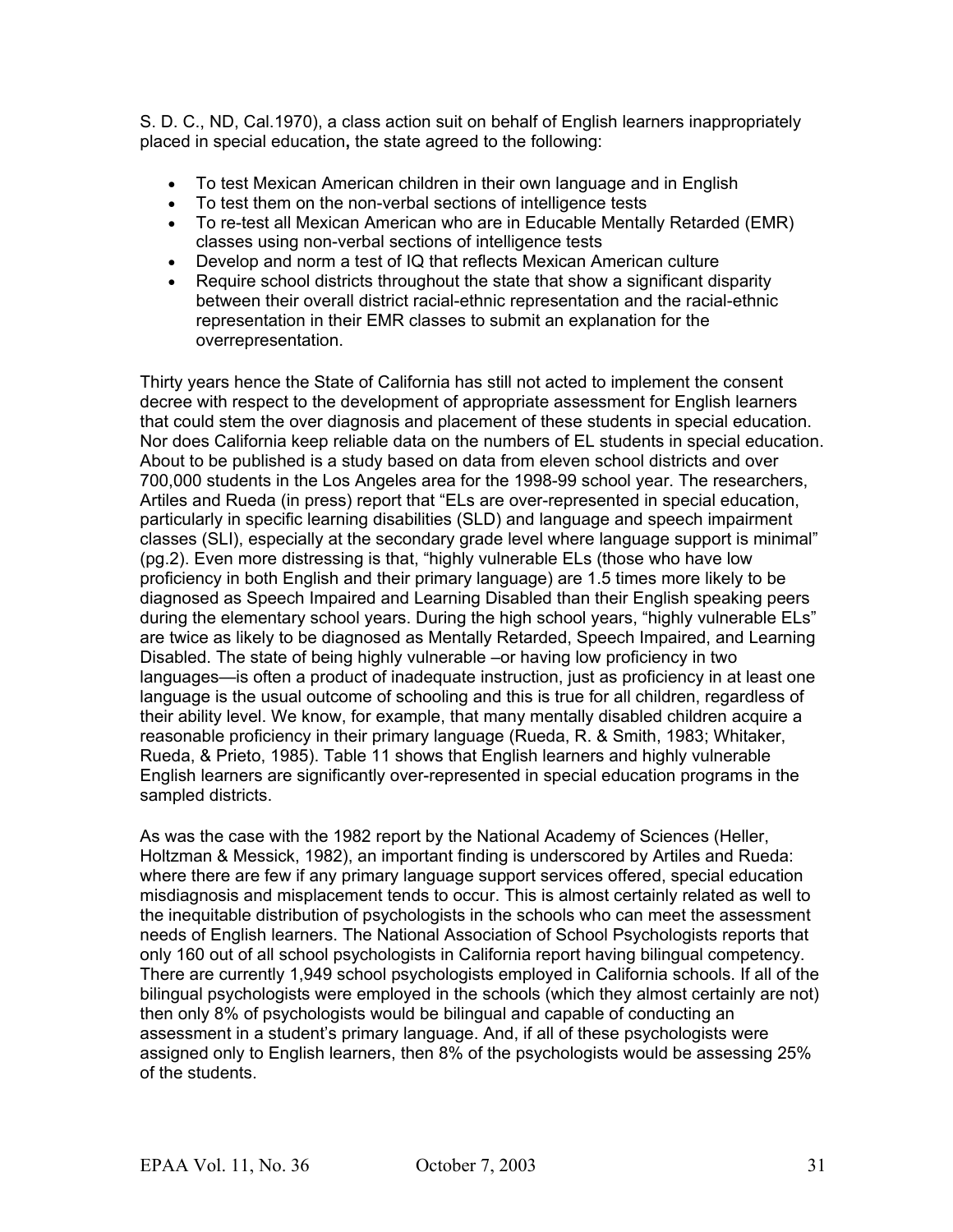S. D. C., ND, Cal.1970), a class action suit on behalf of English learners inappropriately placed in special education**,** the state agreed to the following:

- To test Mexican American children in their own language and in English
- To test them on the non-verbal sections of intelligence tests
- To re-test all Mexican American who are in Educable Mentally Retarded (EMR) classes using non-verbal sections of intelligence tests
- Develop and norm a test of IQ that reflects Mexican American culture
- Require school districts throughout the state that show a significant disparity between their overall district racial-ethnic representation and the racial-ethnic representation in their EMR classes to submit an explanation for the overrepresentation.

Thirty years hence the State of California has still not acted to implement the consent decree with respect to the development of appropriate assessment for English learners that could stem the over diagnosis and placement of these students in special education. Nor does California keep reliable data on the numbers of EL students in special education. About to be published is a study based on data from eleven school districts and over 700,000 students in the Los Angeles area for the 1998-99 school year. The researchers, Artiles and Rueda (in press) report that "ELs are over-represented in special education, particularly in specific learning disabilities (SLD) and language and speech impairment classes (SLI), especially at the secondary grade level where language support is minimal" (pg.2). Even more distressing is that, "highly vulnerable ELs (those who have low proficiency in both English and their primary language) are 1.5 times more likely to be diagnosed as Speech Impaired and Learning Disabled than their English speaking peers during the elementary school years. During the high school years, "highly vulnerable ELs" are twice as likely to be diagnosed as Mentally Retarded, Speech Impaired, and Learning Disabled. The state of being highly vulnerable –or having low proficiency in two languages—is often a product of inadequate instruction, just as proficiency in at least one language is the usual outcome of schooling and this is true for all children, regardless of their ability level. We know, for example, that many mentally disabled children acquire a reasonable proficiency in their primary language (Rueda, R. & Smith, 1983; Whitaker, Rueda, & Prieto, 1985). Table 11 shows that English learners and highly vulnerable English learners are significantly over-represented in special education programs in the sampled districts.

As was the case with the 1982 report by the National Academy of Sciences (Heller, Holtzman & Messick, 1982), an important finding is underscored by Artiles and Rueda: where there are few if any primary language support services offered, special education misdiagnosis and misplacement tends to occur. This is almost certainly related as well to the inequitable distribution of psychologists in the schools who can meet the assessment needs of English learners. The National Association of School Psychologists reports that only 160 out of all school psychologists in California report having bilingual competency. There are currently 1,949 school psychologists employed in California schools. If all of the bilingual psychologists were employed in the schools (which they almost certainly are not) then only 8% of psychologists would be bilingual and capable of conducting an assessment in a student's primary language. And, if all of these psychologists were assigned only to English learners, then 8% of the psychologists would be assessing 25% of the students.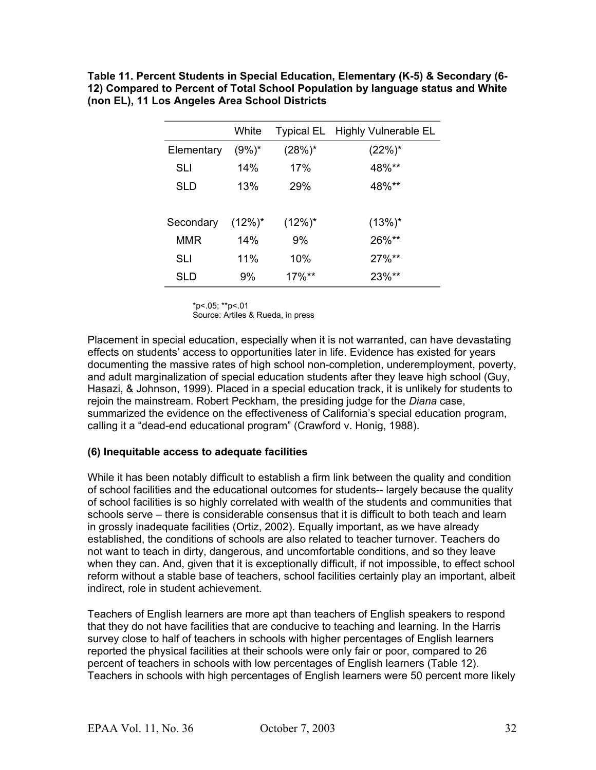**Table 11. Percent Students in Special Education, Elementary (K-5) & Secondary (6-12) Compared to Percent of Total School Population by language status and White (non EL), 11 Los Angeles Area School Districts**

| | White | Typical EL | Highly Vulnerable EL |
|---|---|---|---|
| Elementary | (9%)* | (28%)* | (22%)* |
| SLI | 14% | 17% | 48%** |
| SLD | 13% | 29% | 48%** |
| | | | |
| Secondary | (12%)* | (12%)* | (13%)* |
| MMR | 14% | 9% | 26%** |
| SLI | 11% | 10% | 27%** |
| SLD | 9% | 17%** | 23%** |

*p<.05; **p<.01
Source: Artiles & Rueda, in press

Placement in special education, especially when it is not warranted, can have devastating effects on students' access to opportunities later in life. Evidence has existed for years documenting the massive rates of high school non-completion, underemployment, poverty, and adult marginalization of special education students after they leave high school (Guy, Hasazi, & Johnson, 1999). Placed in a special education track, it is unlikely for students to rejoin the mainstream. Robert Peckham, the presiding judge for the *Diana* case, summarized the evidence on the effectiveness of California's special education program, calling it a "dead-end educational program" (Crawford v. Honig, 1988).

**(6) Inequitable access to adequate facilities**

While it has been notably difficult to establish a firm link between the quality and condition of school facilities and the educational outcomes for students-- largely because the quality of school facilities is so highly correlated with wealth of the students and communities that schools serve – there is considerable consensus that it is difficult to both teach and learn in grossly inadequate facilities (Ortiz, 2002). Equally important, as we have already established, the conditions of schools are also related to teacher turnover. Teachers do not want to teach in dirty, dangerous, and uncomfortable conditions, and so they leave when they can. And, given that it is exceptionally difficult, if not impossible, to effect school reform without a stable base of teachers, school facilities certainly play an important, albeit indirect, role in student achievement.

Teachers of English learners are more apt than teachers of English speakers to respond that they do not have facilities that are conducive to teaching and learning. In the Harris survey close to half of teachers in schools with higher percentages of English learners reported the physical facilities at their schools were only fair or poor, compared to 26 percent of teachers in schools with low percentages of English learners (Table 12). Teachers in schools with high percentages of English learners were 50 percent more likely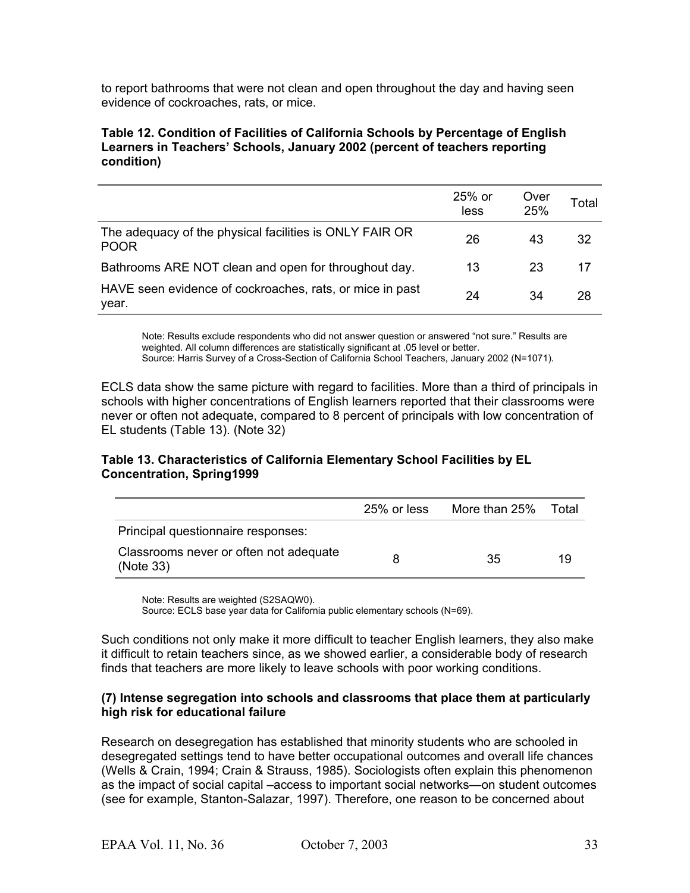to report bathrooms that were not clean and open throughout the day and having seen evidence of cockroaches, rats, or mice.

**Table 12. Condition of Facilities of California Schools by Percentage of English Learners in Teachers' Schools, January 2002 (percent of teachers reporting condition)**

| | 25% or less | Over 25% | Total |
|---|---|---|---|
| The adequacy of the physical facilities is ONLY FAIR OR POOR | 26 | 43 | 32 |
| Bathrooms ARE NOT clean and open for throughout day. | 13 | 23 | 17 |
| HAVE seen evidence of cockroaches, rats, or mice in past year. | 24 | 34 | 28 |

Note: Results exclude respondents who did not answer question or answered "not sure." Results are weighted. All column differences are statistically significant at .05 level or better.
Source: Harris Survey of a Cross-Section of California School Teachers, January 2002 (N=1071).

ECLS data show the same picture with regard to facilities. More than a third of principals in schools with higher concentrations of English learners reported that their classrooms were never or often not adequate, compared to 8 percent of principals with low concentration of EL students (Table 13). (Note 32)

**Table 13. Characteristics of California Elementary School Facilities by EL Concentration, Spring1999**

| | 25% or less | More than 25% | Total |
|---|---|---|---|
| Principal questionnaire responses: | | | |
| Classrooms never or often not adequate (Note 33) | 8 | 35 | 19 |

Note: Results are weighted (S2SAQW0).
Source: ECLS base year data for California public elementary schools (N=69).

Such conditions not only make it more difficult to teacher English learners, they also make it difficult to retain teachers since, as we showed earlier, a considerable body of research finds that teachers are more likely to leave schools with poor working conditions.

**(7) Intense segregation into schools and classrooms that place them at particularly high risk for educational failure**

Research on desegregation has established that minority students who are schooled in desegregated settings tend to have better occupational outcomes and overall life chances (Wells & Crain, 1994; Crain & Strauss, 1985). Sociologists often explain this phenomenon as the impact of social capital –access to important social networks—on student outcomes (see for example, Stanton-Salazar, 1997). Therefore, one reason to be concerned about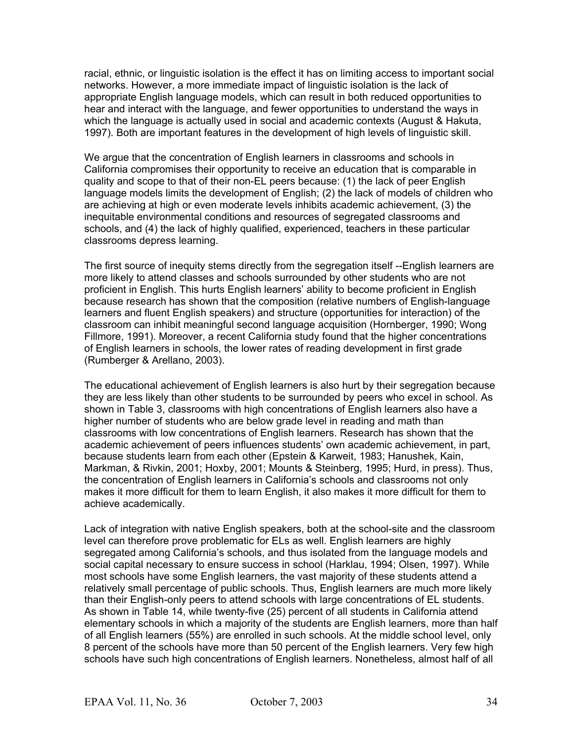racial, ethnic, or linguistic isolation is the effect it has on limiting access to important social networks. However, a more immediate impact of linguistic isolation is the lack of appropriate English language models, which can result in both reduced opportunities to hear and interact with the language, and fewer opportunities to understand the ways in which the language is actually used in social and academic contexts (August & Hakuta, 1997). Both are important features in the development of high levels of linguistic skill.

We argue that the concentration of English learners in classrooms and schools in California compromises their opportunity to receive an education that is comparable in quality and scope to that of their non-EL peers because: (1) the lack of peer English language models limits the development of English; (2) the lack of models of children who are achieving at high or even moderate levels inhibits academic achievement, (3) the inequitable environmental conditions and resources of segregated classrooms and schools, and (4) the lack of highly qualified, experienced, teachers in these particular classrooms depress learning.

The first source of inequity stems directly from the segregation itself --English learners are more likely to attend classes and schools surrounded by other students who are not proficient in English. This hurts English learners' ability to become proficient in English because research has shown that the composition (relative numbers of English-language learners and fluent English speakers) and structure (opportunities for interaction) of the classroom can inhibit meaningful second language acquisition (Hornberger, 1990; Wong Fillmore, 1991). Moreover, a recent California study found that the higher concentrations of English learners in schools, the lower rates of reading development in first grade (Rumberger & Arellano, 2003).

The educational achievement of English learners is also hurt by their segregation because they are less likely than other students to be surrounded by peers who excel in school. As shown in Table 3, classrooms with high concentrations of English learners also have a higher number of students who are below grade level in reading and math than classrooms with low concentrations of English learners. Research has shown that the academic achievement of peers influences students' own academic achievement, in part, because students learn from each other (Epstein & Karweit, 1983; Hanushek, Kain, Markman, & Rivkin, 2001; Hoxby, 2001; Mounts & Steinberg, 1995; Hurd, in press). Thus, the concentration of English learners in California's schools and classrooms not only makes it more difficult for them to learn English, it also makes it more difficult for them to achieve academically.

Lack of integration with native English speakers, both at the school-site and the classroom level can therefore prove problematic for ELs as well. English learners are highly segregated among California's schools, and thus isolated from the language models and social capital necessary to ensure success in school (Harklau, 1994; Olsen, 1997). While most schools have some English learners, the vast majority of these students attend a relatively small percentage of public schools. Thus, English learners are much more likely than their English-only peers to attend schools with large concentrations of EL students. As shown in Table 14, while twenty-five (25) percent of all students in California attend elementary schools in which a majority of the students are English learners, more than half of all English learners (55%) are enrolled in such schools. At the middle school level, only 8 percent of the schools have more than 50 percent of the English learners. Very few high schools have such high concentrations of English learners. Nonetheless, almost half of all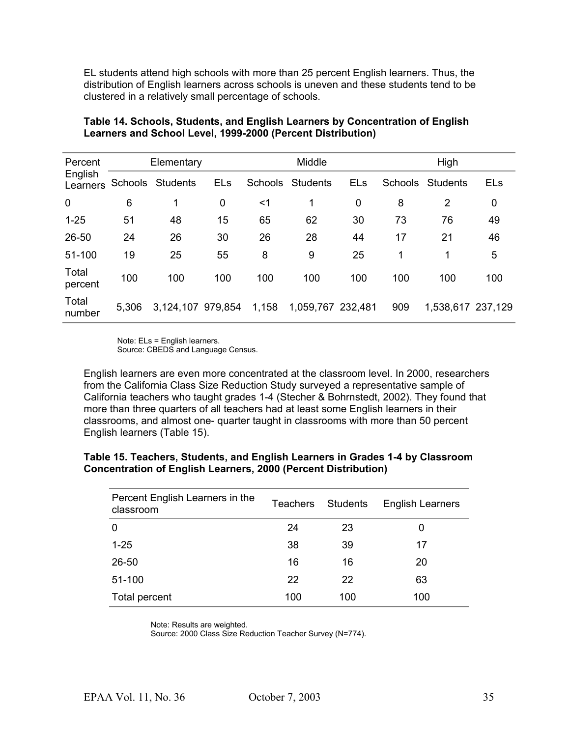EL students attend high schools with more than 25 percent English learners. Thus, the distribution of English learners across schools is uneven and these students tend to be clustered in a relatively small percentage of schools.

**Table 14. Schools, Students, and English Learners by Concentration of English Learners and School Level, 1999-2000 (Percent Distribution)**

| Percent English Learners | Elementary | | | Middle | | | High | | |
|---|---|---|---|---|---|---|---|---|---|
| | Schools | Students | ELs | Schools | Students | ELs | Schools | Students | ELs |
| 0 | 6 | 1 | 0 | <1 | 1 | 0 | 8 | 2 | 0 |
| 1-25 | 51 | 48 | 15 | 65 | 62 | 30 | 73 | 76 | 49 |
| 26-50 | 24 | 26 | 30 | 26 | 28 | 44 | 17 | 21 | 46 |
| 51-100 | 19 | 25 | 55 | 8 | 9 | 25 | 1 | 1 | 5 |
| Total percent | 100 | 100 | 100 | 100 | 100 | 100 | 100 | 100 | 100 |
| Total number | 5,306 | 3,124,107 | 979,854 | 1,158 | 1,059,767 | 232,481 | 909 | 1,538,617 | 237,129 |

Note: ELs = English learners.
Source: CBEDS and Language Census.

English learners are even more concentrated at the classroom level. In 2000, researchers from the California Class Size Reduction Study surveyed a representative sample of California teachers who taught grades 1-4 (Stecher & Bohrnstedt, 2002). They found that more than three quarters of all teachers had at least some English learners in their classrooms, and almost one- quarter taught in classrooms with more than 50 percent English learners (Table 15).

**Table 15. Teachers, Students, and English Learners in Grades 1-4 by Classroom Concentration of English Learners, 2000 (Percent Distribution)**

| Percent English Learners in the classroom | Teachers | Students | English Learners |
|---|---|---|---|
| 0 | 24 | 23 | 0 |
| 1-25 | 38 | 39 | 17 |
| 26-50 | 16 | 16 | 20 |
| 51-100 | 22 | 22 | 63 |
| Total percent | 100 | 100 | 100 |

Note: Results are weighted.
Source: 2000 Class Size Reduction Teacher Survey (N=774).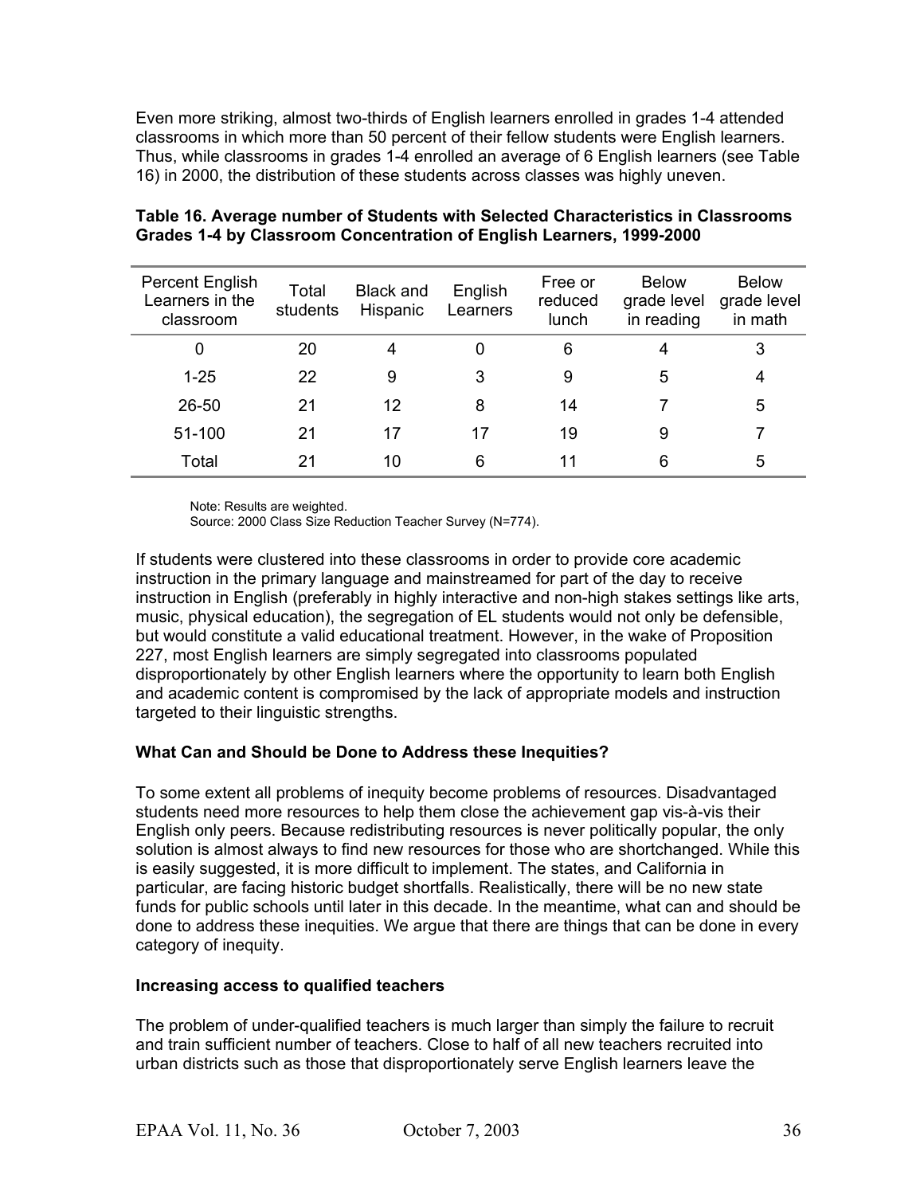Even more striking, almost two-thirds of English learners enrolled in grades 1-4 attended classrooms in which more than 50 percent of their fellow students were English learners. Thus, while classrooms in grades 1-4 enrolled an average of 6 English learners (see Table 16) in 2000, the distribution of these students across classes was highly uneven.

**Table 16. Average number of Students with Selected Characteristics in Classrooms Grades 1-4 by Classroom Concentration of English Learners, 1999-2000**

| Percent English Learners in the classroom | Total students | Black and Hispanic | English Learners | Free or reduced lunch | Below grade level in reading | Below grade level in math |
|---|---|---|---|---|---|---|
| 0 | 20 | 4 | 0 | 6 | 4 | 3 |
| 1-25 | 22 | 9 | 3 | 9 | 5 | 4 |
| 26-50 | 21 | 12 | 8 | 14 | 7 | 5 |
| 51-100 | 21 | 17 | 17 | 19 | 9 | 7 |
| Total | 21 | 10 | 6 | 11 | 6 | 5 |

Note: Results are weighted.
Source: 2000 Class Size Reduction Teacher Survey (N=774).

If students were clustered into these classrooms in order to provide core academic instruction in the primary language and mainstreamed for part of the day to receive instruction in English (preferably in highly interactive and non-high stakes settings like arts, music, physical education), the segregation of EL students would not only be defensible, but would constitute a valid educational treatment. However, in the wake of Proposition 227, most English learners are simply segregated into classrooms populated disproportionately by other English learners where the opportunity to learn both English and academic content is compromised by the lack of appropriate models and instruction targeted to their linguistic strengths.

### What Can and Should be Done to Address these Inequities?

To some extent all problems of inequity become problems of resources. Disadvantaged students need more resources to help them close the achievement gap vis-à-vis their English only peers. Because redistributing resources is never politically popular, the only solution is almost always to find new resources for those who are shortchanged. While this is easily suggested, it is more difficult to implement. The states, and California in particular, are facing historic budget shortfalls. Realistically, there will be no new state funds for public schools until later in this decade. In the meantime, what can and should be done to address these inequities. We argue that there are things that can be done in every category of inequity.

### Increasing access to qualified teachers

The problem of under-qualified teachers is much larger than simply the failure to recruit and train sufficient number of teachers. Close to half of all new teachers recruited into urban districts such as those that disproportionately serve English learners leave the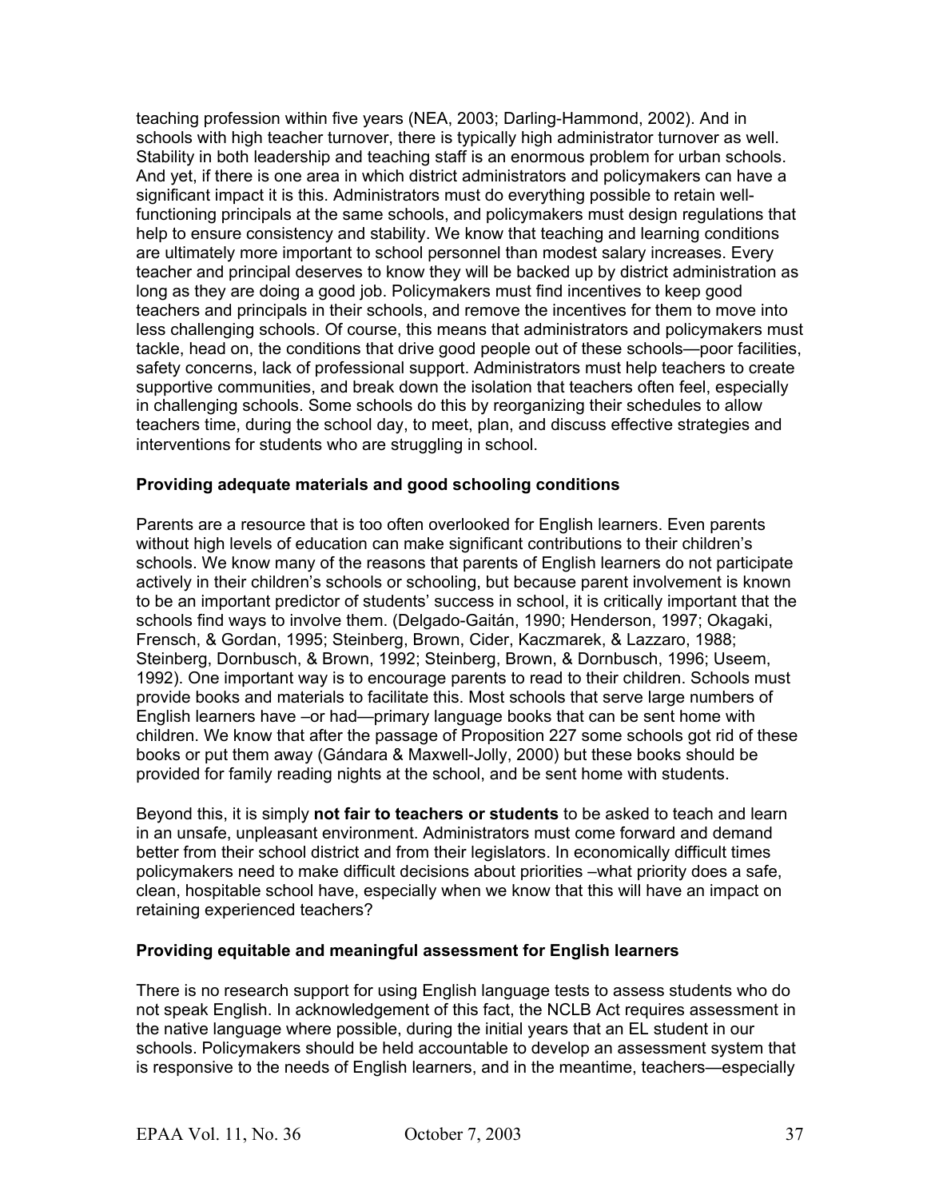teaching profession within five years (NEA, 2003; Darling-Hammond, 2002). And in schools with high teacher turnover, there is typically high administrator turnover as well. Stability in both leadership and teaching staff is an enormous problem for urban schools. And yet, if there is one area in which district administrators and policymakers can have a significant impact it is this. Administrators must do everything possible to retain well-functioning principals at the same schools, and policymakers must design regulations that help to ensure consistency and stability. We know that teaching and learning conditions are ultimately more important to school personnel than modest salary increases. Every teacher and principal deserves to know they will be backed up by district administration as long as they are doing a good job. Policymakers must find incentives to keep good teachers and principals in their schools, and remove the incentives for them to move into less challenging schools. Of course, this means that administrators and policymakers must tackle, head on, the conditions that drive good people out of these schools—poor facilities, safety concerns, lack of professional support. Administrators must help teachers to create supportive communities, and break down the isolation that teachers often feel, especially in challenging schools. Some schools do this by reorganizing their schedules to allow teachers time, during the school day, to meet, plan, and discuss effective strategies and interventions for students who are struggling in school.

**Providing adequate materials and good schooling conditions**

Parents are a resource that is too often overlooked for English learners. Even parents without high levels of education can make significant contributions to their children's schools. We know many of the reasons that parents of English learners do not participate actively in their children's schools or schooling, but because parent involvement is known to be an important predictor of students' success in school, it is critically important that the schools find ways to involve them. (Delgado-Gaitán, 1990; Henderson, 1997; Okagaki, Frensch, & Gordan, 1995; Steinberg, Brown, Cider, Kaczmarek, & Lazzaro, 1988; Steinberg, Dornbusch, & Brown, 1992; Steinberg, Brown, & Dornbusch, 1996; Useem, 1992). One important way is to encourage parents to read to their children. Schools must provide books and materials to facilitate this. Most schools that serve large numbers of English learners have –or had—primary language books that can be sent home with children. We know that after the passage of Proposition 227 some schools got rid of these books or put them away (Gándara & Maxwell-Jolly, 2000) but these books should be provided for family reading nights at the school, and be sent home with students.

Beyond this, it is simply **not fair to teachers or students** to be asked to teach and learn in an unsafe, unpleasant environment. Administrators must come forward and demand better from their school district and from their legislators. In economically difficult times policymakers need to make difficult decisions about priorities –what priority does a safe, clean, hospitable school have, especially when we know that this will have an impact on retaining experienced teachers?

**Providing equitable and meaningful assessment for English learners**

There is no research support for using English language tests to assess students who do not speak English. In acknowledgement of this fact, the NCLB Act requires assessment in the native language where possible, during the initial years that an EL student in our schools. Policymakers should be held accountable to develop an assessment system that is responsive to the needs of English learners, and in the meantime, teachers—especially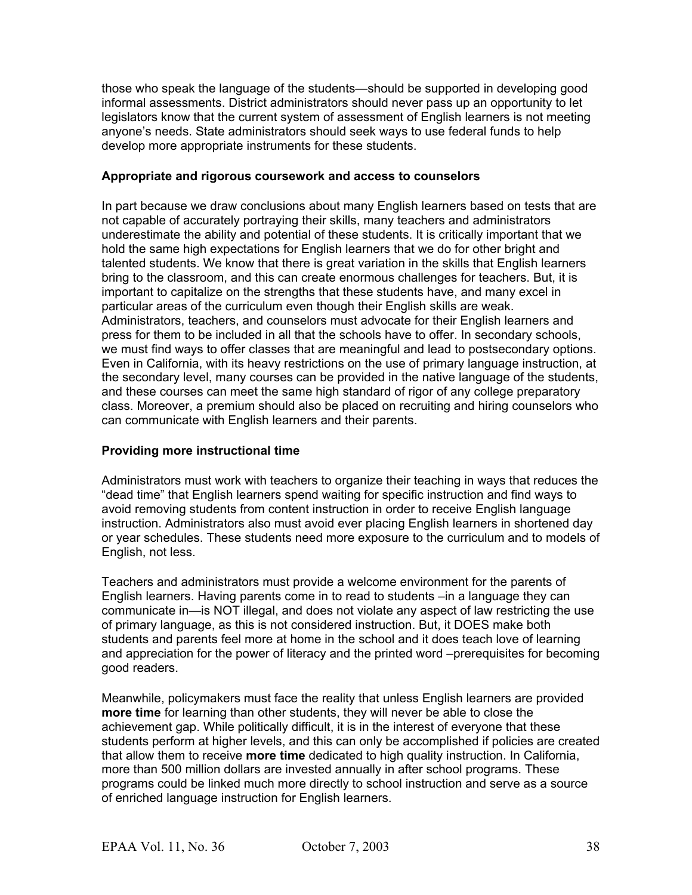those who speak the language of the students—should be supported in developing good informal assessments. District administrators should never pass up an opportunity to let legislators know that the current system of assessment of English learners is not meeting anyone's needs. State administrators should seek ways to use federal funds to help develop more appropriate instruments for these students.

**Appropriate and rigorous coursework and access to counselors**

In part because we draw conclusions about many English learners based on tests that are not capable of accurately portraying their skills, many teachers and administrators underestimate the ability and potential of these students. It is critically important that we hold the same high expectations for English learners that we do for other bright and talented students. We know that there is great variation in the skills that English learners bring to the classroom, and this can create enormous challenges for teachers. But, it is important to capitalize on the strengths that these students have, and many excel in particular areas of the curriculum even though their English skills are weak. Administrators, teachers, and counselors must advocate for their English learners and press for them to be included in all that the schools have to offer. In secondary schools, we must find ways to offer classes that are meaningful and lead to postsecondary options. Even in California, with its heavy restrictions on the use of primary language instruction, at the secondary level, many courses can be provided in the native language of the students, and these courses can meet the same high standard of rigor of any college preparatory class. Moreover, a premium should also be placed on recruiting and hiring counselors who can communicate with English learners and their parents.

**Providing more instructional time**

Administrators must work with teachers to organize their teaching in ways that reduces the "dead time" that English learners spend waiting for specific instruction and find ways to avoid removing students from content instruction in order to receive English language instruction. Administrators also must avoid ever placing English learners in shortened day or year schedules. These students need more exposure to the curriculum and to models of English, not less.

Teachers and administrators must provide a welcome environment for the parents of English learners. Having parents come in to read to students –in a language they can communicate in—is NOT illegal, and does not violate any aspect of law restricting the use of primary language, as this is not considered instruction. But, it DOES make both students and parents feel more at home in the school and it does teach love of learning and appreciation for the power of literacy and the printed word –prerequisites for becoming good readers.

Meanwhile, policymakers must face the reality that unless English learners are provided **more time** for learning than other students, they will never be able to close the achievement gap. While politically difficult, it is in the interest of everyone that these students perform at higher levels, and this can only be accomplished if policies are created that allow them to receive **more time** dedicated to high quality instruction. In California, more than 500 million dollars are invested annually in after school programs. These programs could be linked much more directly to school instruction and serve as a source of enriched language instruction for English learners.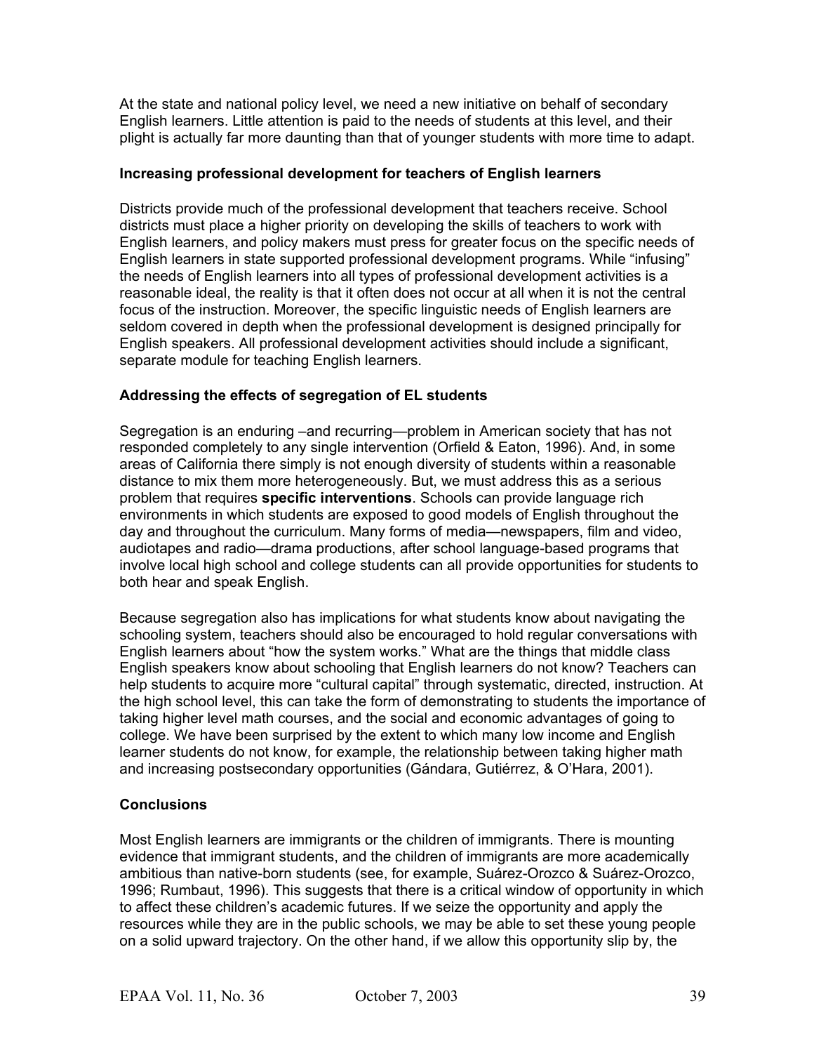At the state and national policy level, we need a new initiative on behalf of secondary English learners. Little attention is paid to the needs of students at this level, and their plight is actually far more daunting than that of younger students with more time to adapt.

### Increasing professional development for teachers of English learners

Districts provide much of the professional development that teachers receive. School districts must place a higher priority on developing the skills of teachers to work with English learners, and policy makers must press for greater focus on the specific needs of English learners in state supported professional development programs. While "infusing" the needs of English learners into all types of professional development activities is a reasonable ideal, the reality is that it often does not occur at all when it is not the central focus of the instruction. Moreover, the specific linguistic needs of English learners are seldom covered in depth when the professional development is designed principally for English speakers. All professional development activities should include a significant, separate module for teaching English learners.

### Addressing the effects of segregation of EL students

Segregation is an enduring –and recurring—problem in American society that has not responded completely to any single intervention (Orfield & Eaton, 1996). And, in some areas of California there simply is not enough diversity of students within a reasonable distance to mix them more heterogeneously. But, we must address this as a serious problem that requires **specific interventions**. Schools can provide language rich environments in which students are exposed to good models of English throughout the day and throughout the curriculum. Many forms of media—newspapers, film and video, audiotapes and radio—drama productions, after school language-based programs that involve local high school and college students can all provide opportunities for students to both hear and speak English.

Because segregation also has implications for what students know about navigating the schooling system, teachers should also be encouraged to hold regular conversations with English learners about "how the system works." What are the things that middle class English speakers know about schooling that English learners do not know? Teachers can help students to acquire more "cultural capital" through systematic, directed, instruction. At the high school level, this can take the form of demonstrating to students the importance of taking higher level math courses, and the social and economic advantages of going to college. We have been surprised by the extent to which many low income and English learner students do not know, for example, the relationship between taking higher math and increasing postsecondary opportunities (Gándara, Gutiérrez, & O'Hara, 2001).

### Conclusions

Most English learners are immigrants or the children of immigrants. There is mounting evidence that immigrant students, and the children of immigrants are more academically ambitious than native-born students (see, for example, Suárez-Orozco & Suárez-Orozco, 1996; Rumbaut, 1996). This suggests that there is a critical window of opportunity in which to affect these children's academic futures. If we seize the opportunity and apply the resources while they are in the public schools, we may be able to set these young people on a solid upward trajectory. On the other hand, if we allow this opportunity slip by, the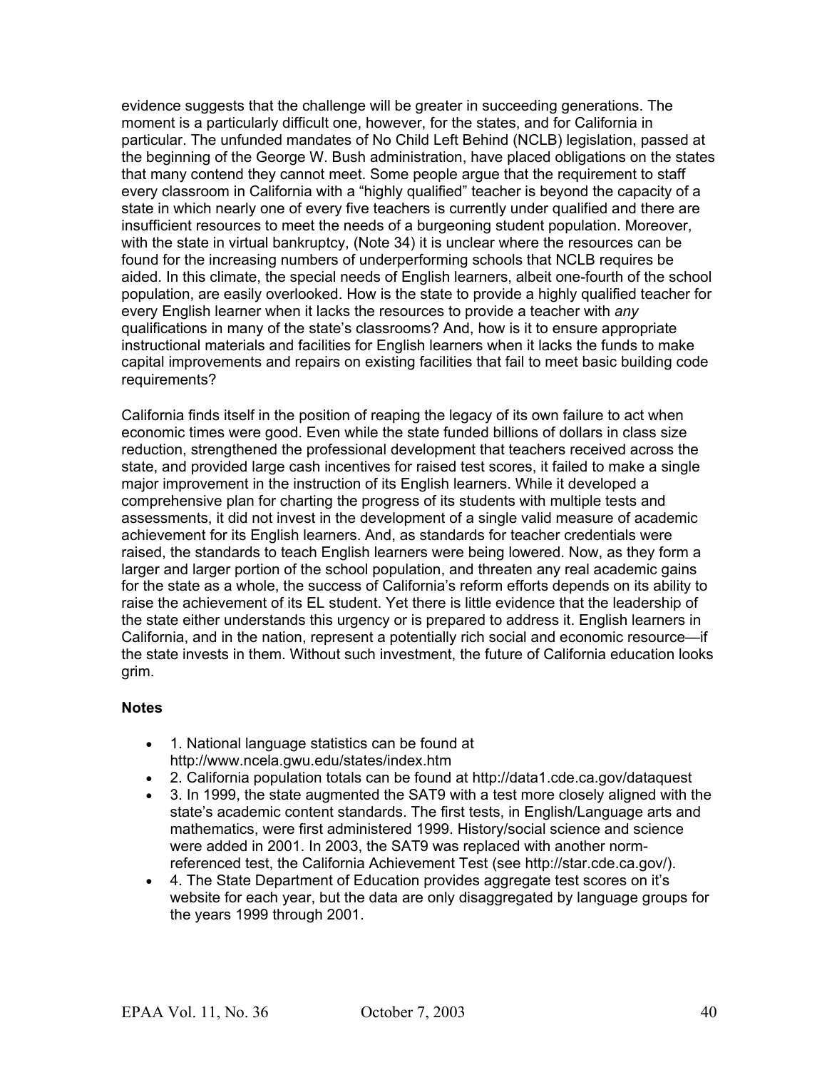evidence suggests that the challenge will be greater in succeeding generations. The moment is a particularly difficult one, however, for the states, and for California in particular. The unfunded mandates of No Child Left Behind (NCLB) legislation, passed at the beginning of the George W. Bush administration, have placed obligations on the states that many contend they cannot meet. Some people argue that the requirement to staff every classroom in California with a "highly qualified" teacher is beyond the capacity of a state in which nearly one of every five teachers is currently under qualified and there are insufficient resources to meet the needs of a burgeoning student population. Moreover, with the state in virtual bankruptcy, (Note 34) it is unclear where the resources can be found for the increasing numbers of underperforming schools that NCLB requires be aided. In this climate, the special needs of English learners, albeit one-fourth of the school population, are easily overlooked. How is the state to provide a highly qualified teacher for every English learner when it lacks the resources to provide a teacher with *any* qualifications in many of the state's classrooms? And, how is it to ensure appropriate instructional materials and facilities for English learners when it lacks the funds to make capital improvements and repairs on existing facilities that fail to meet basic building code requirements?

California finds itself in the position of reaping the legacy of its own failure to act when economic times were good. Even while the state funded billions of dollars in class size reduction, strengthened the professional development that teachers received across the state, and provided large cash incentives for raised test scores, it failed to make a single major improvement in the instruction of its English learners. While it developed a comprehensive plan for charting the progress of its students with multiple tests and assessments, it did not invest in the development of a single valid measure of academic achievement for its English learners. And, as standards for teacher credentials were raised, the standards to teach English learners were being lowered. Now, as they form a larger and larger portion of the school population, and threaten any real academic gains for the state as a whole, the success of California's reform efforts depends on its ability to raise the achievement of its EL student. Yet there is little evidence that the leadership of the state either understands this urgency or is prepared to address it. English learners in California, and in the nation, represent a potentially rich social and economic resource—if the state invests in them. Without such investment, the future of California education looks grim.

### Notes

- 1. National language statistics can be found at http://www.ncela.gwu.edu/states/index.htm
- 2. California population totals can be found at http://data1.cde.ca.gov/dataquest
- 3. In 1999, the state augmented the SAT9 with a test more closely aligned with the state's academic content standards. The first tests, in English/Language arts and mathematics, were first administered 1999. History/social science and science were added in 2001. In 2003, the SAT9 was replaced with another norm-referenced test, the California Achievement Test (see http://star.cde.ca.gov/).
- 4. The State Department of Education provides aggregate test scores on it's website for each year, but the data are only disaggregated by language groups for the years 1999 through 2001.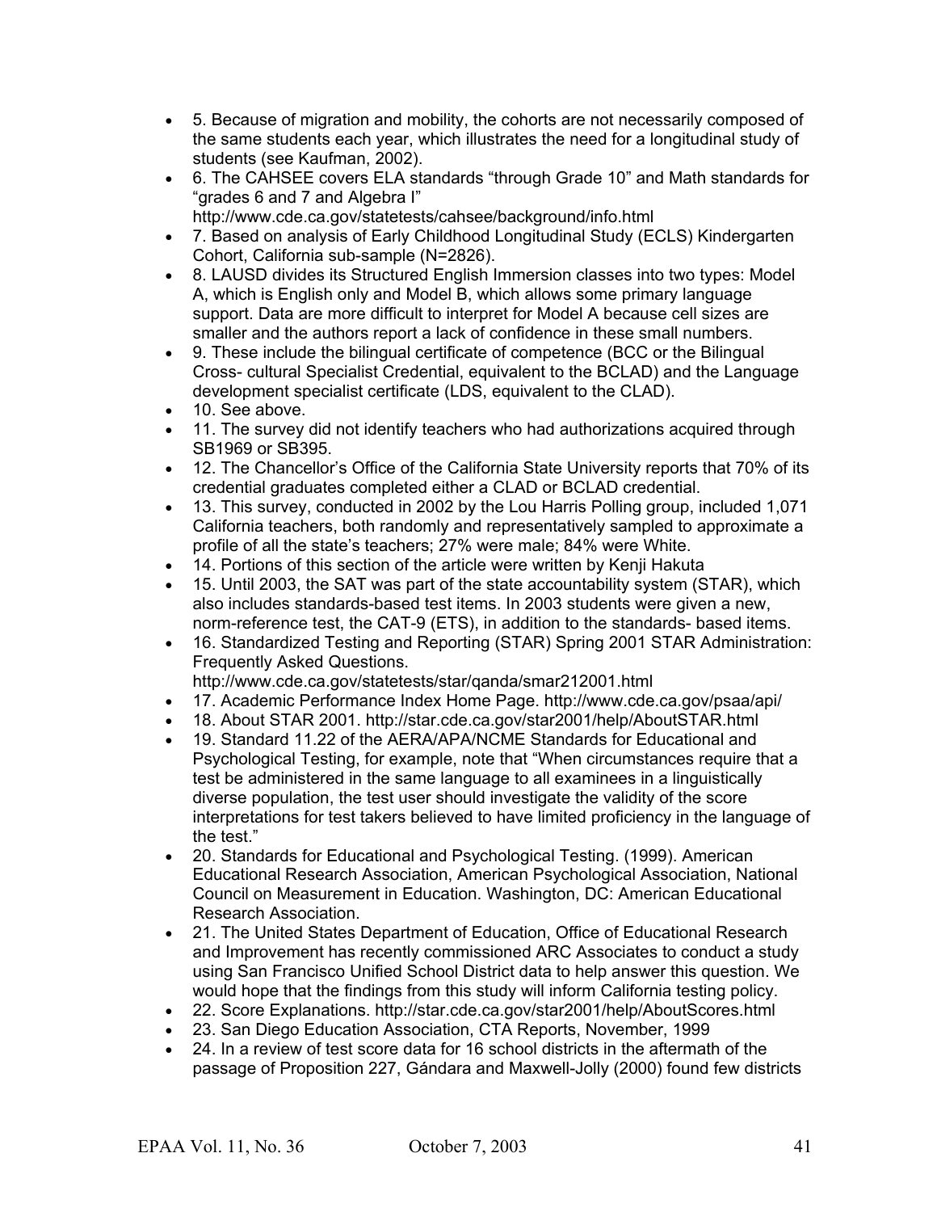- 5. Because of migration and mobility, the cohorts are not necessarily composed of the same students each year, which illustrates the need for a longitudinal study of students (see Kaufman, 2002).
- 6. The CAHSEE covers ELA standards "through Grade 10" and Math standards for "grades 6 and 7 and Algebra I" http://www.cde.ca.gov/statetests/cahsee/background/info.html
- 7. Based on analysis of Early Childhood Longitudinal Study (ECLS) Kindergarten Cohort, California sub-sample (N=2826).
- 8. LAUSD divides its Structured English Immersion classes into two types: Model A, which is English only and Model B, which allows some primary language support. Data are more difficult to interpret for Model A because cell sizes are smaller and the authors report a lack of confidence in these small numbers.
- 9. These include the bilingual certificate of competence (BCC or the Bilingual Cross- cultural Specialist Credential, equivalent to the BCLAD) and the Language development specialist certificate (LDS, equivalent to the CLAD).
- 10. See above.
- 11. The survey did not identify teachers who had authorizations acquired through SB1969 or SB395.
- 12. The Chancellor's Office of the California State University reports that 70% of its credential graduates completed either a CLAD or BCLAD credential.
- 13. This survey, conducted in 2002 by the Lou Harris Polling group, included 1,071 California teachers, both randomly and representatively sampled to approximate a profile of all the state's teachers; 27% were male; 84% were White.
- 14. Portions of this section of the article were written by Kenji Hakuta
- 15. Until 2003, the SAT was part of the state accountability system (STAR), which also includes standards-based test items. In 2003 students were given a new, norm-reference test, the CAT-9 (ETS), in addition to the standards- based items.
- 16. Standardized Testing and Reporting (STAR) Spring 2001 STAR Administration: Frequently Asked Questions. http://www.cde.ca.gov/statetests/star/qanda/smar212001.html
- 17. Academic Performance Index Home Page. http://www.cde.ca.gov/psaa/api/
- 18. About STAR 2001. http://star.cde.ca.gov/star2001/help/AboutSTAR.html
- 19. Standard 11.22 of the AERA/APA/NCME Standards for Educational and Psychological Testing, for example, note that "When circumstances require that a test be administered in the same language to all examinees in a linguistically diverse population, the test user should investigate the validity of the score interpretations for test takers believed to have limited proficiency in the language of the test."
- 20. Standards for Educational and Psychological Testing. (1999). American Educational Research Association, American Psychological Association, National Council on Measurement in Education. Washington, DC: American Educational Research Association.
- 21. The United States Department of Education, Office of Educational Research and Improvement has recently commissioned ARC Associates to conduct a study using San Francisco Unified School District data to help answer this question. We would hope that the findings from this study will inform California testing policy.
- 22. Score Explanations. http://star.cde.ca.gov/star2001/help/AboutScores.html
- 23. San Diego Education Association, CTA Reports, November, 1999
- 24. In a review of test score data for 16 school districts in the aftermath of the passage of Proposition 227, Gándara and Maxwell-Jolly (2000) found few districts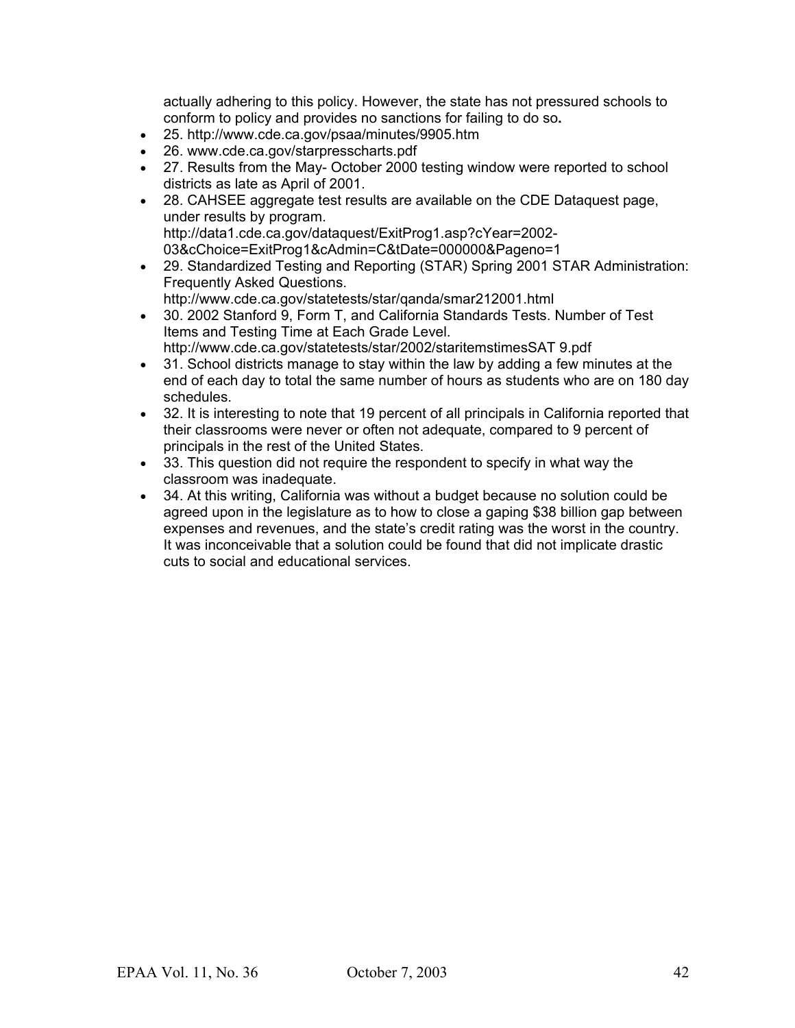actually adhering to this policy. However, the state has not pressured schools to conform to policy and provides no sanctions for failing to do so**.**

- 25. http://www.cde.ca.gov/psaa/minutes/9905.htm
- 26. www.cde.ca.gov/starpresscharts.pdf
- 27. Results from the May- October 2000 testing window were reported to school districts as late as April of 2001.
- 28. CAHSEE aggregate test results are available on the CDE Dataquest page, under results by program. http://data1.cde.ca.gov/dataquest/ExitProg1.asp?cYear=2002-03&cChoice=ExitProg1&cAdmin=C&tDate=000000&Pageno=1
- 29. Standardized Testing and Reporting (STAR) Spring 2001 STAR Administration: Frequently Asked Questions. http://www.cde.ca.gov/statetests/star/qanda/smar212001.html
- 30. 2002 Stanford 9, Form T, and California Standards Tests. Number of Test Items and Testing Time at Each Grade Level. http://www.cde.ca.gov/statetests/star/2002/staritemstimesSAT 9.pdf
- 31. School districts manage to stay within the law by adding a few minutes at the end of each day to total the same number of hours as students who are on 180 day schedules.
- 32. It is interesting to note that 19 percent of all principals in California reported that their classrooms were never or often not adequate, compared to 9 percent of principals in the rest of the United States.
- 33. This question did not require the respondent to specify in what way the classroom was inadequate.
- 34. At this writing, California was without a budget because no solution could be agreed upon in the legislature as to how to close a gaping $38 billion gap between expenses and revenues, and the state's credit rating was the worst in the country. It was inconceivable that a solution could be found that did not implicate drastic cuts to social and educational services.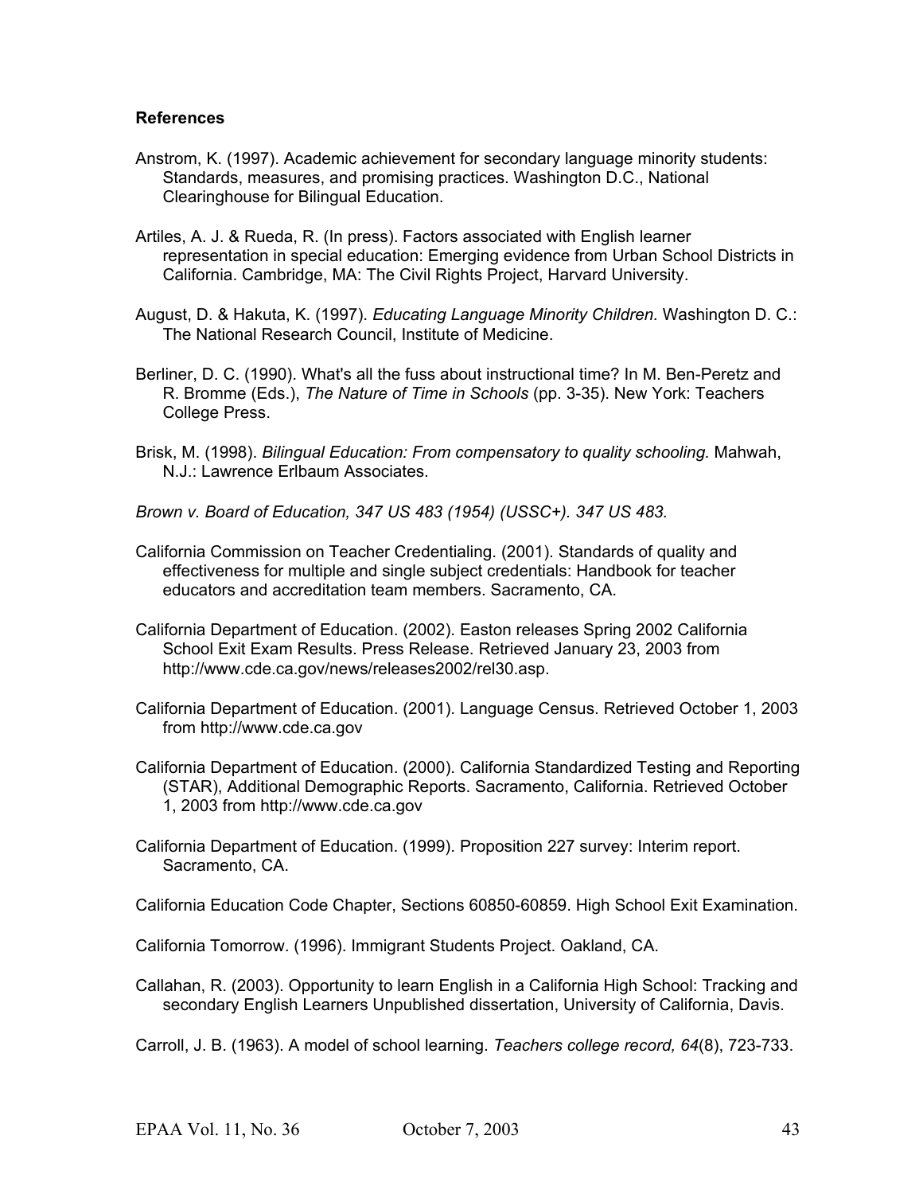**References**

Anstrom, K. (1997). Academic achievement for secondary language minority students: Standards, measures, and promising practices. Washington D.C., National Clearinghouse for Bilingual Education.

Artiles, A. J. & Rueda, R. (In press). Factors associated with English learner representation in special education: Emerging evidence from Urban School Districts in California. Cambridge, MA: The Civil Rights Project, Harvard University.

August, D. & Hakuta, K. (1997). *Educating Language Minority Children.* Washington D. C.: The National Research Council, Institute of Medicine.

Berliner, D. C. (1990). What's all the fuss about instructional time? In M. Ben-Peretz and R. Bromme (Eds.), *The Nature of Time in Schools* (pp. 3-35). New York: Teachers College Press.

Brisk, M. (1998). *Bilingual Education: From compensatory to quality schooling.* Mahwah, N.J.: Lawrence Erlbaum Associates.

*Brown v. Board of Education, 347 US 483 (1954) (USSC+). 347 US 483.*

California Commission on Teacher Credentialing. (2001). Standards of quality and effectiveness for multiple and single subject credentials: Handbook for teacher educators and accreditation team members. Sacramento, CA.

California Department of Education. (2002). Easton releases Spring 2002 California School Exit Exam Results. Press Release. Retrieved January 23, 2003 from http://www.cde.ca.gov/news/releases2002/rel30.asp.

California Department of Education. (2001). Language Census. Retrieved October 1, 2003 from http://www.cde.ca.gov

California Department of Education. (2000). California Standardized Testing and Reporting (STAR), Additional Demographic Reports. Sacramento, California. Retrieved October 1, 2003 from http://www.cde.ca.gov

California Department of Education. (1999). Proposition 227 survey: Interim report. Sacramento, CA.

California Education Code Chapter, Sections 60850-60859. High School Exit Examination.

California Tomorrow. (1996). Immigrant Students Project. Oakland, CA.

Callahan, R. (2003). Opportunity to learn English in a California High School: Tracking and secondary English Learners Unpublished dissertation, University of California, Davis.

Carroll, J. B. (1963). A model of school learning. *Teachers college record, 64*(8), 723-733.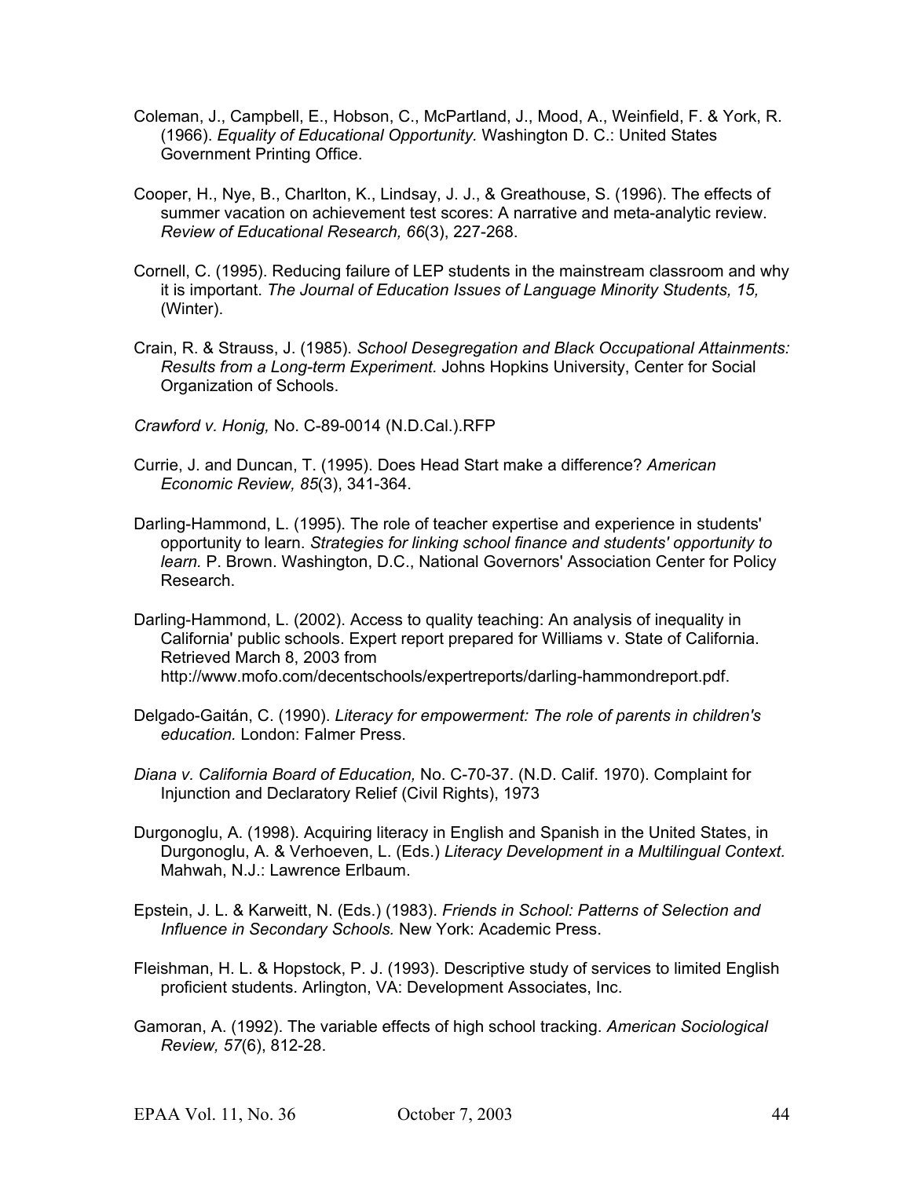Coleman, J., Campbell, E., Hobson, C., McPartland, J., Mood, A., Weinfield, F. & York, R. (1966). *Equality of Educational Opportunity.* Washington D. C.: United States Government Printing Office.

Cooper, H., Nye, B., Charlton, K., Lindsay, J. J., & Greathouse, S. (1996). The effects of summer vacation on achievement test scores: A narrative and meta-analytic review. *Review of Educational Research, 66*(3), 227-268.

Cornell, C. (1995). Reducing failure of LEP students in the mainstream classroom and why it is important. *The Journal of Education Issues of Language Minority Students, 15,* (Winter).

Crain, R. & Strauss, J. (1985). *School Desegregation and Black Occupational Attainments: Results from a Long-term Experiment.* Johns Hopkins University, Center for Social Organization of Schools.

*Crawford v. Honig,* No. C-89-0014 (N.D.Cal.).RFP

Currie, J. and Duncan, T. (1995). Does Head Start make a difference? *American Economic Review, 85*(3), 341-364.

Darling-Hammond, L. (1995). The role of teacher expertise and experience in students' opportunity to learn. *Strategies for linking school finance and students' opportunity to learn.* P. Brown. Washington, D.C., National Governors' Association Center for Policy Research.

Darling-Hammond, L. (2002). Access to quality teaching: An analysis of inequality in California' public schools. Expert report prepared for Williams v. State of California. Retrieved March 8, 2003 from http://www.mofo.com/decentschools/expertreports/darling-hammondreport.pdf.

Delgado-Gaitán, C. (1990). *Literacy for empowerment: The role of parents in children's education.* London: Falmer Press.

*Diana v. California Board of Education,* No. C-70-37. (N.D. Calif. 1970). Complaint for Injunction and Declaratory Relief (Civil Rights), 1973

Durgonoglu, A. (1998). Acquiring literacy in English and Spanish in the United States, in Durgonoglu, A. & Verhoeven, L. (Eds.) *Literacy Development in a Multilingual Context.* Mahwah, N.J.: Lawrence Erlbaum.

Epstein, J. L. & Karweitt, N. (Eds.) (1983). *Friends in School: Patterns of Selection and Influence in Secondary Schools.* New York: Academic Press.

Fleishman, H. L. & Hopstock, P. J. (1993). Descriptive study of services to limited English proficient students. Arlington, VA: Development Associates, Inc.

Gamoran, A. (1992). The variable effects of high school tracking. *American Sociological Review, 57*(6), 812-28.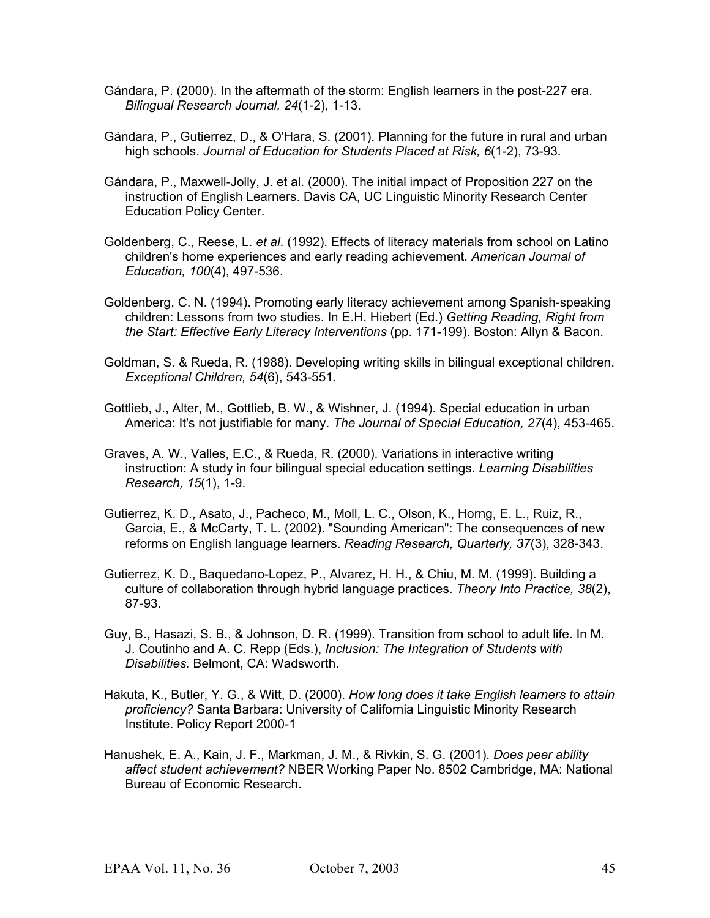Gándara, P. (2000). In the aftermath of the storm: English learners in the post-227 era. *Bilingual Research Journal, 24*(1-2), 1-13.

Gándara, P., Gutierrez, D., & O'Hara, S. (2001). Planning for the future in rural and urban high schools. *Journal of Education for Students Placed at Risk, 6*(1-2), 73-93.

Gándara, P., Maxwell-Jolly, J. et al. (2000). The initial impact of Proposition 227 on the instruction of English Learners. Davis CA, UC Linguistic Minority Research Center Education Policy Center.

Goldenberg, C., Reese, L. *et al*. (1992). Effects of literacy materials from school on Latino children's home experiences and early reading achievement. *American Journal of Education, 100*(4), 497-536.

Goldenberg, C. N. (1994). Promoting early literacy achievement among Spanish-speaking children: Lessons from two studies. In E.H. Hiebert (Ed.) *Getting Reading, Right from the Start: Effective Early Literacy Interventions* (pp. 171-199). Boston: Allyn & Bacon.

Goldman, S. & Rueda, R. (1988). Developing writing skills in bilingual exceptional children. *Exceptional Children, 54*(6), 543-551.

Gottlieb, J., Alter, M., Gottlieb, B. W., & Wishner, J. (1994). Special education in urban America: It's not justifiable for many. *The Journal of Special Education, 27*(4), 453-465.

Graves, A. W., Valles, E.C., & Rueda, R. (2000). Variations in interactive writing instruction: A study in four bilingual special education settings. *Learning Disabilities Research, 15*(1), 1-9.

Gutierrez, K. D., Asato, J., Pacheco, M., Moll, L. C., Olson, K., Horng, E. L., Ruiz, R., Garcia, E., & McCarty, T. L. (2002). "Sounding American": The consequences of new reforms on English language learners. *Reading Research, Quarterly, 37*(3), 328-343.

Gutierrez, K. D., Baquedano-Lopez, P., Alvarez, H. H., & Chiu, M. M. (1999). Building a culture of collaboration through hybrid language practices. *Theory Into Practice, 38*(2), 87-93.

Guy, B., Hasazi, S. B., & Johnson, D. R. (1999). Transition from school to adult life. In M. J. Coutinho and A. C. Repp (Eds.), *Inclusion: The Integration of Students with Disabilities.* Belmont, CA: Wadsworth.

Hakuta, K., Butler, Y. G., & Witt, D. (2000). *How long does it take English learners to attain proficiency?* Santa Barbara: University of California Linguistic Minority Research Institute. Policy Report 2000-1

Hanushek, E. A., Kain, J. F., Markman, J. M., & Rivkin, S. G. (2001). *Does peer ability affect student achievement?* NBER Working Paper No. 8502 Cambridge, MA: National Bureau of Economic Research.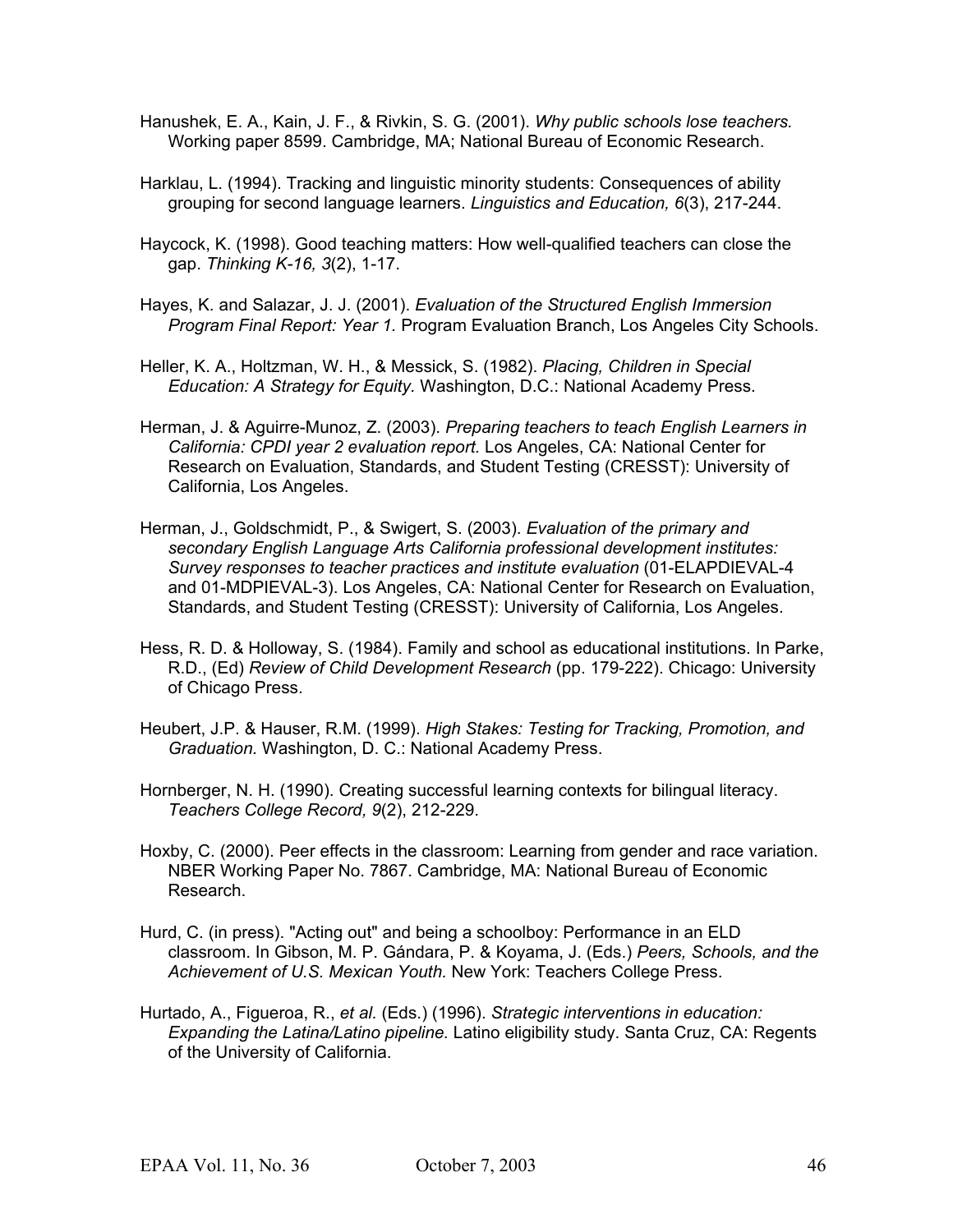Hanushek, E. A., Kain, J. F., & Rivkin, S. G. (2001). *Why public schools lose teachers.* Working paper 8599. Cambridge, MA; National Bureau of Economic Research.

Harklau, L. (1994). Tracking and linguistic minority students: Consequences of ability grouping for second language learners. *Linguistics and Education, 6*(3), 217-244.

Haycock, K. (1998). Good teaching matters: How well-qualified teachers can close the gap. *Thinking K-16, 3*(2), 1-17.

Hayes, K. and Salazar, J. J. (2001). *Evaluation of the Structured English Immersion Program Final Report: Year 1.* Program Evaluation Branch, Los Angeles City Schools.

Heller, K. A., Holtzman, W. H., & Messick, S. (1982). *Placing, Children in Special Education: A Strategy for Equity.* Washington, D.C.: National Academy Press.

Herman, J. & Aguirre-Munoz, Z. (2003). *Preparing teachers to teach English Learners in California: CPDI year 2 evaluation report.* Los Angeles, CA: National Center for Research on Evaluation, Standards, and Student Testing (CRESST): University of California, Los Angeles.

Herman, J., Goldschmidt, P., & Swigert, S. (2003). *Evaluation of the primary and secondary English Language Arts California professional development institutes: Survey responses to teacher practices and institute evaluation* (01-ELAPDIEVAL-4 and 01-MDPIEVAL-3). Los Angeles, CA: National Center for Research on Evaluation, Standards, and Student Testing (CRESST): University of California, Los Angeles.

Hess, R. D. & Holloway, S. (1984). Family and school as educational institutions. In Parke, R.D., (Ed) *Review of Child Development Research* (pp. 179-222). Chicago: University of Chicago Press.

Heubert, J.P. & Hauser, R.M. (1999). *High Stakes: Testing for Tracking, Promotion, and Graduation.* Washington, D. C.: National Academy Press.

Hornberger, N. H. (1990). Creating successful learning contexts for bilingual literacy. *Teachers College Record, 9*(2), 212-229.

Hoxby, C. (2000). Peer effects in the classroom: Learning from gender and race variation. NBER Working Paper No. 7867. Cambridge, MA: National Bureau of Economic Research.

Hurd, C. (in press). "Acting out" and being a schoolboy: Performance in an ELD classroom. In Gibson, M. P. Gándara, P. & Koyama, J. (Eds.) *Peers, Schools, and the Achievement of U.S. Mexican Youth.* New York: Teachers College Press.

Hurtado, A., Figueroa, R., *et al.* (Eds.) (1996). *Strategic interventions in education: Expanding the Latina/Latino pipeline.* Latino eligibility study. Santa Cruz, CA: Regents of the University of California.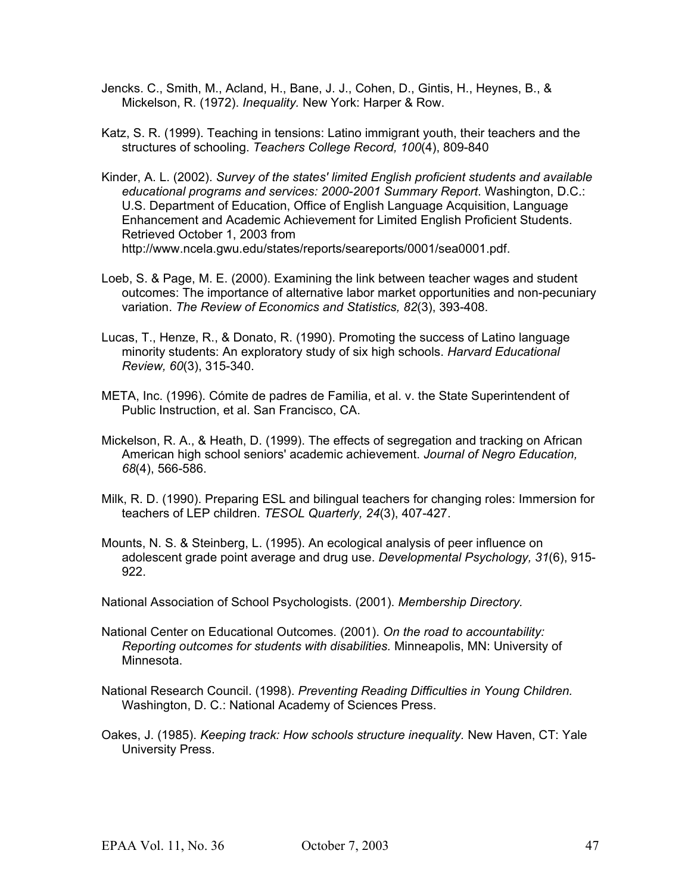Jencks. C., Smith, M., Acland, H., Bane, J. J., Cohen, D., Gintis, H., Heynes, B., & Mickelson, R. (1972). *Inequality.* New York: Harper & Row.

Katz, S. R. (1999). Teaching in tensions: Latino immigrant youth, their teachers and the structures of schooling. *Teachers College Record, 100*(4), 809-840

Kinder, A. L. (2002). *Survey of the states' limited English proficient students and available educational programs and services: 2000-2001 Summary Report*. Washington, D.C.: U.S. Department of Education, Office of English Language Acquisition, Language Enhancement and Academic Achievement for Limited English Proficient Students. Retrieved October 1, 2003 from http://www.ncela.gwu.edu/states/reports/seareports/0001/sea0001.pdf.

Loeb, S. & Page, M. E. (2000). Examining the link between teacher wages and student outcomes: The importance of alternative labor market opportunities and non-pecuniary variation. *The Review of Economics and Statistics, 82*(3), 393-408.

Lucas, T., Henze, R., & Donato, R. (1990). Promoting the success of Latino language minority students: An exploratory study of six high schools. *Harvard Educational Review, 60*(3), 315-340.

META, Inc. (1996). Cómite de padres de Familia, et al. v. the State Superintendent of Public Instruction, et al. San Francisco, CA.

Mickelson, R. A., & Heath, D. (1999). The effects of segregation and tracking on African American high school seniors' academic achievement. *Journal of Negro Education, 68*(4), 566-586.

Milk, R. D. (1990). Preparing ESL and bilingual teachers for changing roles: Immersion for teachers of LEP children. *TESOL Quarterly, 24*(3), 407-427.

Mounts, N. S. & Steinberg, L. (1995). An ecological analysis of peer influence on adolescent grade point average and drug use. *Developmental Psychology, 31*(6), 915-922.

National Association of School Psychologists. (2001). *Membership Directory.*

National Center on Educational Outcomes. (2001). *On the road to accountability: Reporting outcomes for students with disabilities.* Minneapolis, MN: University of Minnesota.

National Research Council. (1998). *Preventing Reading Difficulties in Young Children.* Washington, D. C.: National Academy of Sciences Press.

Oakes, J. (1985). *Keeping track: How schools structure inequality.* New Haven, CT: Yale University Press.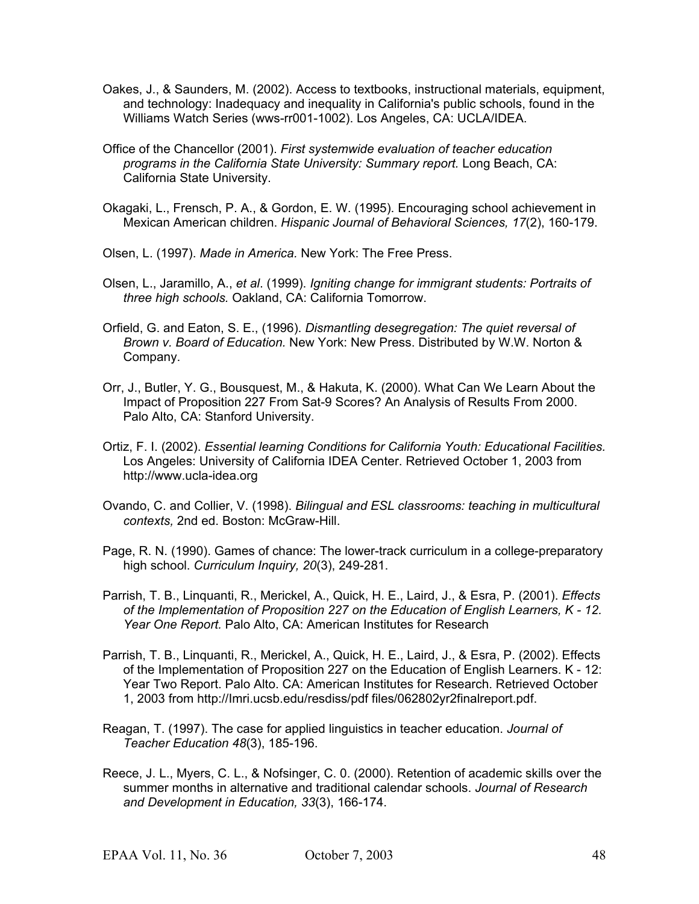Oakes, J., & Saunders, M. (2002). Access to textbooks, instructional materials, equipment, and technology: Inadequacy and inequality in California's public schools, found in the Williams Watch Series (wws-rr001-1002). Los Angeles, CA: UCLA/IDEA.

Office of the Chancellor (2001). *First systemwide evaluation of teacher education programs in the California State University: Summary report.* Long Beach, CA: California State University.

Okagaki, L., Frensch, P. A., & Gordon, E. W. (1995). Encouraging school achievement in Mexican American children. *Hispanic Journal of Behavioral Sciences, 17*(2), 160-179.

Olsen, L. (1997). *Made in America.* New York: The Free Press.

Olsen, L., Jaramillo, A., *et al*. (1999). *Igniting change for immigrant students: Portraits of three high schools.* Oakland, CA: California Tomorrow.

Orfield, G. and Eaton, S. E., (1996). *Dismantling desegregation: The quiet reversal of Brown v. Board of Education.* New York: New Press. Distributed by W.W. Norton & Company.

Orr, J., Butler, Y. G., Bousquest, M., & Hakuta, K. (2000). What Can We Learn About the Impact of Proposition 227 From Sat-9 Scores? An Analysis of Results From 2000. Palo Alto, CA: Stanford University.

Ortiz, F. I. (2002). *Essential learning Conditions for California Youth: Educational Facilities.* Los Angeles: University of California IDEA Center. Retrieved October 1, 2003 from http://www.ucla-idea.org

Ovando, C. and Collier, V. (1998). *Bilingual and ESL classrooms: teaching in multicultural contexts,* 2nd ed. Boston: McGraw-Hill.

Page, R. N. (1990). Games of chance: The lower-track curriculum in a college-preparatory high school. *Curriculum Inquiry, 20*(3), 249-281.

Parrish, T. B., Linquanti, R., Merickel, A., Quick, H. E., Laird, J., & Esra, P. (2001). *Effects of the Implementation of Proposition 227 on the Education of English Learners, K - 12. Year One Report.* Palo Alto, CA: American Institutes for Research

Parrish, T. B., Linquanti, R., Merickel, A., Quick, H. E., Laird, J., & Esra, P. (2002). Effects of the Implementation of Proposition 227 on the Education of English Learners. K - 12: Year Two Report. Palo Alto. CA: American Institutes for Research. Retrieved October 1, 2003 from http://lmri.ucsb.edu/resdiss/pdf files/062802yr2finalreport.pdf.

Reagan, T. (1997). The case for applied linguistics in teacher education. *Journal of Teacher Education 48*(3), 185-196.

Reece, J. L., Myers, C. L., & Nofsinger, C. 0. (2000). Retention of academic skills over the summer months in alternative and traditional calendar schools. *Journal of Research and Development in Education, 33*(3), 166-174.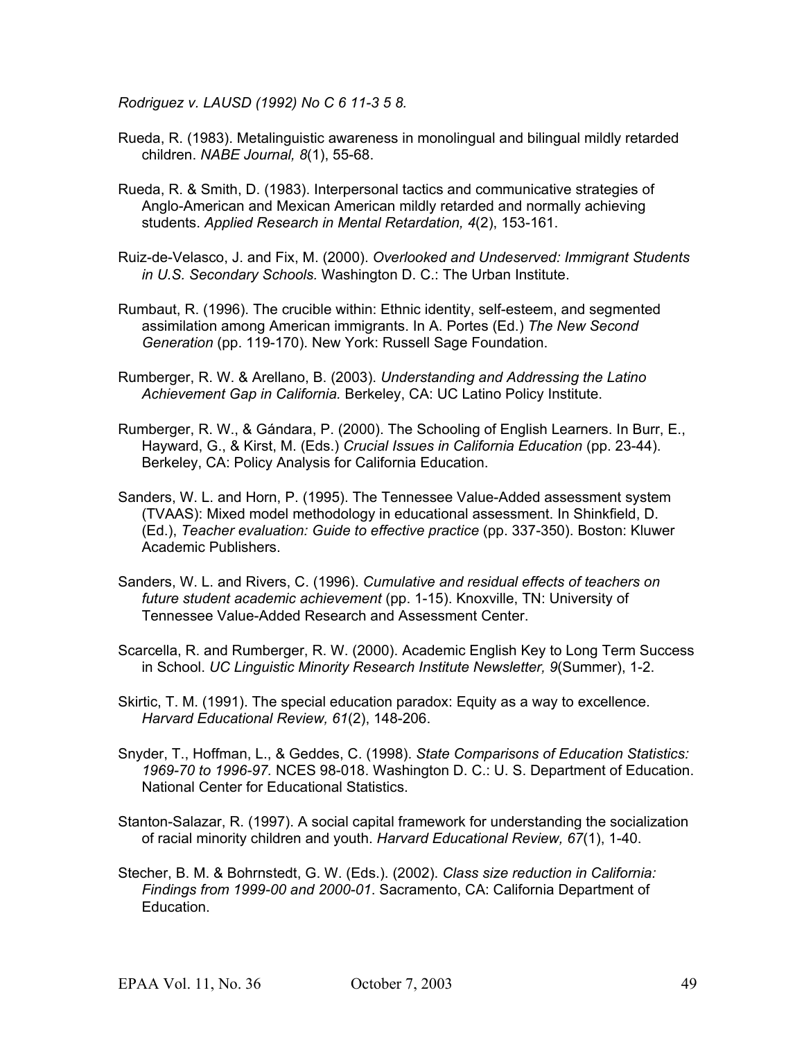*Rodriguez v. LAUSD (1992) No C 6 11-3 5 8.*

Rueda, R. (1983). Metalinguistic awareness in monolingual and bilingual mildly retarded children. *NABE Journal, 8*(1), 55-68.

Rueda, R. & Smith, D. (1983). Interpersonal tactics and communicative strategies of Anglo-American and Mexican American mildly retarded and normally achieving students. *Applied Research in Mental Retardation, 4*(2), 153-161.

Ruiz-de-Velasco, J. and Fix, M. (2000). *Overlooked and Undeserved: Immigrant Students in U.S. Secondary Schools.* Washington D. C.: The Urban Institute.

Rumbaut, R. (1996). The crucible within: Ethnic identity, self-esteem, and segmented assimilation among American immigrants. In A. Portes (Ed.) *The New Second Generation* (pp. 119-170). New York: Russell Sage Foundation.

Rumberger, R. W. & Arellano, B. (2003). *Understanding and Addressing the Latino Achievement Gap in California.* Berkeley, CA: UC Latino Policy Institute.

Rumberger, R. W., & Gándara, P. (2000). The Schooling of English Learners. In Burr, E., Hayward, G., & Kirst, M. (Eds.) *Crucial Issues in California Education* (pp. 23-44). Berkeley, CA: Policy Analysis for California Education.

Sanders, W. L. and Horn, P. (1995). The Tennessee Value-Added assessment system (TVAAS): Mixed model methodology in educational assessment. In Shinkfield, D. (Ed.), *Teacher evaluation: Guide to effective practice* (pp. 337-350). Boston: Kluwer Academic Publishers.

Sanders, W. L. and Rivers, C. (1996). *Cumulative and residual effects of teachers on future student academic achievement* (pp. 1-15). Knoxville, TN: University of Tennessee Value-Added Research and Assessment Center.

Scarcella, R. and Rumberger, R. W. (2000). Academic English Key to Long Term Success in School. *UC Linguistic Minority Research Institute Newsletter, 9*(Summer), 1-2.

Skirtic, T. M. (1991). The special education paradox: Equity as a way to excellence. *Harvard Educational Review, 61*(2), 148-206.

Snyder, T., Hoffman, L., & Geddes, C. (1998). *State Comparisons of Education Statistics: 1969-70 to 1996-97.* NCES 98-018. Washington D. C.: U. S. Department of Education. National Center for Educational Statistics.

Stanton-Salazar, R. (1997). A social capital framework for understanding the socialization of racial minority children and youth. *Harvard Educational Review, 67*(1), 1-40.

Stecher, B. M. & Bohrnstedt, G. W. (Eds.). (2002). *Class size reduction in California: Findings from 1999-00 and 2000-01*. Sacramento, CA: California Department of Education.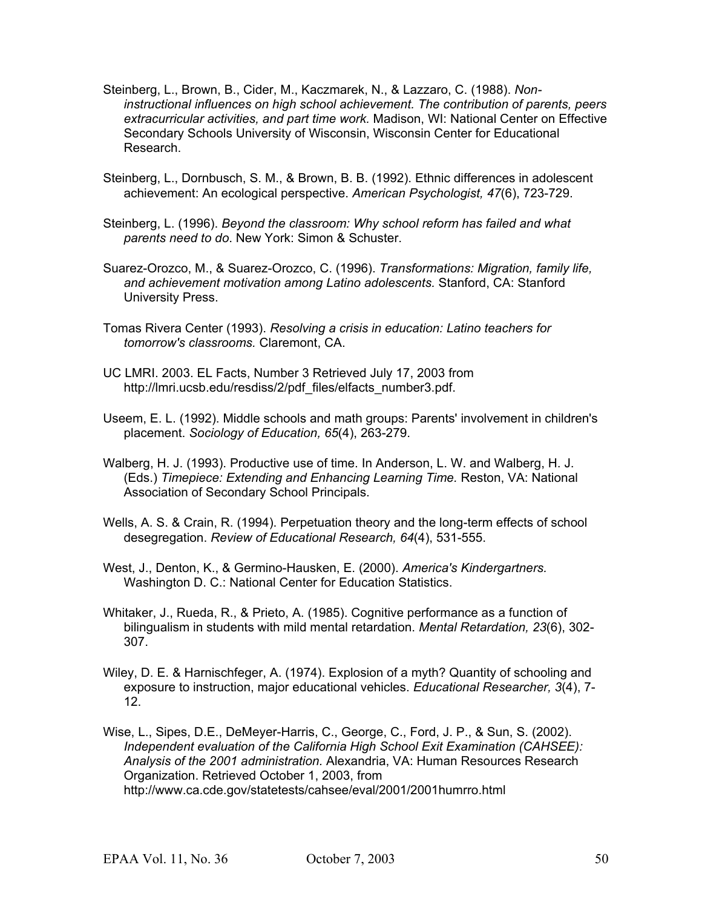Steinberg, L., Brown, B., Cider, M., Kaczmarek, N., & Lazzaro, C. (1988). *Non-instructional influences on high school achievement. The contribution of parents, peers extracurricular activities, and part time work.* Madison, WI: National Center on Effective Secondary Schools University of Wisconsin, Wisconsin Center for Educational Research.

Steinberg, L., Dornbusch, S. M., & Brown, B. B. (1992). Ethnic differences in adolescent achievement: An ecological perspective. *American Psychologist, 47*(6), 723-729.

Steinberg, L. (1996). *Beyond the classroom: Why school reform has failed and what parents need to do*. New York: Simon & Schuster.

Suarez-Orozco, M., & Suarez-Orozco, C. (1996). *Transformations: Migration, family life, and achievement motivation among Latino adolescents.* Stanford, CA: Stanford University Press.

Tomas Rivera Center (1993). *Resolving a crisis in education: Latino teachers for tomorrow's classrooms.* Claremont, CA.

UC LMRI. 2003. EL Facts, Number 3 Retrieved July 17, 2003 from http://lmri.ucsb.edu/resdiss/2/pdf_files/elfacts_number3.pdf.

Useem, E. L. (1992). Middle schools and math groups: Parents' involvement in children's placement. *Sociology of Education, 65*(4), 263-279.

Walberg, H. J. (1993). Productive use of time. In Anderson, L. W. and Walberg, H. J. (Eds.) *Timepiece: Extending and Enhancing Learning Time.* Reston, VA: National Association of Secondary School Principals.

Wells, A. S. & Crain, R. (1994). Perpetuation theory and the long-term effects of school desegregation. *Review of Educational Research, 64*(4), 531-555.

West, J., Denton, K., & Germino-Hausken, E. (2000). *America's Kindergartners.* Washington D. C.: National Center for Education Statistics.

Whitaker, J., Rueda, R., & Prieto, A. (1985). Cognitive performance as a function of bilingualism in students with mild mental retardation. *Mental Retardation, 23*(6), 302-307.

Wiley, D. E. & Harnischfeger, A. (1974). Explosion of a myth? Quantity of schooling and exposure to instruction, major educational vehicles. *Educational Researcher, 3*(4), 7-12.

Wise, L., Sipes, D.E., DeMeyer-Harris, C., George, C., Ford, J. P., & Sun, S. (2002). *Independent evaluation of the California High School Exit Examination (CAHSEE): Analysis of the 2001 administration.* Alexandria, VA: Human Resources Research Organization. Retrieved October 1, 2003, from http://www.ca.cde.gov/statetests/cahsee/eval/2001/2001humrro.html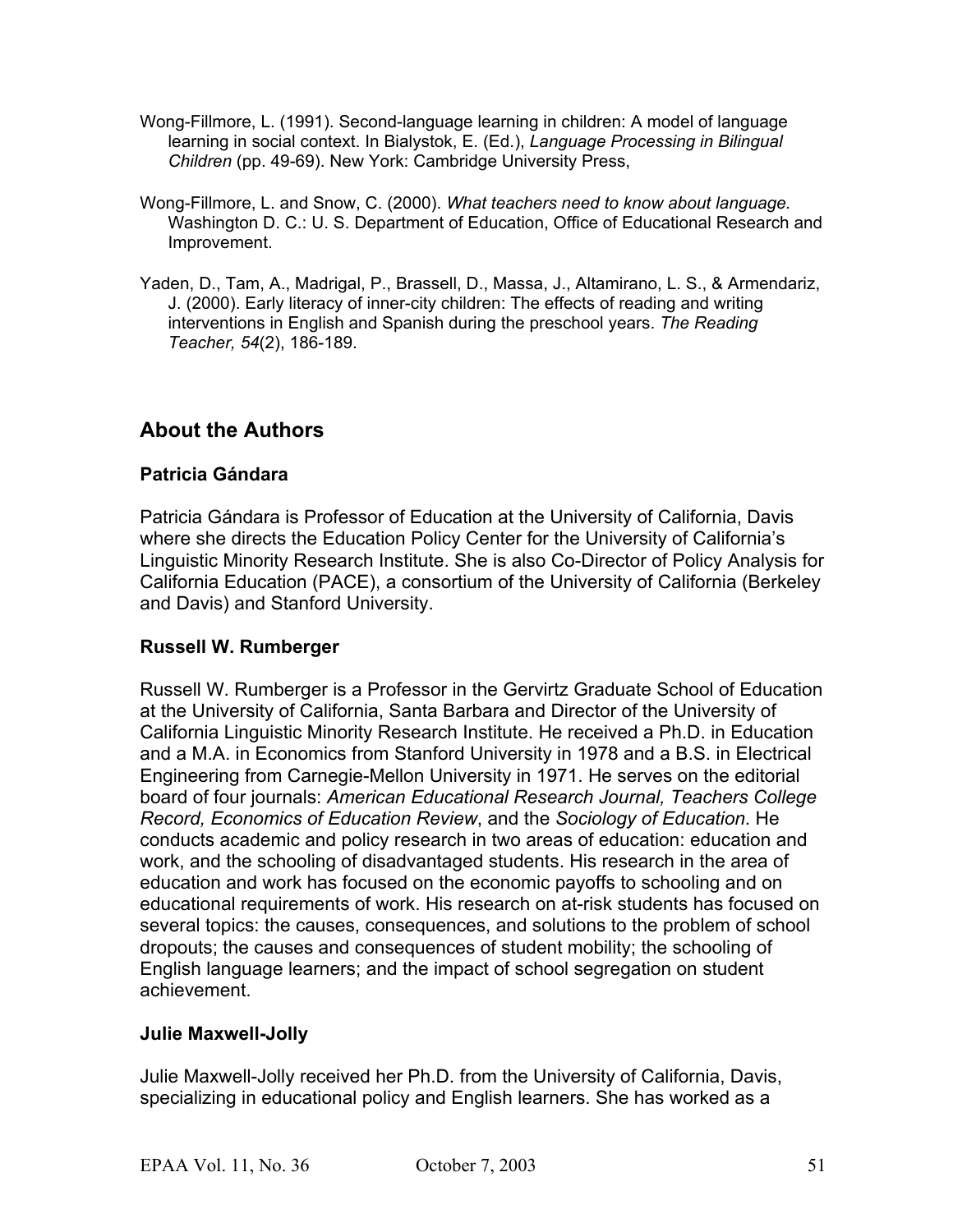Wong-Fillmore, L. (1991). Second-language learning in children: A model of language learning in social context. In Bialystok, E. (Ed.), *Language Processing in Bilingual Children* (pp. 49-69). New York: Cambridge University Press,

Wong-Fillmore, L. and Snow, C. (2000). *What teachers need to know about language.* Washington D. C.: U. S. Department of Education, Office of Educational Research and Improvement.

Yaden, D., Tam, A., Madrigal, P., Brassell, D., Massa, J., Altamirano, L. S., & Armendariz, J. (2000). Early literacy of inner-city children: The effects of reading and writing interventions in English and Spanish during the preschool years. *The Reading Teacher, 54*(2), 186-189.

## About the Authors

### Patricia Gándara

Patricia Gándara is Professor of Education at the University of California, Davis where she directs the Education Policy Center for the University of California's Linguistic Minority Research Institute. She is also Co-Director of Policy Analysis for California Education (PACE), a consortium of the University of California (Berkeley and Davis) and Stanford University.

### Russell W. Rumberger

Russell W. Rumberger is a Professor in the Gervirtz Graduate School of Education at the University of California, Santa Barbara and Director of the University of California Linguistic Minority Research Institute. He received a Ph.D. in Education and a M.A. in Economics from Stanford University in 1978 and a B.S. in Electrical Engineering from Carnegie-Mellon University in 1971. He serves on the editorial board of four journals: *American Educational Research Journal, Teachers College Record, Economics of Education Review*, and the *Sociology of Education*. He conducts academic and policy research in two areas of education: education and work, and the schooling of disadvantaged students. His research in the area of education and work has focused on the economic payoffs to schooling and on educational requirements of work. His research on at-risk students has focused on several topics: the causes, consequences, and solutions to the problem of school dropouts; the causes and consequences of student mobility; the schooling of English language learners; and the impact of school segregation on student achievement.

### Julie Maxwell-Jolly

Julie Maxwell-Jolly received her Ph.D. from the University of California, Davis, specializing in educational policy and English learners. She has worked as a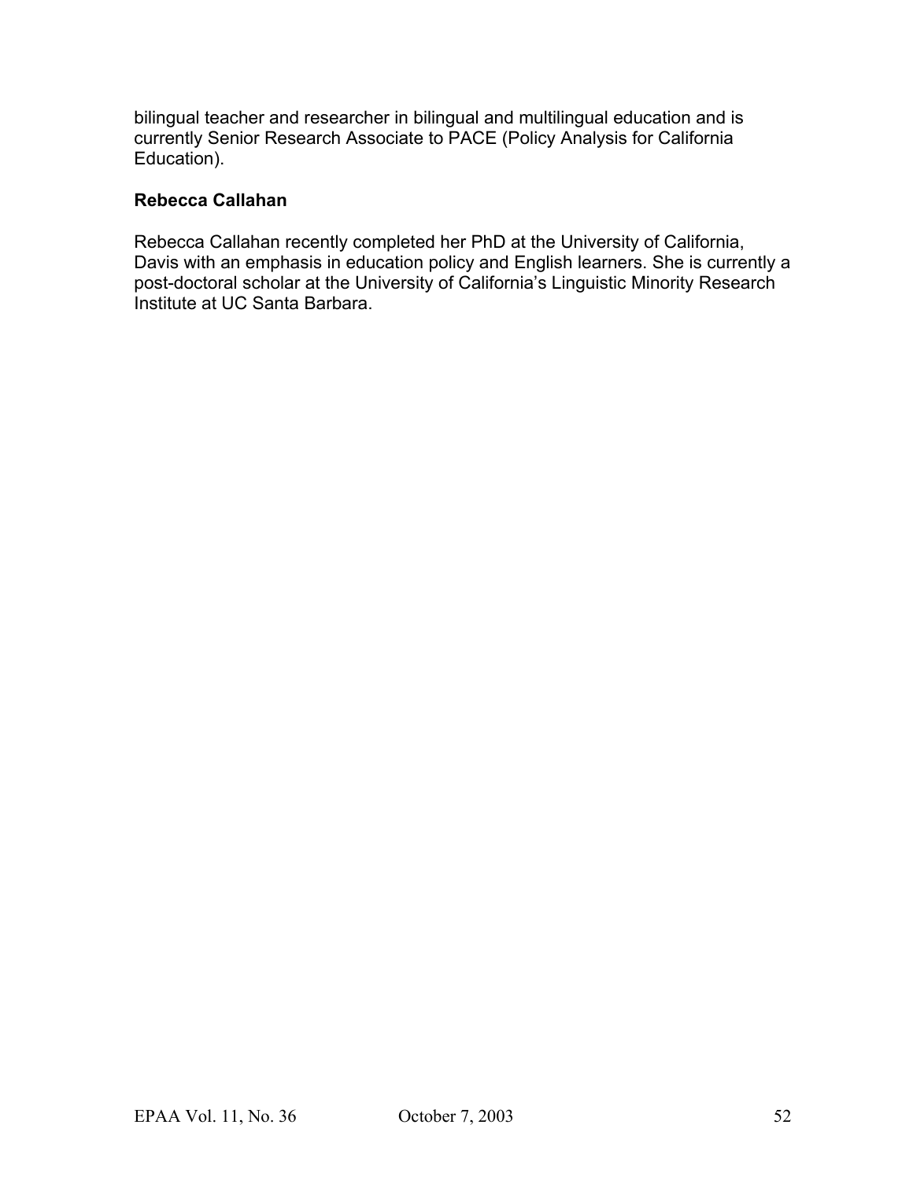bilingual teacher and researcher in bilingual and multilingual education and is currently Senior Research Associate to PACE (Policy Analysis for California Education).

**Rebecca Callahan**

Rebecca Callahan recently completed her PhD at the University of California, Davis with an emphasis in education policy and English learners. She is currently a post-doctoral scholar at the University of California's Linguistic Minority Research Institute at UC Santa Barbara.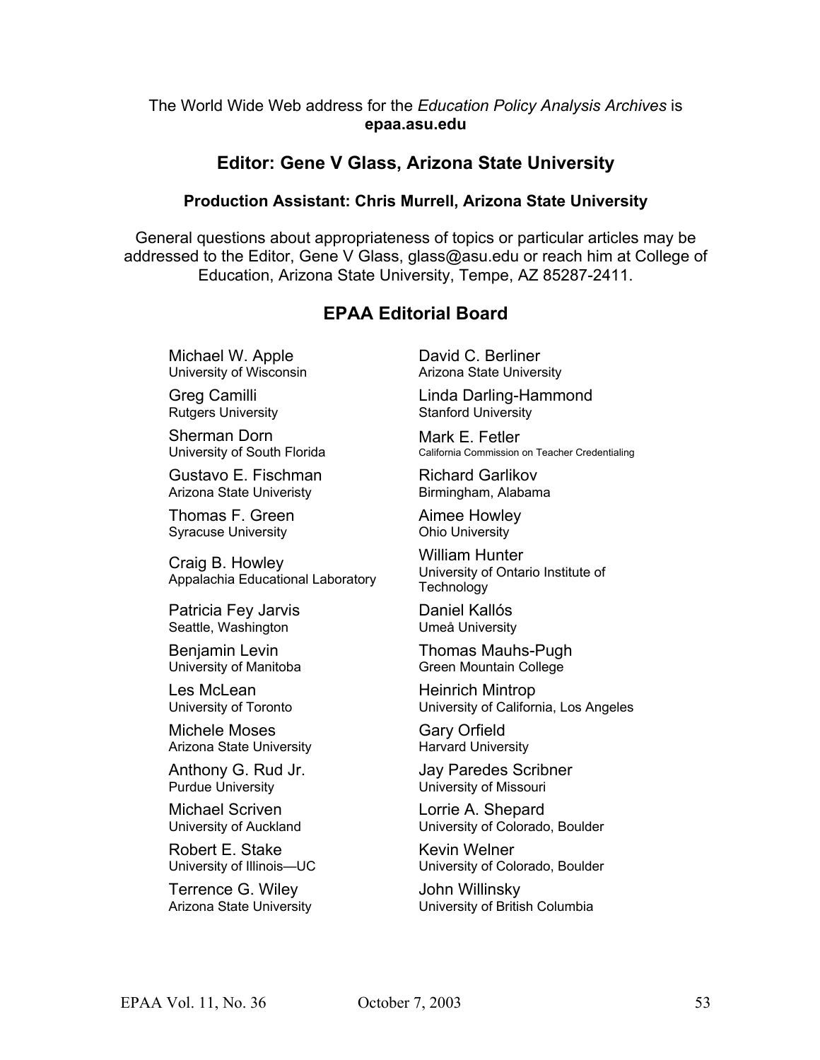The World Wide Web address for the *Education Policy Analysis Archives* is **epaa.asu.edu**

## Editor: Gene V Glass, Arizona State University

**Production Assistant: Chris Murrell, Arizona State University**

General questions about appropriateness of topics or particular articles may be addressed to the Editor, Gene V Glass, glass@asu.edu or reach him at College of Education, Arizona State University, Tempe, AZ 85287-2411.

## EPAA Editorial Board

Michael W. Apple
University of Wisconsin

David C. Berliner
Arizona State University

Greg Camilli
Rutgers University

Linda Darling-Hammond
Stanford University

Sherman Dorn
University of South Florida

Mark E. Fetler
California Commission on Teacher Credentialing

Gustavo E. Fischman
Arizona State Univeristy

Richard Garlikov
Birmingham, Alabama

Thomas F. Green
Syracuse University

Aimee Howley
Ohio University

Craig B. Howley
Appalachia Educational Laboratory

William Hunter
University of Ontario Institute of Technology

Patricia Fey Jarvis
Seattle, Washington

Daniel Kallós
Umeå University

Benjamin Levin
University of Manitoba

Thomas Mauhs-Pugh
Green Mountain College

Les McLean
University of Toronto

Heinrich Mintrop
University of California, Los Angeles

Michele Moses
Arizona State University

Gary Orfield
Harvard University

Anthony G. Rud Jr.
Purdue University

Jay Paredes Scribner
University of Missouri

Michael Scriven
University of Auckland

Lorrie A. Shepard
University of Colorado, Boulder

Robert E. Stake
University of Illinois—UC

Kevin Welner
University of Colorado, Boulder

Terrence G. Wiley
Arizona State University

John Willinsky
University of British Columbia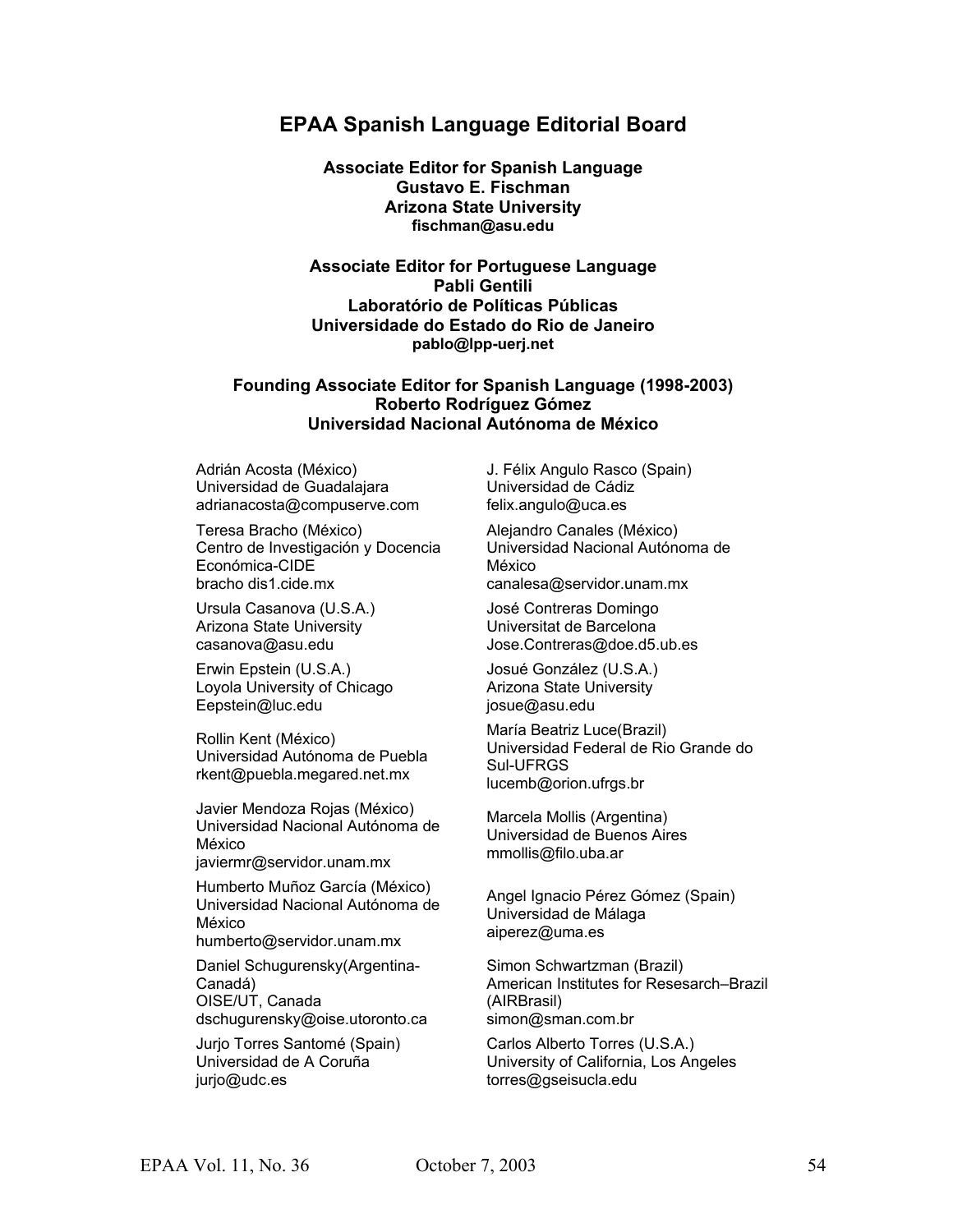# EPAA Spanish Language Editorial Board

**Associate Editor for Spanish Language**
**Gustavo E. Fischman**
**Arizona State University**
**fischman@asu.edu**

**Associate Editor for Portuguese Language**
**Pabli Gentili**
**Laboratório de Políticas Públicas**
**Universidade do Estado do Rio de Janeiro**
**pablo@lpp-uerj.net**

**Founding Associate Editor for Spanish Language (1998-2003)**
**Roberto Rodríguez Gómez**
**Universidad Nacional Autónoma de México**

Adrián Acosta (México)
Universidad de Guadalajara
adrianacosta@compuserve.com

J. Félix Angulo Rasco (Spain)
Universidad de Cádiz
felix.angulo@uca.es

Teresa Bracho (México)
Centro de Investigación y Docencia Económica-CIDE
bracho dis1.cide.mx

Alejandro Canales (México)
Universidad Nacional Autónoma de México
canalesa@servidor.unam.mx

Ursula Casanova (U.S.A.)
Arizona State University
casanova@asu.edu

José Contreras Domingo
Universitat de Barcelona
Jose.Contreras@doe.d5.ub.es

Erwin Epstein (U.S.A.)
Loyola University of Chicago
Eepstein@luc.edu

Josué González (U.S.A.)
Arizona State University
josue@asu.edu

Rollin Kent (México)
Universidad Autónoma de Puebla
rkent@puebla.megared.net.mx

María Beatriz Luce(Brazil)
Universidad Federal de Rio Grande do Sul-UFRGS
lucemb@orion.ufrgs.br

Javier Mendoza Rojas (México)
Universidad Nacional Autónoma de México
javiermr@servidor.unam.mx

Marcela Mollis (Argentina)
Universidad de Buenos Aires
mmollis@filo.uba.ar

Humberto Muñoz García (México)
Universidad Nacional Autónoma de México
humberto@servidor.unam.mx

Angel Ignacio Pérez Gómez (Spain)
Universidad de Málaga
aiperez@uma.es

Daniel Schugurensky(Argentina-Canadá)
OISE/UT, Canada
dschugurensky@oise.utoronto.ca

Simon Schwartzman (Brazil)
American Institutes for Resesarch–Brazil (AIRBrasil)
simon@sman.com.br

Jurjo Torres Santomé (Spain)
Universidad de A Coruña
jurjo@udc.es

Carlos Alberto Torres (U.S.A.)
University of California, Los Angeles
torres@gseisucla.edu